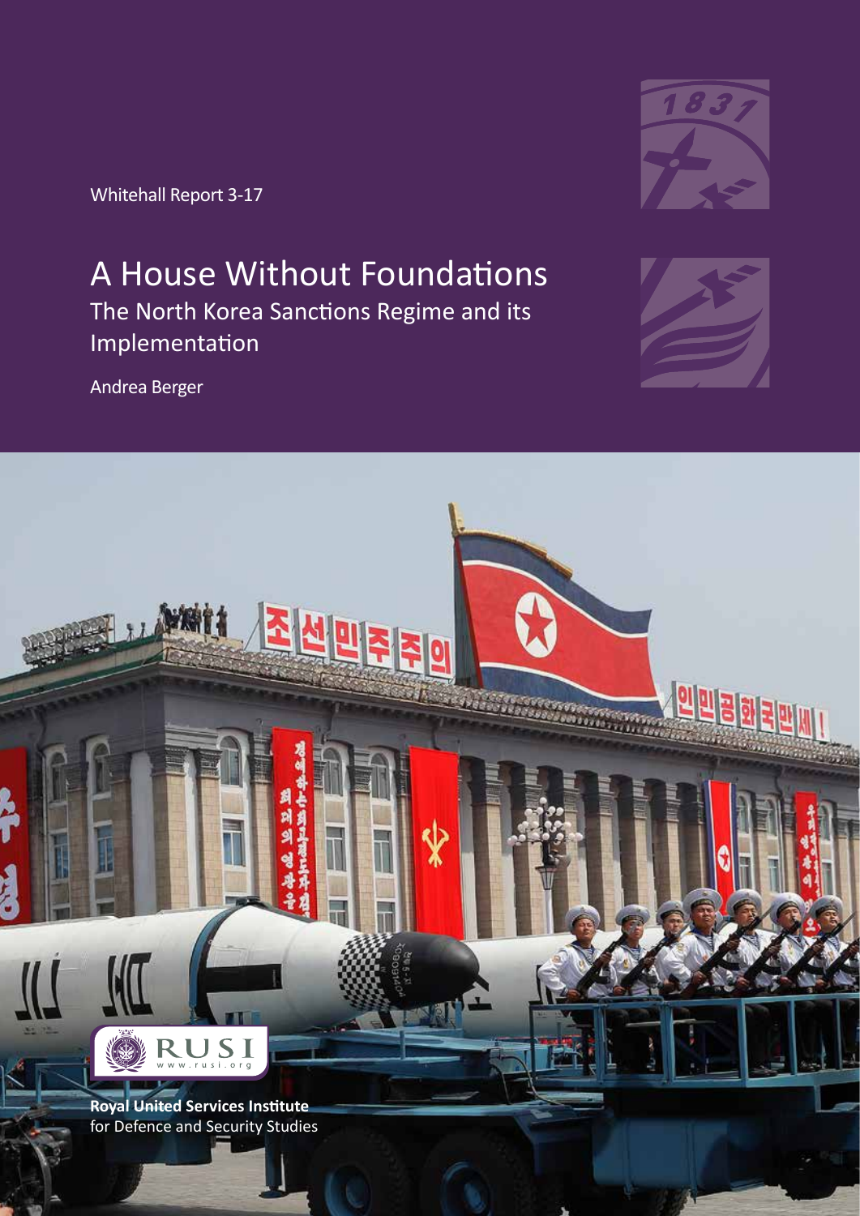Whitehall Report 3-17

# A House Without Foundations

## The North Korea Sanctions Regime and its Implementation

Andrea Berger

**Royal United Services Institute**
for Defence and Security Studies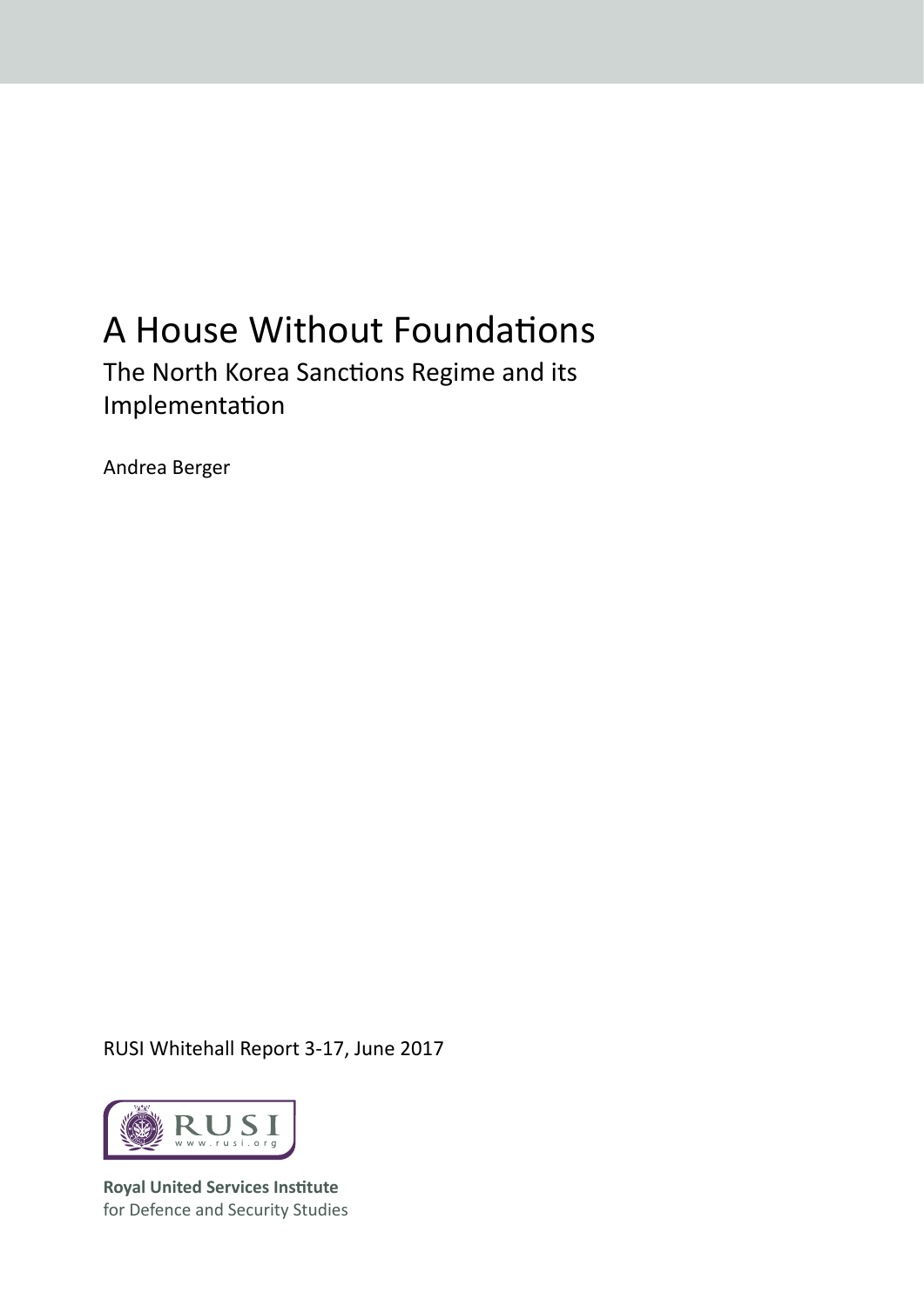# A House Without Foundations

## The North Korea Sanctions Regime and its Implementation

Andrea Berger

RUSI Whitehall Report 3-17, June 2017

**Royal United Services Institute**
for Defence and Security Studies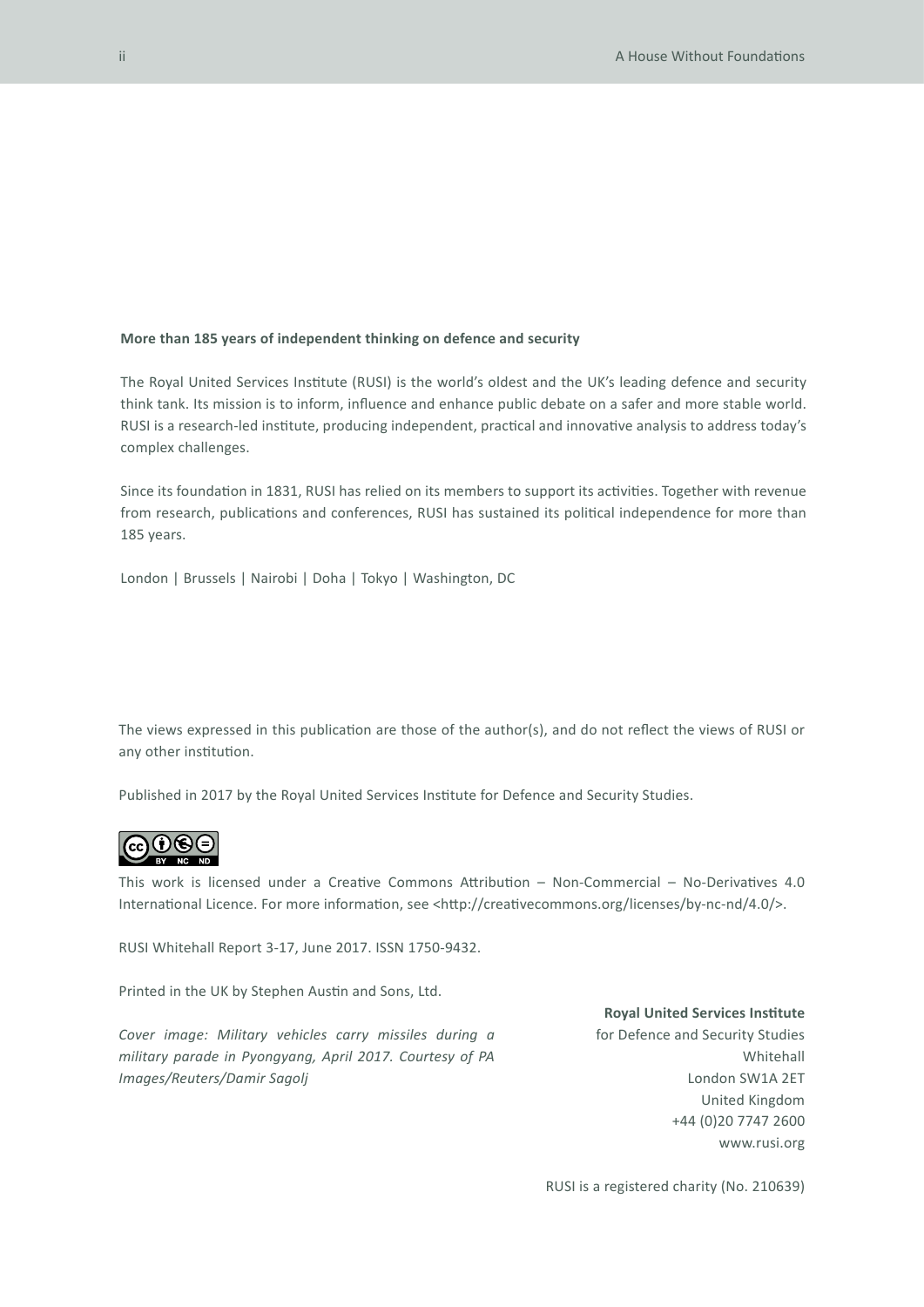**More than 185 years of independent thinking on defence and security**

The Royal United Services Institute (RUSI) is the world's oldest and the UK's leading defence and security think tank. Its mission is to inform, influence and enhance public debate on a safer and more stable world. RUSI is a research-led institute, producing independent, practical and innovative analysis to address today's complex challenges.

Since its foundation in 1831, RUSI has relied on its members to support its activities. Together with revenue from research, publications and conferences, RUSI has sustained its political independence for more than 185 years.

London | Brussels | Nairobi | Doha | Tokyo | Washington, DC

The views expressed in this publication are those of the author(s), and do not reflect the views of RUSI or any other institution.

Published in 2017 by the Royal United Services Institute for Defence and Security Studies.

This work is licensed under a Creative Commons Attribution – Non-Commercial – No-Derivatives 4.0 International Licence. For more information, see <http://creativecommons.org/licenses/by-nc-nd/4.0/>.

RUSI Whitehall Report 3-17, June 2017. ISSN 1750-9432.

Printed in the UK by Stephen Austin and Sons, Ltd.

*Cover image: Military vehicles carry missiles during a military parade in Pyongyang, April 2017. Courtesy of PA Images/Reuters/Damir Sagolj*

**Royal United Services Institute**
for Defence and Security Studies
Whitehall
London SW1A 2ET
United Kingdom
+44 (0)20 7747 2600
www.rusi.org

RUSI is a registered charity (No. 210639)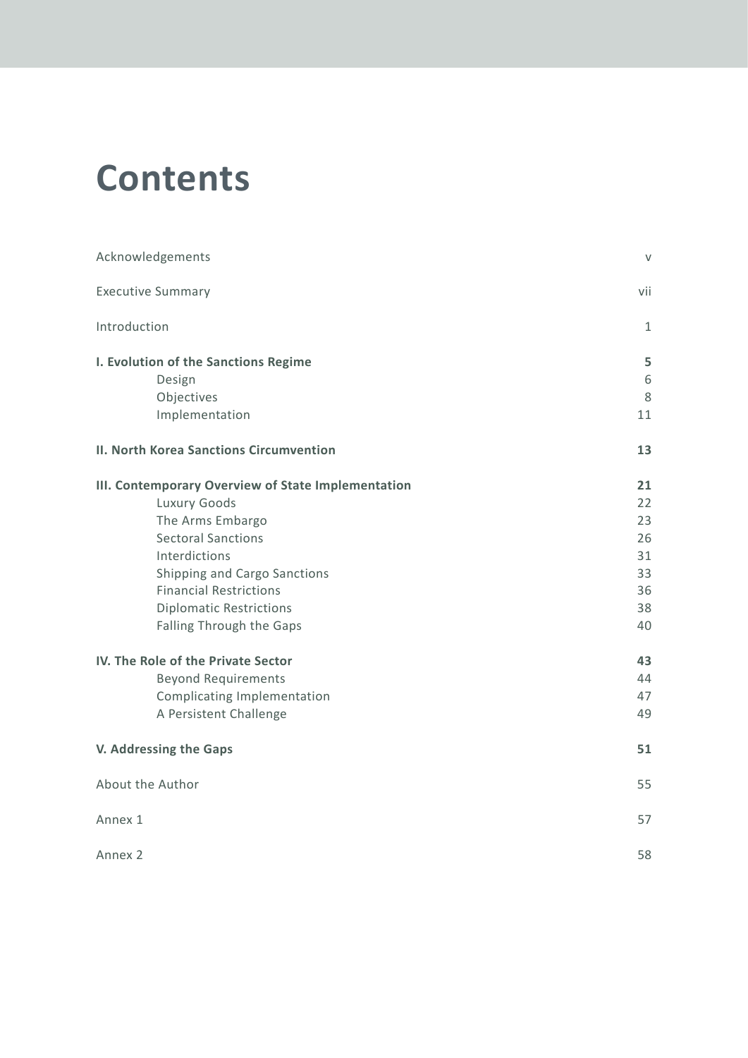# Contents

Acknowledgements v

Executive Summary vii

Introduction 1

**I. Evolution of the Sanctions Regime** **5**
- Design 6
- Objectives 8
- Implementation 11

**II. North Korea Sanctions Circumvention** **13**

**III. Contemporary Overview of State Implementation** **21**
- Luxury Goods 22
- The Arms Embargo 23
- Sectoral Sanctions 26
- Interdictions 31
- Shipping and Cargo Sanctions 33
- Financial Restrictions 36
- Diplomatic Restrictions 38
- Falling Through the Gaps 40

**IV. The Role of the Private Sector** **43**
- Beyond Requirements 44
- Complicating Implementation 47
- A Persistent Challenge 49

**V. Addressing the Gaps** **51**

About the Author 55

Annex 1 57

Annex 2 58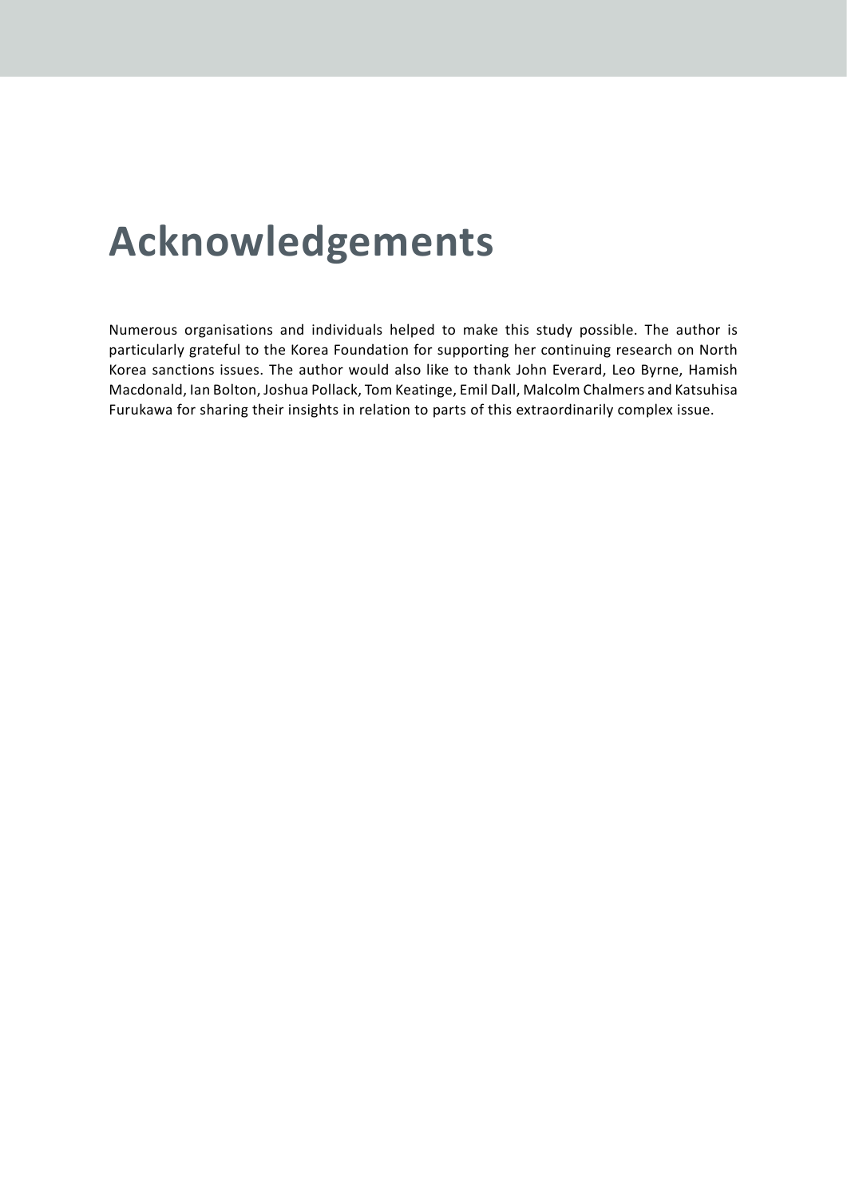# Acknowledgements

Numerous organisations and individuals helped to make this study possible. The author is particularly grateful to the Korea Foundation for supporting her continuing research on North Korea sanctions issues. The author would also like to thank John Everard, Leo Byrne, Hamish Macdonald, Ian Bolton, Joshua Pollack, Tom Keatinge, Emil Dall, Malcolm Chalmers and Katsuhisa Furukawa for sharing their insights in relation to parts of this extraordinarily complex issue.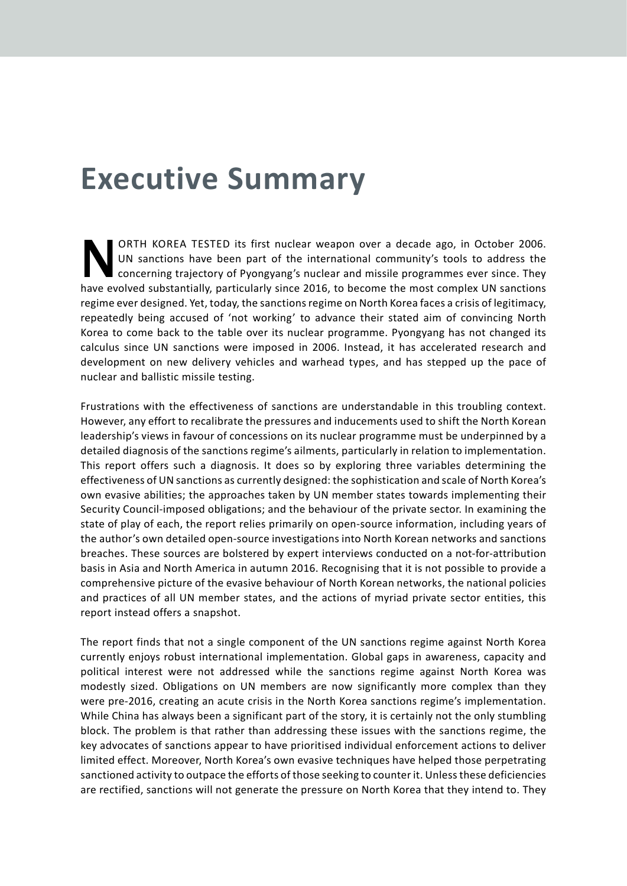# Executive Summary

NORTH KOREA TESTED its first nuclear weapon over a decade ago, in October 2006. UN sanctions have been part of the international community's tools to address the concerning trajectory of Pyongyang's nuclear and missile programmes ever since. They have evolved substantially, particularly since 2016, to become the most complex UN sanctions regime ever designed. Yet, today, the sanctions regime on North Korea faces a crisis of legitimacy, repeatedly being accused of 'not working' to advance their stated aim of convincing North Korea to come back to the table over its nuclear programme. Pyongyang has not changed its calculus since UN sanctions were imposed in 2006. Instead, it has accelerated research and development on new delivery vehicles and warhead types, and has stepped up the pace of nuclear and ballistic missile testing.

Frustrations with the effectiveness of sanctions are understandable in this troubling context. However, any effort to recalibrate the pressures and inducements used to shift the North Korean leadership's views in favour of concessions on its nuclear programme must be underpinned by a detailed diagnosis of the sanctions regime's ailments, particularly in relation to implementation. This report offers such a diagnosis. It does so by exploring three variables determining the effectiveness of UN sanctions as currently designed: the sophistication and scale of North Korea's own evasive abilities; the approaches taken by UN member states towards implementing their Security Council-imposed obligations; and the behaviour of the private sector. In examining the state of play of each, the report relies primarily on open-source information, including years of the author's own detailed open-source investigations into North Korean networks and sanctions breaches. These sources are bolstered by expert interviews conducted on a not-for-attribution basis in Asia and North America in autumn 2016. Recognising that it is not possible to provide a comprehensive picture of the evasive behaviour of North Korean networks, the national policies and practices of all UN member states, and the actions of myriad private sector entities, this report instead offers a snapshot.

The report finds that not a single component of the UN sanctions regime against North Korea currently enjoys robust international implementation. Global gaps in awareness, capacity and political interest were not addressed while the sanctions regime against North Korea was modestly sized. Obligations on UN members are now significantly more complex than they were pre-2016, creating an acute crisis in the North Korea sanctions regime's implementation. While China has always been a significant part of the story, it is certainly not the only stumbling block. The problem is that rather than addressing these issues with the sanctions regime, the key advocates of sanctions appear to have prioritised individual enforcement actions to deliver limited effect. Moreover, North Korea's own evasive techniques have helped those perpetrating sanctioned activity to outpace the efforts of those seeking to counter it. Unless these deficiencies are rectified, sanctions will not generate the pressure on North Korea that they intend to. They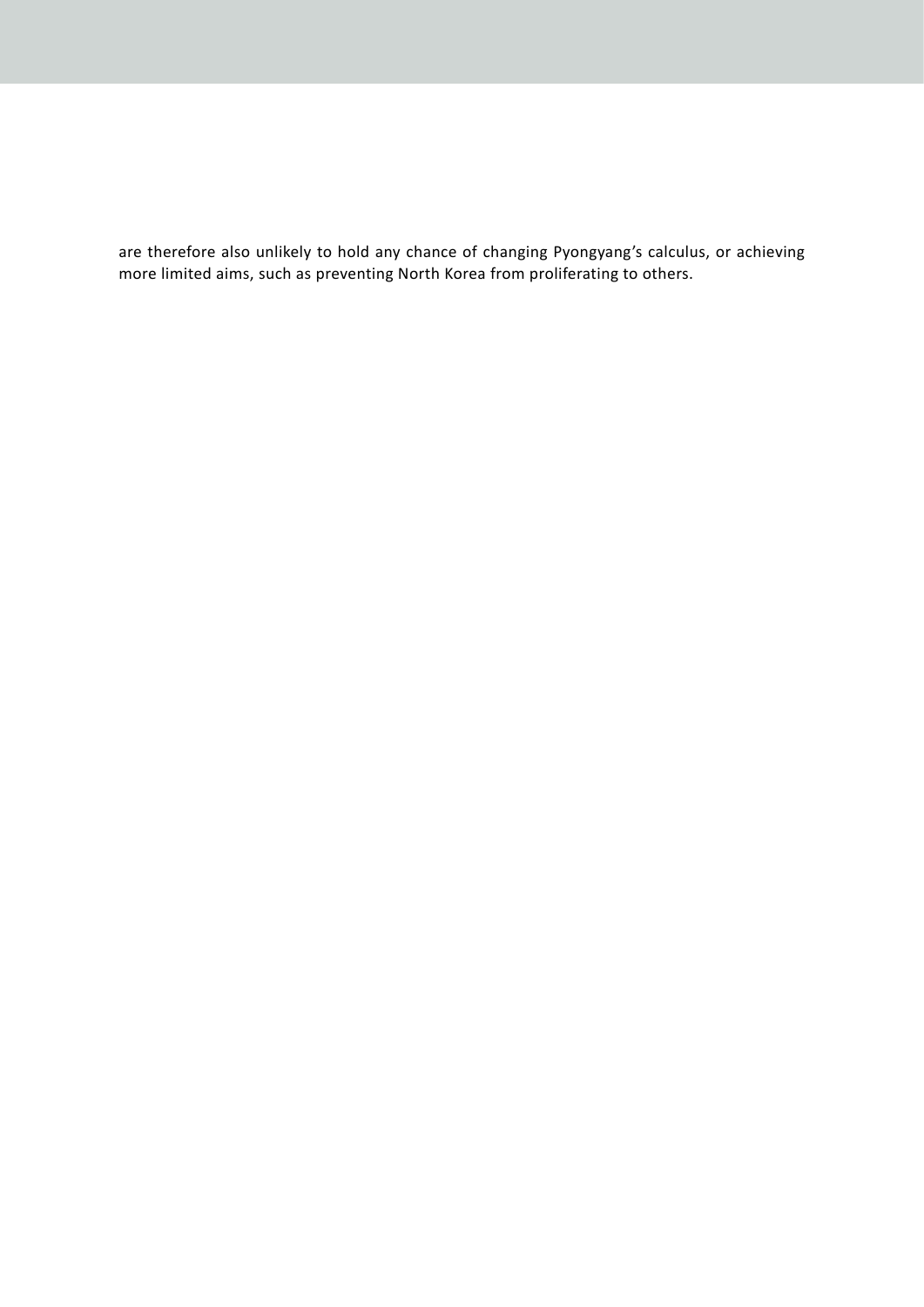are therefore also unlikely to hold any chance of changing Pyongyang's calculus, or achieving more limited aims, such as preventing North Korea from proliferating to others.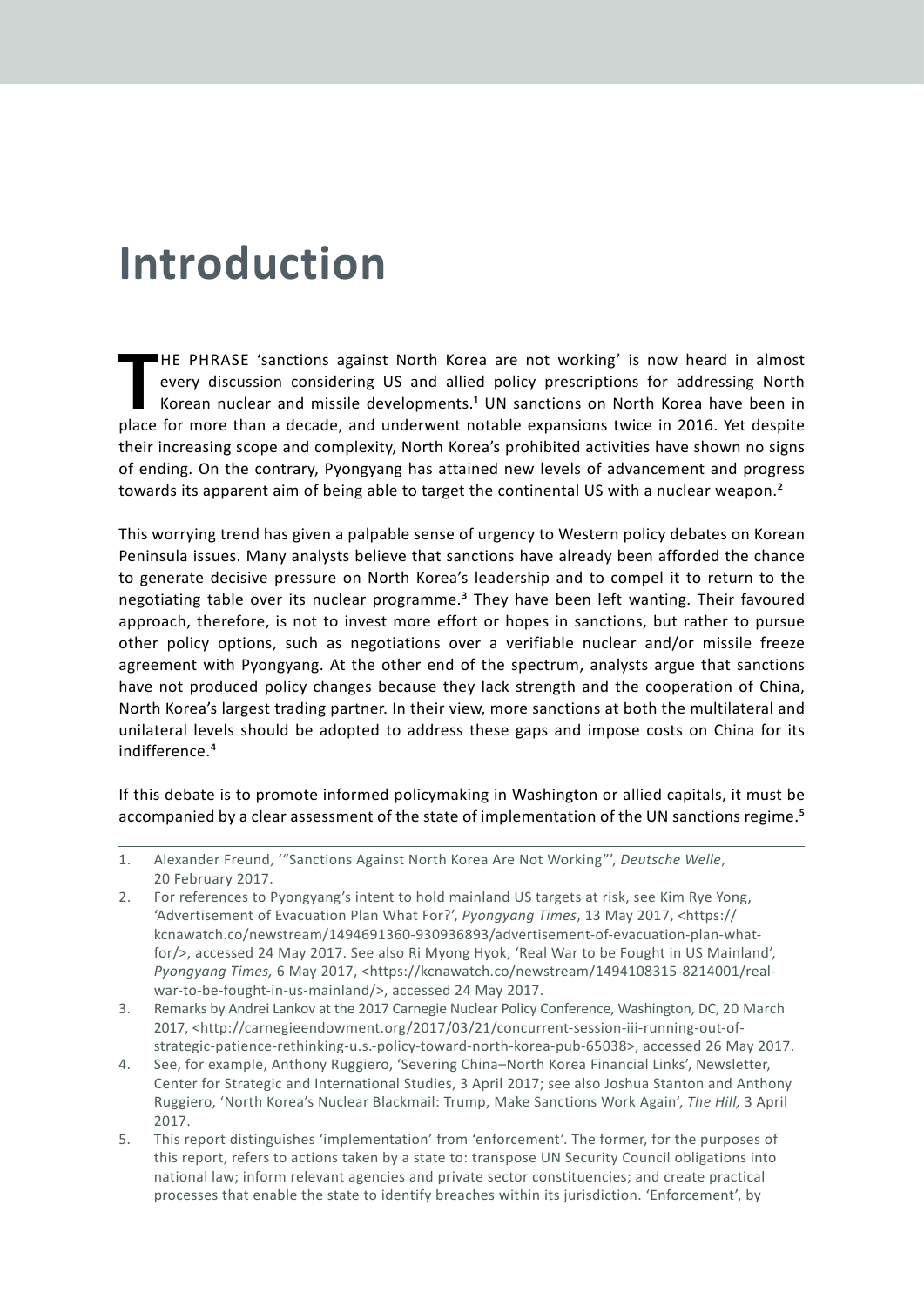# Introduction

THE PHRASE 'sanctions against North Korea are not working' is now heard in almost every discussion considering US and allied policy prescriptions for addressing North Korean nuclear and missile developments.[1] UN sanctions on North Korea have been in place for more than a decade, and underwent notable expansions twice in 2016. Yet despite their increasing scope and complexity, North Korea's prohibited activities have shown no signs of ending. On the contrary, Pyongyang has attained new levels of advancement and progress towards its apparent aim of being able to target the continental US with a nuclear weapon.[2]

This worrying trend has given a palpable sense of urgency to Western policy debates on Korean Peninsula issues. Many analysts believe that sanctions have already been afforded the chance to generate decisive pressure on North Korea's leadership and to compel it to return to the negotiating table over its nuclear programme.[3] They have been left wanting. Their favoured approach, therefore, is not to invest more effort or hopes in sanctions, but rather to pursue other policy options, such as negotiations over a verifiable nuclear and/or missile freeze agreement with Pyongyang. At the other end of the spectrum, analysts argue that sanctions have not produced policy changes because they lack strength and the cooperation of China, North Korea's largest trading partner. In their view, more sanctions at both the multilateral and unilateral levels should be adopted to address these gaps and impose costs on China for its indifference.[4]

If this debate is to promote informed policymaking in Washington or allied capitals, it must be accompanied by a clear assessment of the state of implementation of the UN sanctions regime.[5]

---

1. Alexander Freund, '"Sanctions Against North Korea Are Not Working"', *Deutsche Welle*, 20 February 2017.
2. For references to Pyongyang's intent to hold mainland US targets at risk, see Kim Rye Yong, 'Advertisement of Evacuation Plan What For?', *Pyongyang Times*, 13 May 2017, <https://kcnawatch.co/newstream/1494691360-930936893/advertisement-of-evacuation-plan-what-for/>, accessed 24 May 2017. See also Ri Myong Hyok, 'Real War to be Fought in US Mainland', *Pyongyang Times,* 6 May 2017, <https://kcnawatch.co/newstream/1494108315-8214001/real-war-to-be-fought-in-us-mainland/>, accessed 24 May 2017.
3. Remarks by Andrei Lankov at the 2017 Carnegie Nuclear Policy Conference, Washington, DC, 20 March 2017, <http://carnegieendowment.org/2017/03/21/concurrent-session-iii-running-out-of-strategic-patience-rethinking-u.s.-policy-toward-north-korea-pub-65038>, accessed 26 May 2017.
4. See, for example, Anthony Ruggiero, 'Severing China–North Korea Financial Links', Newsletter, Center for Strategic and International Studies, 3 April 2017; see also Joshua Stanton and Anthony Ruggiero, 'North Korea's Nuclear Blackmail: Trump, Make Sanctions Work Again', *The Hill,* 3 April 2017.
5. This report distinguishes 'implementation' from 'enforcement'. The former, for the purposes of this report, refers to actions taken by a state to: transpose UN Security Council obligations into national law; inform relevant agencies and private sector constituencies; and create practical processes that enable the state to identify breaches within its jurisdiction. 'Enforcement', by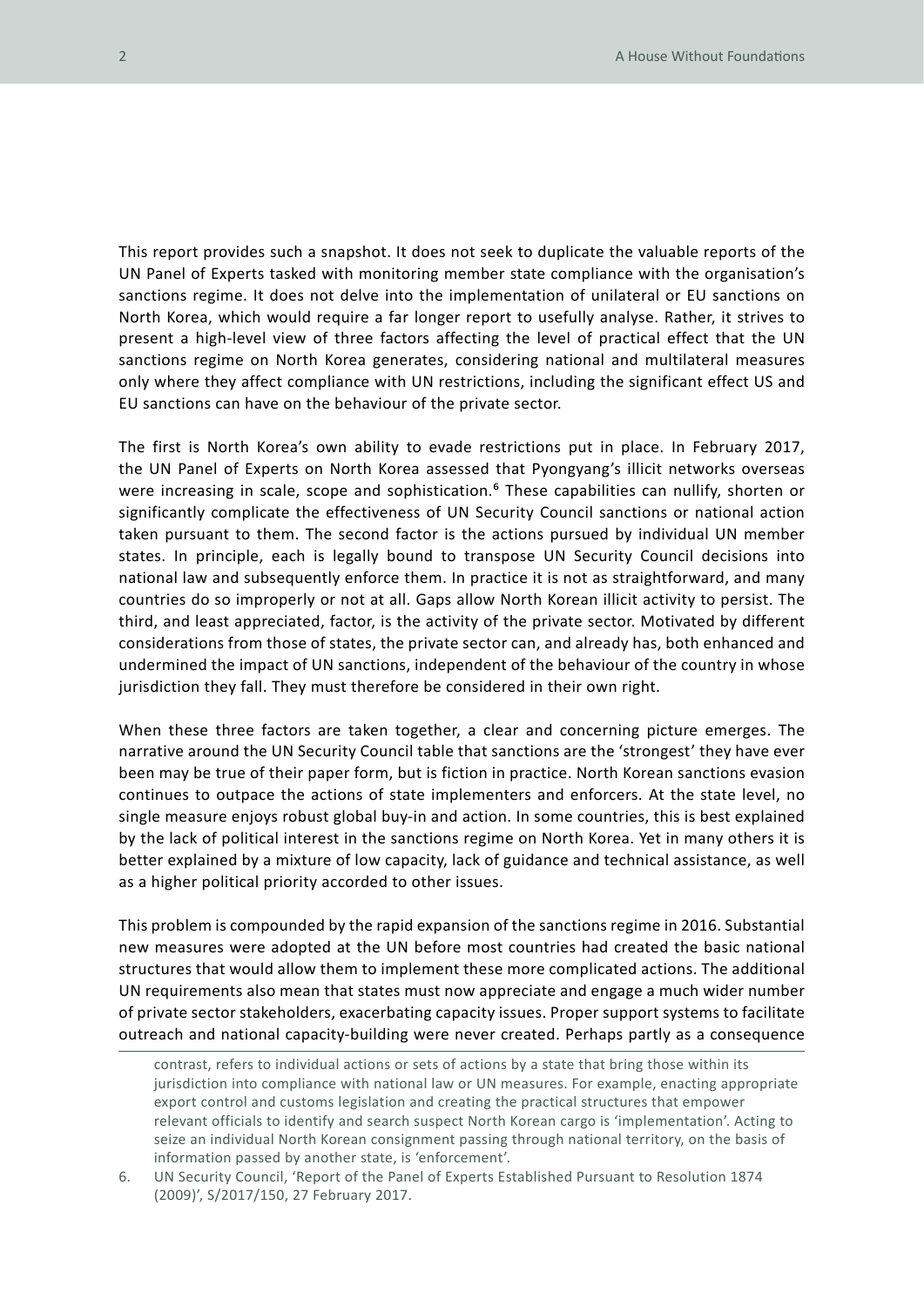This report provides such a snapshot. It does not seek to duplicate the valuable reports of the UN Panel of Experts tasked with monitoring member state compliance with the organisation's sanctions regime. It does not delve into the implementation of unilateral or EU sanctions on North Korea, which would require a far longer report to usefully analyse. Rather, it strives to present a high-level view of three factors affecting the level of practical effect that the UN sanctions regime on North Korea generates, considering national and multilateral measures only where they affect compliance with UN restrictions, including the significant effect US and EU sanctions can have on the behaviour of the private sector.

The first is North Korea's own ability to evade restrictions put in place. In February 2017, the UN Panel of Experts on North Korea assessed that Pyongyang's illicit networks overseas were increasing in scale, scope and sophistication.[6] These capabilities can nullify, shorten or significantly complicate the effectiveness of UN Security Council sanctions or national action taken pursuant to them. The second factor is the actions pursued by individual UN member states. In principle, each is legally bound to transpose UN Security Council decisions into national law and subsequently enforce them. In practice it is not as straightforward, and many countries do so improperly or not at all. Gaps allow North Korean illicit activity to persist. The third, and least appreciated, factor, is the activity of the private sector. Motivated by different considerations from those of states, the private sector can, and already has, both enhanced and undermined the impact of UN sanctions, independent of the behaviour of the country in whose jurisdiction they fall. They must therefore be considered in their own right.

When these three factors are taken together, a clear and concerning picture emerges. The narrative around the UN Security Council table that sanctions are the 'strongest' they have ever been may be true of their paper form, but is fiction in practice. North Korean sanctions evasion continues to outpace the actions of state implementers and enforcers. At the state level, no single measure enjoys robust global buy-in and action. In some countries, this is best explained by the lack of political interest in the sanctions regime on North Korea. Yet in many others it is better explained by a mixture of low capacity, lack of guidance and technical assistance, as well as a higher political priority accorded to other issues.

This problem is compounded by the rapid expansion of the sanctions regime in 2016. Substantial new measures were adopted at the UN before most countries had created the basic national structures that would allow them to implement these more complicated actions. The additional UN requirements also mean that states must now appreciate and engage a much wider number of private sector stakeholders, exacerbating capacity issues. Proper support systems to facilitate outreach and national capacity-building were never created. Perhaps partly as a consequence

---

contrast, refers to individual actions or sets of actions by a state that bring those within its jurisdiction into compliance with national law or UN measures. For example, enacting appropriate export control and customs legislation and creating the practical structures that empower relevant officials to identify and search suspect North Korean cargo is 'implementation'. Acting to seize an individual North Korean consignment passing through national territory, on the basis of information passed by another state, is 'enforcement'.

6. UN Security Council, 'Report of the Panel of Experts Established Pursuant to Resolution 1874 (2009)', S/2017/150, 27 February 2017.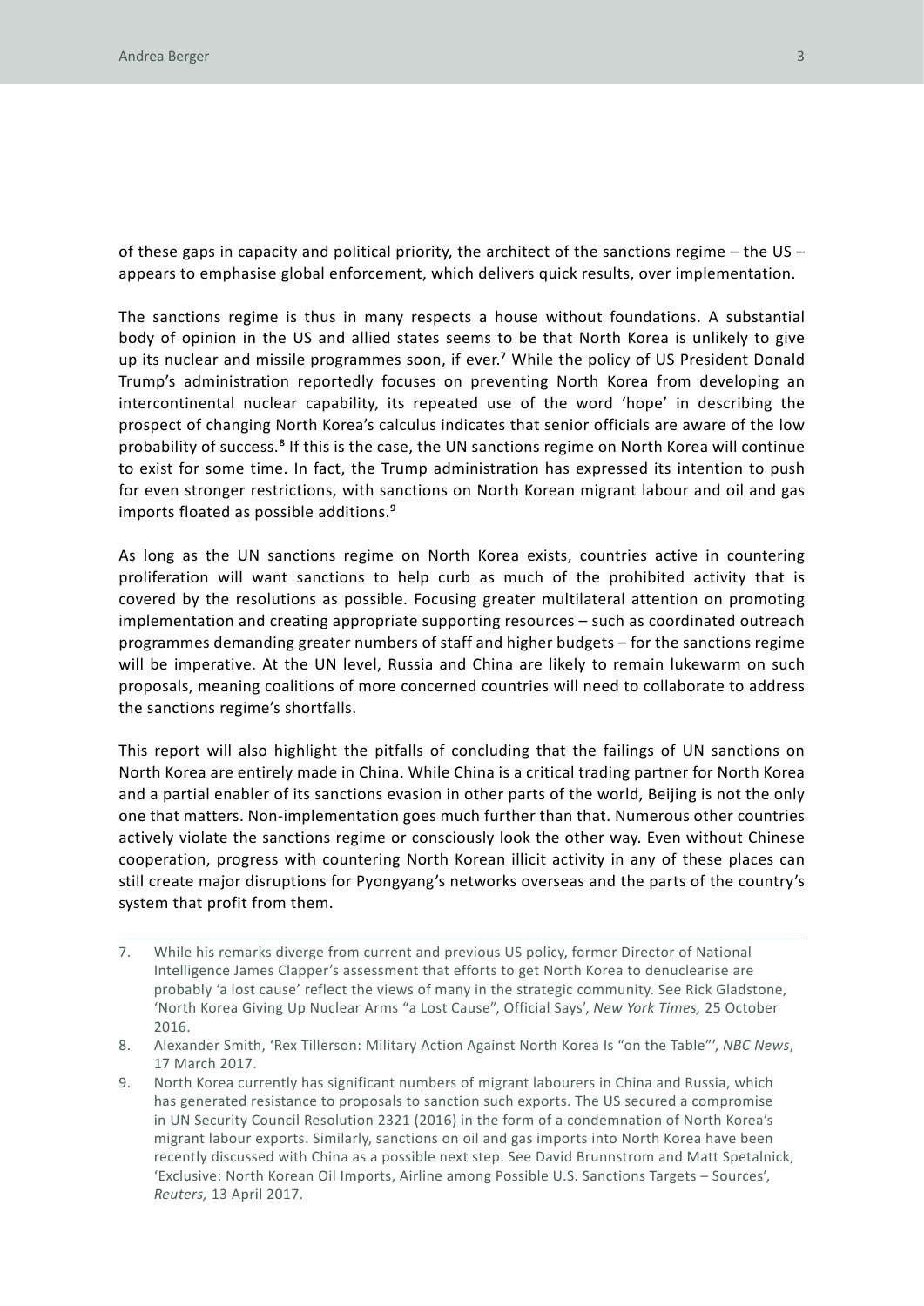of these gaps in capacity and political priority, the architect of the sanctions regime – the US – appears to emphasise global enforcement, which delivers quick results, over implementation.

The sanctions regime is thus in many respects a house without foundations. A substantial body of opinion in the US and allied states seems to be that North Korea is unlikely to give up its nuclear and missile programmes soon, if ever.[7] While the policy of US President Donald Trump's administration reportedly focuses on preventing North Korea from developing an intercontinental nuclear capability, its repeated use of the word 'hope' in describing the prospect of changing North Korea's calculus indicates that senior officials are aware of the low probability of success.[8] If this is the case, the UN sanctions regime on North Korea will continue to exist for some time. In fact, the Trump administration has expressed its intention to push for even stronger restrictions, with sanctions on North Korean migrant labour and oil and gas imports floated as possible additions.[9]

As long as the UN sanctions regime on North Korea exists, countries active in countering proliferation will want sanctions to help curb as much of the prohibited activity that is covered by the resolutions as possible. Focusing greater multilateral attention on promoting implementation and creating appropriate supporting resources – such as coordinated outreach programmes demanding greater numbers of staff and higher budgets – for the sanctions regime will be imperative. At the UN level, Russia and China are likely to remain lukewarm on such proposals, meaning coalitions of more concerned countries will need to collaborate to address the sanctions regime's shortfalls.

This report will also highlight the pitfalls of concluding that the failings of UN sanctions on North Korea are entirely made in China. While China is a critical trading partner for North Korea and a partial enabler of its sanctions evasion in other parts of the world, Beijing is not the only one that matters. Non-implementation goes much further than that. Numerous other countries actively violate the sanctions regime or consciously look the other way. Even without Chinese cooperation, progress with countering North Korean illicit activity in any of these places can still create major disruptions for Pyongyang's networks overseas and the parts of the country's system that profit from them.

---

7. While his remarks diverge from current and previous US policy, former Director of National Intelligence James Clapper's assessment that efforts to get North Korea to denuclearise are probably 'a lost cause' reflect the views of many in the strategic community. See Rick Gladstone, 'North Korea Giving Up Nuclear Arms "a Lost Cause", Official Says', *New York Times,* 25 October 2016.
8. Alexander Smith, 'Rex Tillerson: Military Action Against North Korea Is "on the Table"', *NBC News*, 17 March 2017.
9. North Korea currently has significant numbers of migrant labourers in China and Russia, which has generated resistance to proposals to sanction such exports. The US secured a compromise in UN Security Council Resolution 2321 (2016) in the form of a condemnation of North Korea's migrant labour exports. Similarly, sanctions on oil and gas imports into North Korea have been recently discussed with China as a possible next step. See David Brunnstrom and Matt Spetalnick, 'Exclusive: North Korean Oil Imports, Airline among Possible U.S. Sanctions Targets – Sources', *Reuters,* 13 April 2017.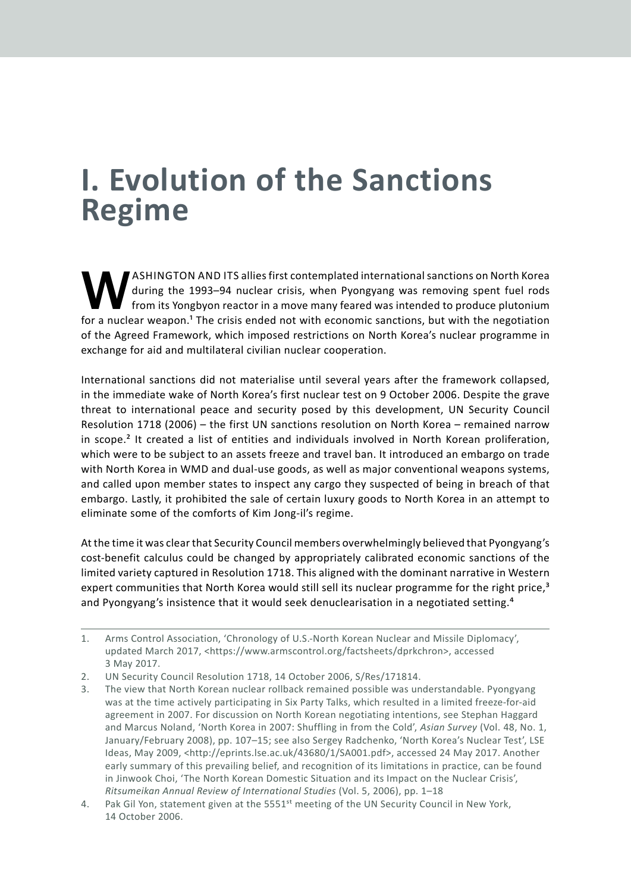# I. Evolution of the Sanctions Regime

WASHINGTON AND ITS allies first contemplated international sanctions on North Korea during the 1993–94 nuclear crisis, when Pyongyang was removing spent fuel rods from its Yongbyon reactor in a move many feared was intended to produce plutonium for a nuclear weapon.[1] The crisis ended not with economic sanctions, but with the negotiation of the Agreed Framework, which imposed restrictions on North Korea's nuclear programme in exchange for aid and multilateral civilian nuclear cooperation.

International sanctions did not materialise until several years after the framework collapsed, in the immediate wake of North Korea's first nuclear test on 9 October 2006. Despite the grave threat to international peace and security posed by this development, UN Security Council Resolution 1718 (2006) – the first UN sanctions resolution on North Korea – remained narrow in scope.[2] It created a list of entities and individuals involved in North Korean proliferation, which were to be subject to an assets freeze and travel ban. It introduced an embargo on trade with North Korea in WMD and dual-use goods, as well as major conventional weapons systems, and called upon member states to inspect any cargo they suspected of being in breach of that embargo. Lastly, it prohibited the sale of certain luxury goods to North Korea in an attempt to eliminate some of the comforts of Kim Jong-il's regime.

At the time it was clear that Security Council members overwhelmingly believed that Pyongyang's cost-benefit calculus could be changed by appropriately calibrated economic sanctions of the limited variety captured in Resolution 1718. This aligned with the dominant narrative in Western expert communities that North Korea would still sell its nuclear programme for the right price,[3] and Pyongyang's insistence that it would seek denuclearisation in a negotiated setting.[4]

---

1. Arms Control Association, 'Chronology of U.S.-North Korean Nuclear and Missile Diplomacy', updated March 2017, <https://www.armscontrol.org/factsheets/dprkchron>, accessed 3 May 2017.
2. UN Security Council Resolution 1718, 14 October 2006, S/Res/171814.
3. The view that North Korean nuclear rollback remained possible was understandable. Pyongyang was at the time actively participating in Six Party Talks, which resulted in a limited freeze-for-aid agreement in 2007. For discussion on North Korean negotiating intentions, see Stephan Haggard and Marcus Noland, 'North Korea in 2007: Shuffling in from the Cold', *Asian Survey* (Vol. 48, No. 1, January/February 2008), pp. 107–15; see also Sergey Radchenko, 'North Korea's Nuclear Test', LSE Ideas, May 2009, <http://eprints.lse.ac.uk/43680/1/SA001.pdf>, accessed 24 May 2017. Another early summary of this prevailing belief, and recognition of its limitations in practice, can be found in Jinwook Choi, 'The North Korean Domestic Situation and its Impact on the Nuclear Crisis', *Ritsumeikan Annual Review of International Studies* (Vol. 5, 2006), pp. 1–18
4. Pak Gil Yon, statement given at the 5551st meeting of the UN Security Council in New York, 14 October 2006.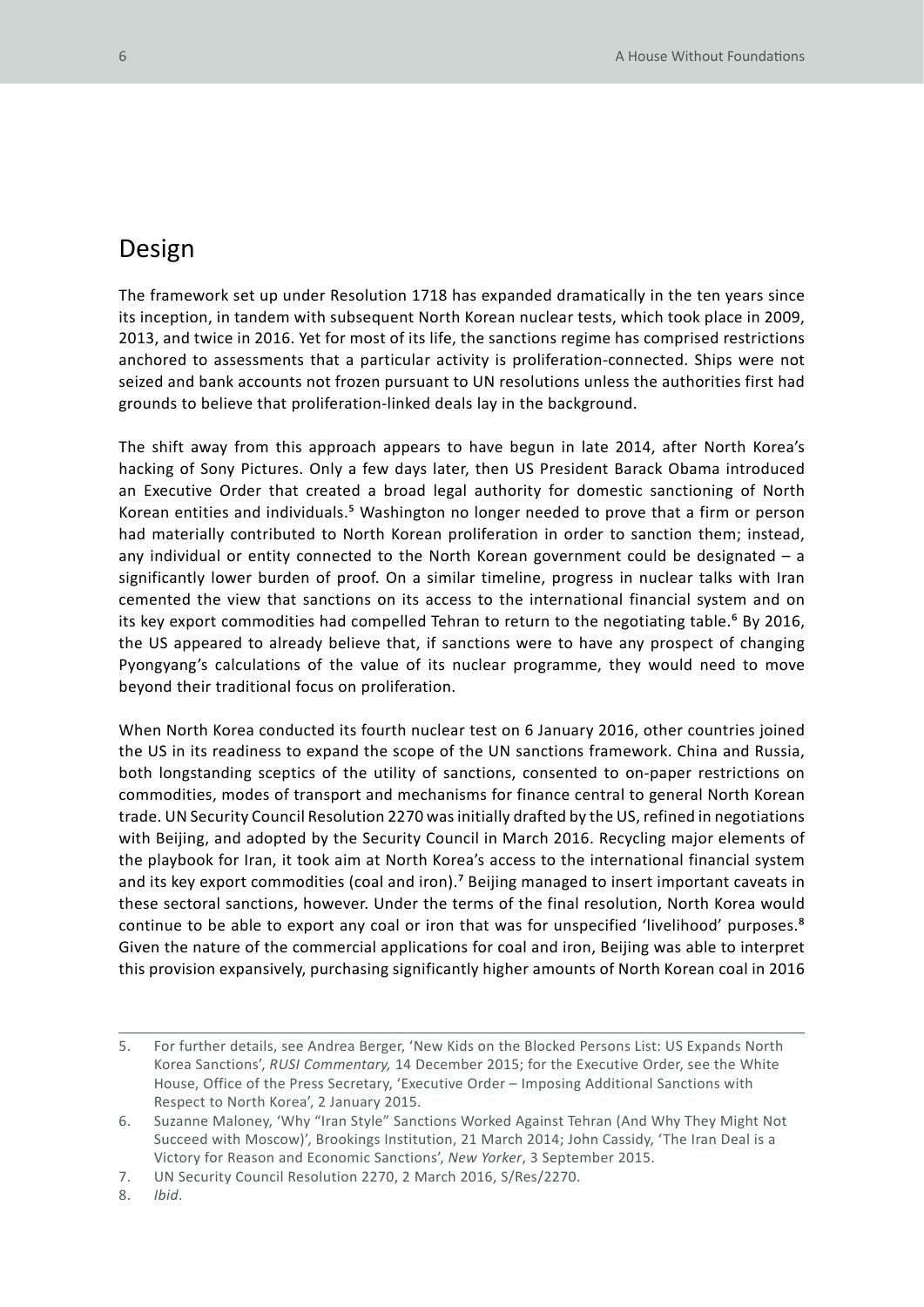## Design

The framework set up under Resolution 1718 has expanded dramatically in the ten years since its inception, in tandem with subsequent North Korean nuclear tests, which took place in 2009, 2013, and twice in 2016. Yet for most of its life, the sanctions regime has comprised restrictions anchored to assessments that a particular activity is proliferation-connected. Ships were not seized and bank accounts not frozen pursuant to UN resolutions unless the authorities first had grounds to believe that proliferation-linked deals lay in the background.

The shift away from this approach appears to have begun in late 2014, after North Korea's hacking of Sony Pictures. Only a few days later, then US President Barack Obama introduced an Executive Order that created a broad legal authority for domestic sanctioning of North Korean entities and individuals.[5] Washington no longer needed to prove that a firm or person had materially contributed to North Korean proliferation in order to sanction them; instead, any individual or entity connected to the North Korean government could be designated – a significantly lower burden of proof. On a similar timeline, progress in nuclear talks with Iran cemented the view that sanctions on its access to the international financial system and on its key export commodities had compelled Tehran to return to the negotiating table.[6] By 2016, the US appeared to already believe that, if sanctions were to have any prospect of changing Pyongyang's calculations of the value of its nuclear programme, they would need to move beyond their traditional focus on proliferation.

When North Korea conducted its fourth nuclear test on 6 January 2016, other countries joined the US in its readiness to expand the scope of the UN sanctions framework. China and Russia, both longstanding sceptics of the utility of sanctions, consented to on-paper restrictions on commodities, modes of transport and mechanisms for finance central to general North Korean trade. UN Security Council Resolution 2270 was initially drafted by the US, refined in negotiations with Beijing, and adopted by the Security Council in March 2016. Recycling major elements of the playbook for Iran, it took aim at North Korea's access to the international financial system and its key export commodities (coal and iron).[7] Beijing managed to insert important caveats in these sectoral sanctions, however. Under the terms of the final resolution, North Korea would continue to be able to export any coal or iron that was for unspecified 'livelihood' purposes.[8] Given the nature of the commercial applications for coal and iron, Beijing was able to interpret this provision expansively, purchasing significantly higher amounts of North Korean coal in 2016

---

5. For further details, see Andrea Berger, 'New Kids on the Blocked Persons List: US Expands North Korea Sanctions', *RUSI Commentary,* 14 December 2015; for the Executive Order, see the White House, Office of the Press Secretary, 'Executive Order – Imposing Additional Sanctions with Respect to North Korea', 2 January 2015.
6. Suzanne Maloney, 'Why "Iran Style" Sanctions Worked Against Tehran (And Why They Might Not Succeed with Moscow)', Brookings Institution, 21 March 2014; John Cassidy, 'The Iran Deal is a Victory for Reason and Economic Sanctions', *New Yorker*, 3 September 2015.
7. UN Security Council Resolution 2270, 2 March 2016, S/Res/2270.
8. *Ibid*.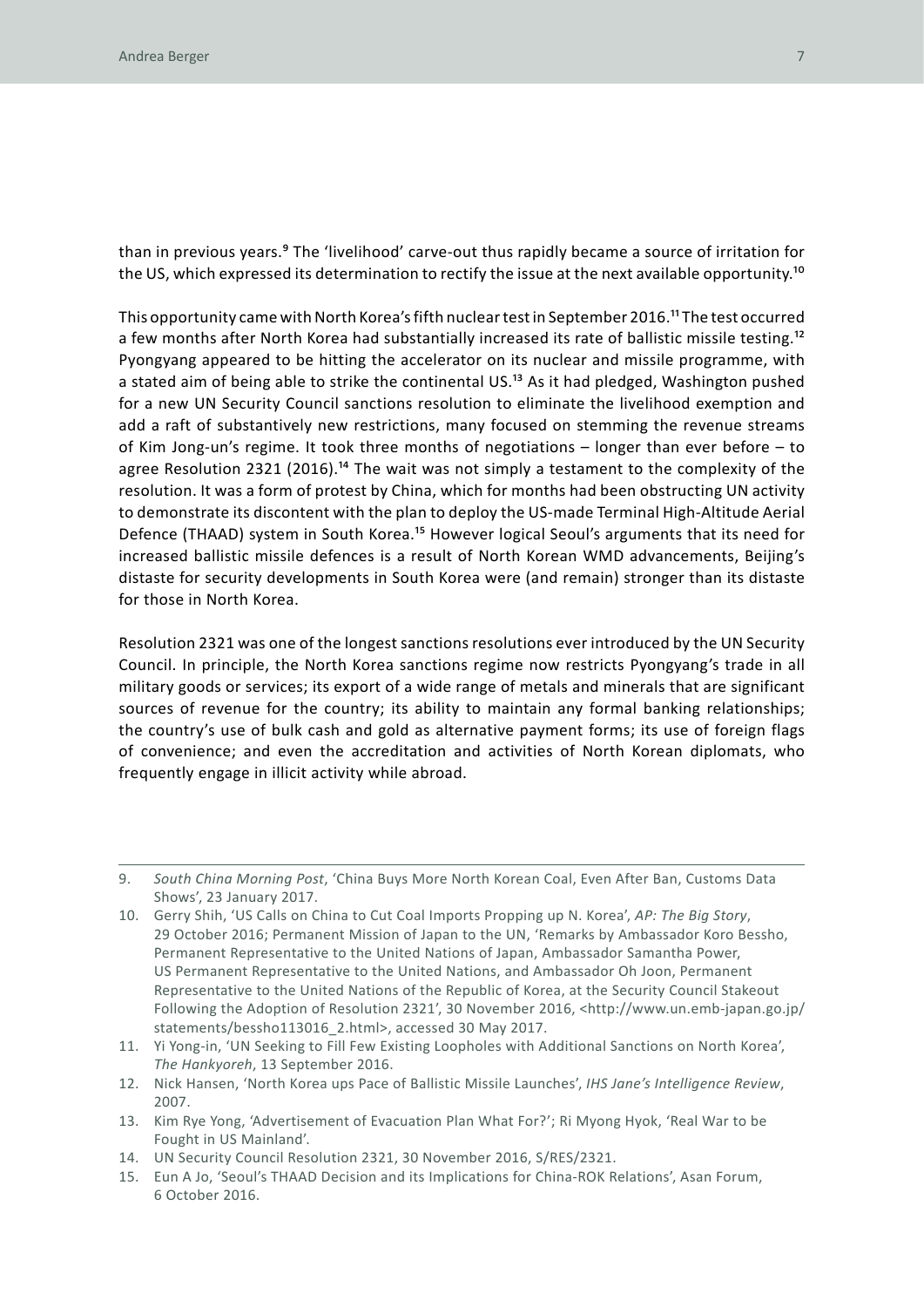than in previous years.[9] The 'livelihood' carve-out thus rapidly became a source of irritation for the US, which expressed its determination to rectify the issue at the next available opportunity.[10]

This opportunity came with North Korea's fifth nuclear test in September 2016.[11] The test occurred a few months after North Korea had substantially increased its rate of ballistic missile testing.[12] Pyongyang appeared to be hitting the accelerator on its nuclear and missile programme, with a stated aim of being able to strike the continental US.[13] As it had pledged, Washington pushed for a new UN Security Council sanctions resolution to eliminate the livelihood exemption and add a raft of substantively new restrictions, many focused on stemming the revenue streams of Kim Jong-un's regime. It took three months of negotiations – longer than ever before – to agree Resolution 2321 (2016).[14] The wait was not simply a testament to the complexity of the resolution. It was a form of protest by China, which for months had been obstructing UN activity to demonstrate its discontent with the plan to deploy the US-made Terminal High-Altitude Aerial Defence (THAAD) system in South Korea.[15] However logical Seoul's arguments that its need for increased ballistic missile defences is a result of North Korean WMD advancements, Beijing's distaste for security developments in South Korea were (and remain) stronger than its distaste for those in North Korea.

Resolution 2321 was one of the longest sanctions resolutions ever introduced by the UN Security Council. In principle, the North Korea sanctions regime now restricts Pyongyang's trade in all military goods or services; its export of a wide range of metals and minerals that are significant sources of revenue for the country; its ability to maintain any formal banking relationships; the country's use of bulk cash and gold as alternative payment forms; its use of foreign flags of convenience; and even the accreditation and activities of North Korean diplomats, who frequently engage in illicit activity while abroad.

---

9. *South China Morning Post*, 'China Buys More North Korean Coal, Even After Ban, Customs Data Shows', 23 January 2017.
10. Gerry Shih, 'US Calls on China to Cut Coal Imports Propping up N. Korea', *AP: The Big Story*, 29 October 2016; Permanent Mission of Japan to the UN, 'Remarks by Ambassador Koro Bessho, Permanent Representative to the United Nations of Japan, Ambassador Samantha Power, US Permanent Representative to the United Nations, and Ambassador Oh Joon, Permanent Representative to the United Nations of the Republic of Korea, at the Security Council Stakeout Following the Adoption of Resolution 2321', 30 November 2016, <http://www.un.emb-japan.go.jp/statements/bessho113016_2.html>, accessed 30 May 2017.
11. Yi Yong-in, 'UN Seeking to Fill Few Existing Loopholes with Additional Sanctions on North Korea', *The Hankyoreh*, 13 September 2016.
12. Nick Hansen, 'North Korea ups Pace of Ballistic Missile Launches', *IHS Jane's Intelligence Review*, 2007.
13. Kim Rye Yong, 'Advertisement of Evacuation Plan What For?'; Ri Myong Hyok, 'Real War to be Fought in US Mainland'.
14. UN Security Council Resolution 2321, 30 November 2016, S/RES/2321.
15. Eun A Jo, 'Seoul's THAAD Decision and its Implications for China-ROK Relations', Asan Forum, 6 October 2016.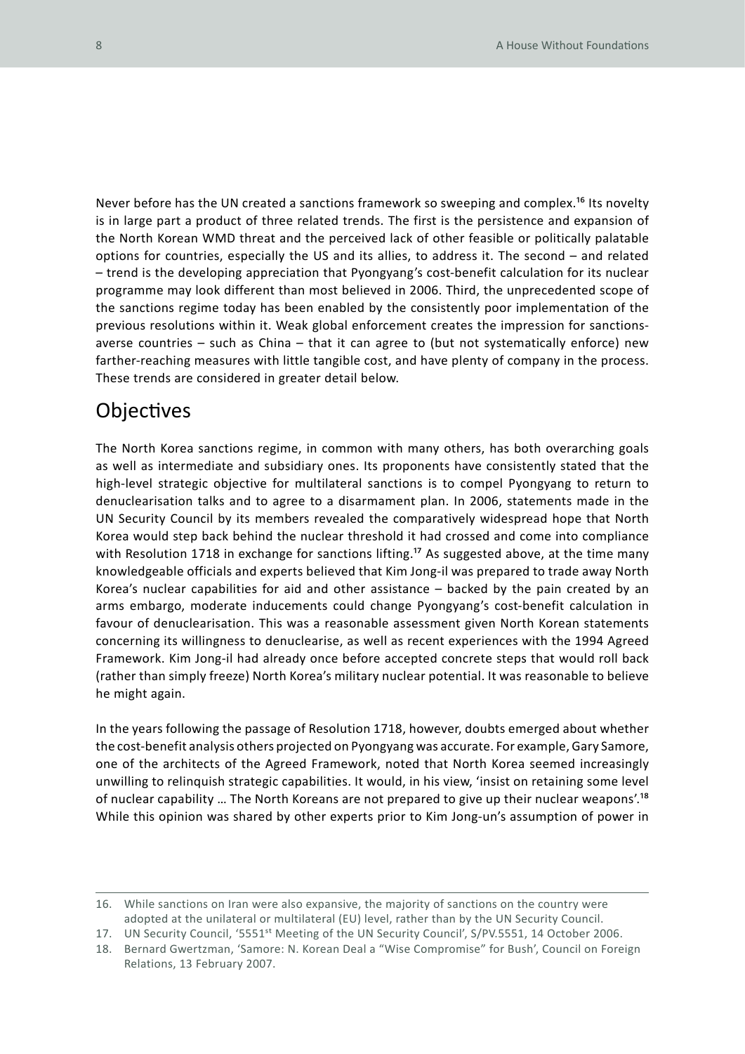Never before has the UN created a sanctions framework so sweeping and complex.[16] Its novelty is in large part a product of three related trends. The first is the persistence and expansion of the North Korean WMD threat and the perceived lack of other feasible or politically palatable options for countries, especially the US and its allies, to address it. The second – and related – trend is the developing appreciation that Pyongyang's cost-benefit calculation for its nuclear programme may look different than most believed in 2006. Third, the unprecedented scope of the sanctions regime today has been enabled by the consistently poor implementation of the previous resolutions within it. Weak global enforcement creates the impression for sanctions-averse countries – such as China – that it can agree to (but not systematically enforce) new farther-reaching measures with little tangible cost, and have plenty of company in the process. These trends are considered in greater detail below.

## Objectives

The North Korea sanctions regime, in common with many others, has both overarching goals as well as intermediate and subsidiary ones. Its proponents have consistently stated that the high-level strategic objective for multilateral sanctions is to compel Pyongyang to return to denuclearisation talks and to agree to a disarmament plan. In 2006, statements made in the UN Security Council by its members revealed the comparatively widespread hope that North Korea would step back behind the nuclear threshold it had crossed and come into compliance with Resolution 1718 in exchange for sanctions lifting.[17] As suggested above, at the time many knowledgeable officials and experts believed that Kim Jong-il was prepared to trade away North Korea's nuclear capabilities for aid and other assistance – backed by the pain created by an arms embargo, moderate inducements could change Pyongyang's cost-benefit calculation in favour of denuclearisation. This was a reasonable assessment given North Korean statements concerning its willingness to denuclearise, as well as recent experiences with the 1994 Agreed Framework. Kim Jong-il had already once before accepted concrete steps that would roll back (rather than simply freeze) North Korea's military nuclear potential. It was reasonable to believe he might again.

In the years following the passage of Resolution 1718, however, doubts emerged about whether the cost-benefit analysis others projected on Pyongyang was accurate. For example, Gary Samore, one of the architects of the Agreed Framework, noted that North Korea seemed increasingly unwilling to relinquish strategic capabilities. It would, in his view, 'insist on retaining some level of nuclear capability … The North Koreans are not prepared to give up their nuclear weapons'.[18] While this opinion was shared by other experts prior to Kim Jong-un's assumption of power in

---

16. While sanctions on Iran were also expansive, the majority of sanctions on the country were adopted at the unilateral or multilateral (EU) level, rather than by the UN Security Council.
17. UN Security Council, '5551st Meeting of the UN Security Council', S/PV.5551, 14 October 2006.
18. Bernard Gwertzman, 'Samore: N. Korean Deal a "Wise Compromise" for Bush', Council on Foreign Relations, 13 February 2007.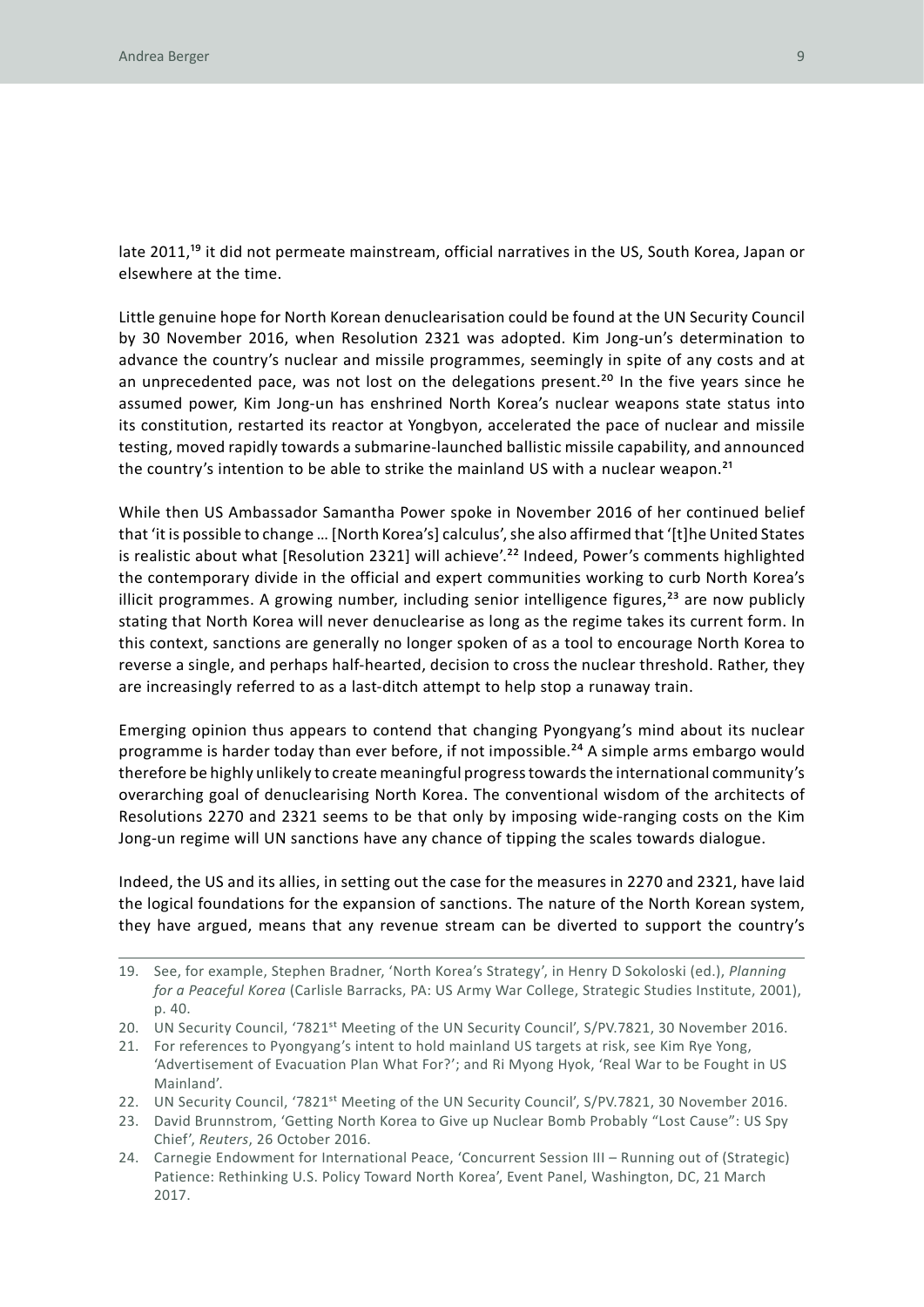late 2011,[19] it did not permeate mainstream, official narratives in the US, South Korea, Japan or elsewhere at the time.

Little genuine hope for North Korean denuclearisation could be found at the UN Security Council by 30 November 2016, when Resolution 2321 was adopted. Kim Jong-un's determination to advance the country's nuclear and missile programmes, seemingly in spite of any costs and at an unprecedented pace, was not lost on the delegations present.[20] In the five years since he assumed power, Kim Jong-un has enshrined North Korea's nuclear weapons state status into its constitution, restarted its reactor at Yongbyon, accelerated the pace of nuclear and missile testing, moved rapidly towards a submarine-launched ballistic missile capability, and announced the country's intention to be able to strike the mainland US with a nuclear weapon.[21]

While then US Ambassador Samantha Power spoke in November 2016 of her continued belief that 'it is possible to change … [North Korea's] calculus', she also affirmed that '[t]he United States is realistic about what [Resolution 2321] will achieve'.[22] Indeed, Power's comments highlighted the contemporary divide in the official and expert communities working to curb North Korea's illicit programmes. A growing number, including senior intelligence figures,[23] are now publicly stating that North Korea will never denuclearise as long as the regime takes its current form. In this context, sanctions are generally no longer spoken of as a tool to encourage North Korea to reverse a single, and perhaps half-hearted, decision to cross the nuclear threshold. Rather, they are increasingly referred to as a last-ditch attempt to help stop a runaway train.

Emerging opinion thus appears to contend that changing Pyongyang's mind about its nuclear programme is harder today than ever before, if not impossible.[24] A simple arms embargo would therefore be highly unlikely to create meaningful progress towards the international community's overarching goal of denuclearising North Korea. The conventional wisdom of the architects of Resolutions 2270 and 2321 seems to be that only by imposing wide-ranging costs on the Kim Jong-un regime will UN sanctions have any chance of tipping the scales towards dialogue.

Indeed, the US and its allies, in setting out the case for the measures in 2270 and 2321, have laid the logical foundations for the expansion of sanctions. The nature of the North Korean system, they have argued, means that any revenue stream can be diverted to support the country's

---

19. See, for example, Stephen Bradner, 'North Korea's Strategy', in Henry D Sokoloski (ed.), *Planning for a Peaceful Korea* (Carlisle Barracks, PA: US Army War College, Strategic Studies Institute, 2001), p. 40.
20. UN Security Council, '7821st Meeting of the UN Security Council', S/PV.7821, 30 November 2016.
21. For references to Pyongyang's intent to hold mainland US targets at risk, see Kim Rye Yong, 'Advertisement of Evacuation Plan What For?'; and Ri Myong Hyok, 'Real War to be Fought in US Mainland'.
22. UN Security Council, '7821st Meeting of the UN Security Council', S/PV.7821, 30 November 2016.
23. David Brunnstrom, 'Getting North Korea to Give up Nuclear Bomb Probably "Lost Cause": US Spy Chief', *Reuters*, 26 October 2016.
24. Carnegie Endowment for International Peace, 'Concurrent Session III – Running out of (Strategic) Patience: Rethinking U.S. Policy Toward North Korea', Event Panel, Washington, DC, 21 March 2017.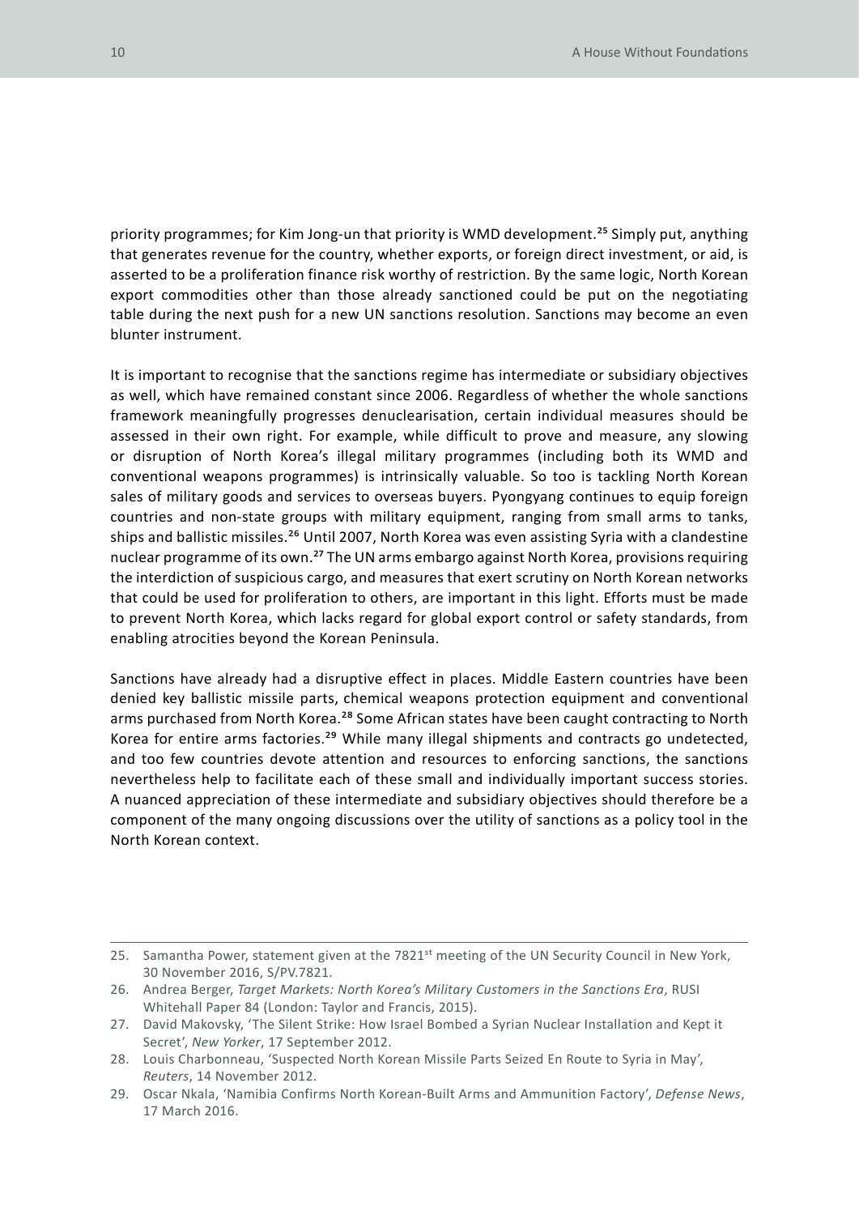priority programmes; for Kim Jong-un that priority is WMD development.[25] Simply put, anything that generates revenue for the country, whether exports, or foreign direct investment, or aid, is asserted to be a proliferation finance risk worthy of restriction. By the same logic, North Korean export commodities other than those already sanctioned could be put on the negotiating table during the next push for a new UN sanctions resolution. Sanctions may become an even blunter instrument.

It is important to recognise that the sanctions regime has intermediate or subsidiary objectives as well, which have remained constant since 2006. Regardless of whether the whole sanctions framework meaningfully progresses denuclearisation, certain individual measures should be assessed in their own right. For example, while difficult to prove and measure, any slowing or disruption of North Korea's illegal military programmes (including both its WMD and conventional weapons programmes) is intrinsically valuable. So too is tackling North Korean sales of military goods and services to overseas buyers. Pyongyang continues to equip foreign countries and non-state groups with military equipment, ranging from small arms to tanks, ships and ballistic missiles.[26] Until 2007, North Korea was even assisting Syria with a clandestine nuclear programme of its own.[27] The UN arms embargo against North Korea, provisions requiring the interdiction of suspicious cargo, and measures that exert scrutiny on North Korean networks that could be used for proliferation to others, are important in this light. Efforts must be made to prevent North Korea, which lacks regard for global export control or safety standards, from enabling atrocities beyond the Korean Peninsula.

Sanctions have already had a disruptive effect in places. Middle Eastern countries have been denied key ballistic missile parts, chemical weapons protection equipment and conventional arms purchased from North Korea.[28] Some African states have been caught contracting to North Korea for entire arms factories.[29] While many illegal shipments and contracts go undetected, and too few countries devote attention and resources to enforcing sanctions, the sanctions nevertheless help to facilitate each of these small and individually important success stories. A nuanced appreciation of these intermediate and subsidiary objectives should therefore be a component of the many ongoing discussions over the utility of sanctions as a policy tool in the North Korean context.

---

25. Samantha Power, statement given at the 7821st meeting of the UN Security Council in New York, 30 November 2016, S/PV.7821.
26. Andrea Berger, *Target Markets: North Korea's Military Customers in the Sanctions Era*, RUSI Whitehall Paper 84 (London: Taylor and Francis, 2015).
27. David Makovsky, 'The Silent Strike: How Israel Bombed a Syrian Nuclear Installation and Kept it Secret', *New Yorker*, 17 September 2012.
28. Louis Charbonneau, 'Suspected North Korean Missile Parts Seized En Route to Syria in May', *Reuters*, 14 November 2012.
29. Oscar Nkala, 'Namibia Confirms North Korean-Built Arms and Ammunition Factory', *Defense News*, 17 March 2016.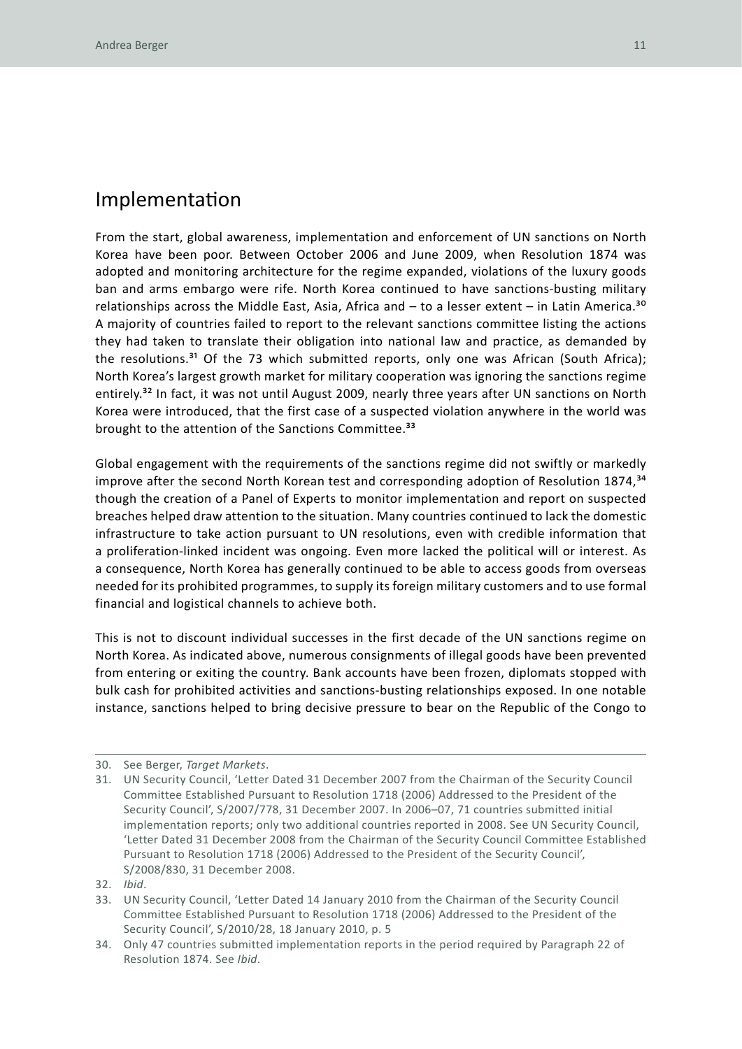## Implementation

From the start, global awareness, implementation and enforcement of UN sanctions on North Korea have been poor. Between October 2006 and June 2009, when Resolution 1874 was adopted and monitoring architecture for the regime expanded, violations of the luxury goods ban and arms embargo were rife. North Korea continued to have sanctions-busting military relationships across the Middle East, Asia, Africa and – to a lesser extent – in Latin America.[30] A majority of countries failed to report to the relevant sanctions committee listing the actions they had taken to translate their obligation into national law and practice, as demanded by the resolutions.[31] Of the 73 which submitted reports, only one was African (South Africa); North Korea's largest growth market for military cooperation was ignoring the sanctions regime entirely.[32] In fact, it was not until August 2009, nearly three years after UN sanctions on North Korea were introduced, that the first case of a suspected violation anywhere in the world was brought to the attention of the Sanctions Committee.[33]

Global engagement with the requirements of the sanctions regime did not swiftly or markedly improve after the second North Korean test and corresponding adoption of Resolution 1874,[34] though the creation of a Panel of Experts to monitor implementation and report on suspected breaches helped draw attention to the situation. Many countries continued to lack the domestic infrastructure to take action pursuant to UN resolutions, even with credible information that a proliferation-linked incident was ongoing. Even more lacked the political will or interest. As a consequence, North Korea has generally continued to be able to access goods from overseas needed for its prohibited programmes, to supply its foreign military customers and to use formal financial and logistical channels to achieve both.

This is not to discount individual successes in the first decade of the UN sanctions regime on North Korea. As indicated above, numerous consignments of illegal goods have been prevented from entering or exiting the country. Bank accounts have been frozen, diplomats stopped with bulk cash for prohibited activities and sanctions-busting relationships exposed. In one notable instance, sanctions helped to bring decisive pressure to bear on the Republic of the Congo to

---

30. See Berger, *Target Markets*.
31. UN Security Council, 'Letter Dated 31 December 2007 from the Chairman of the Security Council Committee Established Pursuant to Resolution 1718 (2006) Addressed to the President of the Security Council', S/2007/778, 31 December 2007. In 2006–07, 71 countries submitted initial implementation reports; only two additional countries reported in 2008. See UN Security Council, 'Letter Dated 31 December 2008 from the Chairman of the Security Council Committee Established Pursuant to Resolution 1718 (2006) Addressed to the President of the Security Council', S/2008/830, 31 December 2008.
32. *Ibid*.
33. UN Security Council, 'Letter Dated 14 January 2010 from the Chairman of the Security Council Committee Established Pursuant to Resolution 1718 (2006) Addressed to the President of the Security Council', S/2010/28, 18 January 2010, p. 5
34. Only 47 countries submitted implementation reports in the period required by Paragraph 22 of Resolution 1874. See *Ibid*.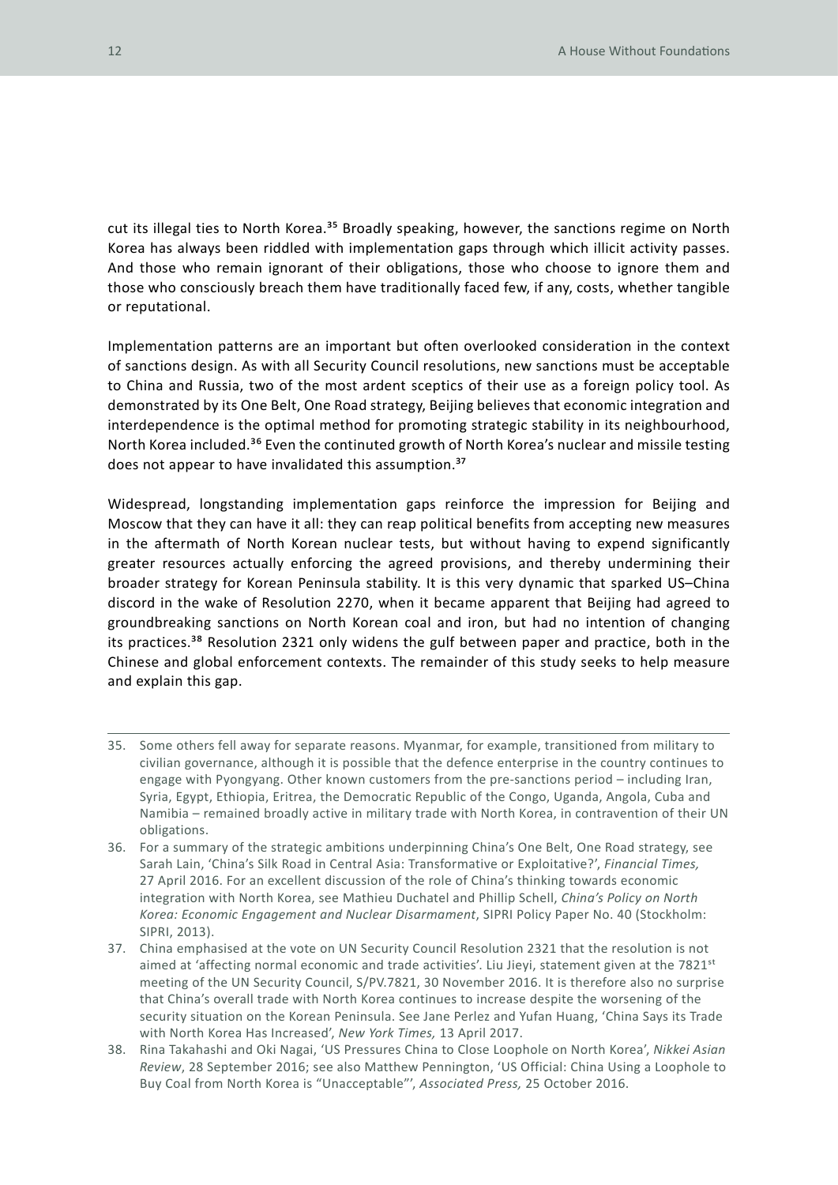cut its illegal ties to North Korea.[35] Broadly speaking, however, the sanctions regime on North Korea has always been riddled with implementation gaps through which illicit activity passes. And those who remain ignorant of their obligations, those who choose to ignore them and those who consciously breach them have traditionally faced few, if any, costs, whether tangible or reputational.

Implementation patterns are an important but often overlooked consideration in the context of sanctions design. As with all Security Council resolutions, new sanctions must be acceptable to China and Russia, two of the most ardent sceptics of their use as a foreign policy tool. As demonstrated by its One Belt, One Road strategy, Beijing believes that economic integration and interdependence is the optimal method for promoting strategic stability in its neighbourhood, North Korea included.[36] Even the continuted growth of North Korea's nuclear and missile testing does not appear to have invalidated this assumption.[37]

Widespread, longstanding implementation gaps reinforce the impression for Beijing and Moscow that they can have it all: they can reap political benefits from accepting new measures in the aftermath of North Korean nuclear tests, but without having to expend significantly greater resources actually enforcing the agreed provisions, and thereby undermining their broader strategy for Korean Peninsula stability. It is this very dynamic that sparked US–China discord in the wake of Resolution 2270, when it became apparent that Beijing had agreed to groundbreaking sanctions on North Korean coal and iron, but had no intention of changing its practices.[38] Resolution 2321 only widens the gulf between paper and practice, both in the Chinese and global enforcement contexts. The remainder of this study seeks to help measure and explain this gap.

---

35. Some others fell away for separate reasons. Myanmar, for example, transitioned from military to civilian governance, although it is possible that the defence enterprise in the country continues to engage with Pyongyang. Other known customers from the pre-sanctions period – including Iran, Syria, Egypt, Ethiopia, Eritrea, the Democratic Republic of the Congo, Uganda, Angola, Cuba and Namibia – remained broadly active in military trade with North Korea, in contravention of their UN obligations.
36. For a summary of the strategic ambitions underpinning China's One Belt, One Road strategy, see Sarah Lain, 'China's Silk Road in Central Asia: Transformative or Exploitative?', *Financial Times,* 27 April 2016. For an excellent discussion of the role of China's thinking towards economic integration with North Korea, see Mathieu Duchatel and Phillip Schell, *China's Policy on North Korea: Economic Engagement and Nuclear Disarmament*, SIPRI Policy Paper No. 40 (Stockholm: SIPRI, 2013).
37. China emphasised at the vote on UN Security Council Resolution 2321 that the resolution is not aimed at 'affecting normal economic and trade activities'. Liu Jieyi, statement given at the 7821st meeting of the UN Security Council, S/PV.7821, 30 November 2016. It is therefore also no surprise that China's overall trade with North Korea continues to increase despite the worsening of the security situation on the Korean Peninsula. See Jane Perlez and Yufan Huang, 'China Says its Trade with North Korea Has Increased', *New York Times,* 13 April 2017.
38. Rina Takahashi and Oki Nagai, 'US Pressures China to Close Loophole on North Korea', *Nikkei Asian Review*, 28 September 2016; see also Matthew Pennington, 'US Official: China Using a Loophole to Buy Coal from North Korea is "Unacceptable"', *Associated Press,* 25 October 2016.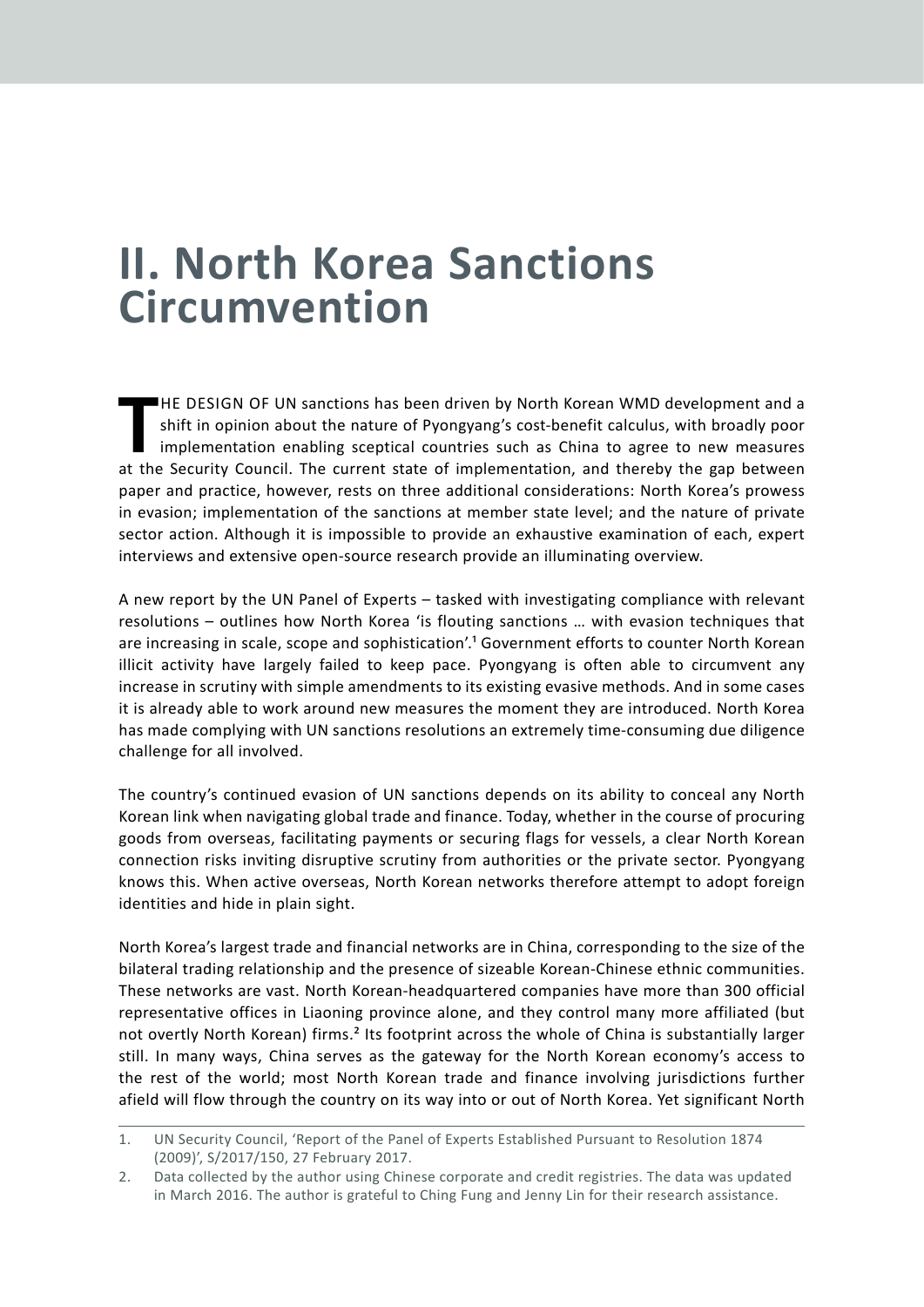# II. North Korea Sanctions Circumvention

THE DESIGN OF UN sanctions has been driven by North Korean WMD development and a shift in opinion about the nature of Pyongyang's cost-benefit calculus, with broadly poor implementation enabling sceptical countries such as China to agree to new measures at the Security Council. The current state of implementation, and thereby the gap between paper and practice, however, rests on three additional considerations: North Korea's prowess in evasion; implementation of the sanctions at member state level; and the nature of private sector action. Although it is impossible to provide an exhaustive examination of each, expert interviews and extensive open-source research provide an illuminating overview.

A new report by the UN Panel of Experts – tasked with investigating compliance with relevant resolutions – outlines how North Korea 'is flouting sanctions … with evasion techniques that are increasing in scale, scope and sophistication'.[1] Government efforts to counter North Korean illicit activity have largely failed to keep pace. Pyongyang is often able to circumvent any increase in scrutiny with simple amendments to its existing evasive methods. And in some cases it is already able to work around new measures the moment they are introduced. North Korea has made complying with UN sanctions resolutions an extremely time-consuming due diligence challenge for all involved.

The country's continued evasion of UN sanctions depends on its ability to conceal any North Korean link when navigating global trade and finance. Today, whether in the course of procuring goods from overseas, facilitating payments or securing flags for vessels, a clear North Korean connection risks inviting disruptive scrutiny from authorities or the private sector. Pyongyang knows this. When active overseas, North Korean networks therefore attempt to adopt foreign identities and hide in plain sight.

North Korea's largest trade and financial networks are in China, corresponding to the size of the bilateral trading relationship and the presence of sizeable Korean-Chinese ethnic communities. These networks are vast. North Korean-headquartered companies have more than 300 official representative offices in Liaoning province alone, and they control many more affiliated (but not overtly North Korean) firms.[2] Its footprint across the whole of China is substantially larger still. In many ways, China serves as the gateway for the North Korean economy's access to the rest of the world; most North Korean trade and finance involving jurisdictions further afield will flow through the country on its way into or out of North Korea. Yet significant North

1. UN Security Council, 'Report of the Panel of Experts Established Pursuant to Resolution 1874 (2009)', S/2017/150, 27 February 2017.
2. Data collected by the author using Chinese corporate and credit registries. The data was updated in March 2016. The author is grateful to Ching Fung and Jenny Lin for their research assistance.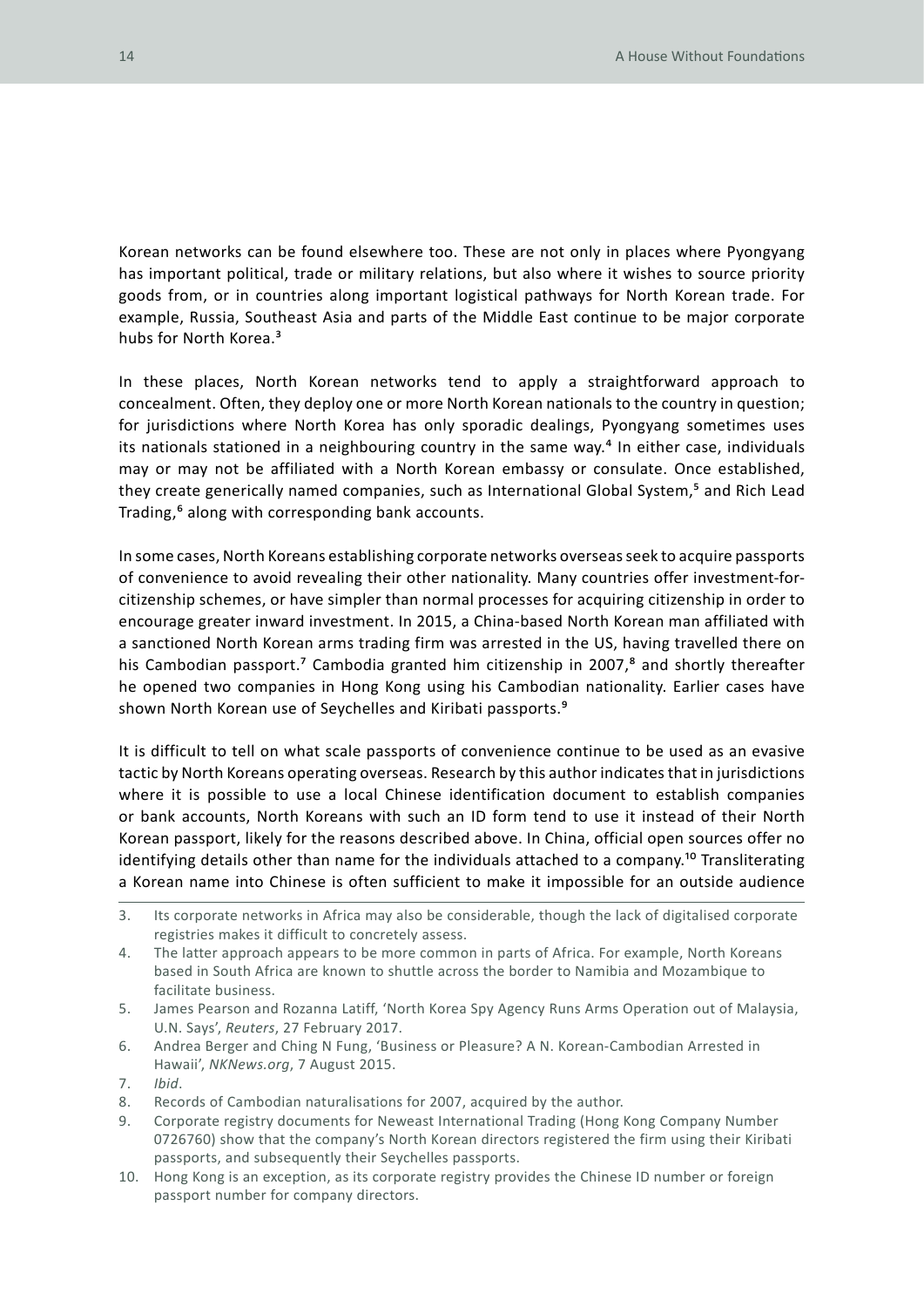Korean networks can be found elsewhere too. These are not only in places where Pyongyang has important political, trade or military relations, but also where it wishes to source priority goods from, or in countries along important logistical pathways for North Korean trade. For example, Russia, Southeast Asia and parts of the Middle East continue to be major corporate hubs for North Korea.[3]

In these places, North Korean networks tend to apply a straightforward approach to concealment. Often, they deploy one or more North Korean nationals to the country in question; for jurisdictions where North Korea has only sporadic dealings, Pyongyang sometimes uses its nationals stationed in a neighbouring country in the same way.[4] In either case, individuals may or may not be affiliated with a North Korean embassy or consulate. Once established, they create generically named companies, such as International Global System,[5] and Rich Lead Trading,[6] along with corresponding bank accounts.

In some cases, North Koreans establishing corporate networks overseas seek to acquire passports of convenience to avoid revealing their other nationality. Many countries offer investment-for-citizenship schemes, or have simpler than normal processes for acquiring citizenship in order to encourage greater inward investment. In 2015, a China-based North Korean man affiliated with a sanctioned North Korean arms trading firm was arrested in the US, having travelled there on his Cambodian passport.[7] Cambodia granted him citizenship in 2007,[8] and shortly thereafter he opened two companies in Hong Kong using his Cambodian nationality. Earlier cases have shown North Korean use of Seychelles and Kiribati passports.[9]

It is difficult to tell on what scale passports of convenience continue to be used as an evasive tactic by North Koreans operating overseas. Research by this author indicates that in jurisdictions where it is possible to use a local Chinese identification document to establish companies or bank accounts, North Koreans with such an ID form tend to use it instead of their North Korean passport, likely for the reasons described above. In China, official open sources offer no identifying details other than name for the individuals attached to a company.[10] Transliterating a Korean name into Chinese is often sufficient to make it impossible for an outside audience

---

3. Its corporate networks in Africa may also be considerable, though the lack of digitalised corporate registries makes it difficult to concretely assess.
4. The latter approach appears to be more common in parts of Africa. For example, North Koreans based in South Africa are known to shuttle across the border to Namibia and Mozambique to facilitate business.
5. James Pearson and Rozanna Latiff, 'North Korea Spy Agency Runs Arms Operation out of Malaysia, U.N. Says', *Reuters*, 27 February 2017.
6. Andrea Berger and Ching N Fung, 'Business or Pleasure? A N. Korean-Cambodian Arrested in Hawaii', *NKNews.org*, 7 August 2015.
7. *Ibid*.
8. Records of Cambodian naturalisations for 2007, acquired by the author.
9. Corporate registry documents for Neweast International Trading (Hong Kong Company Number 0726760) show that the company's North Korean directors registered the firm using their Kiribati passports, and subsequently their Seychelles passports.
10. Hong Kong is an exception, as its corporate registry provides the Chinese ID number or foreign passport number for company directors.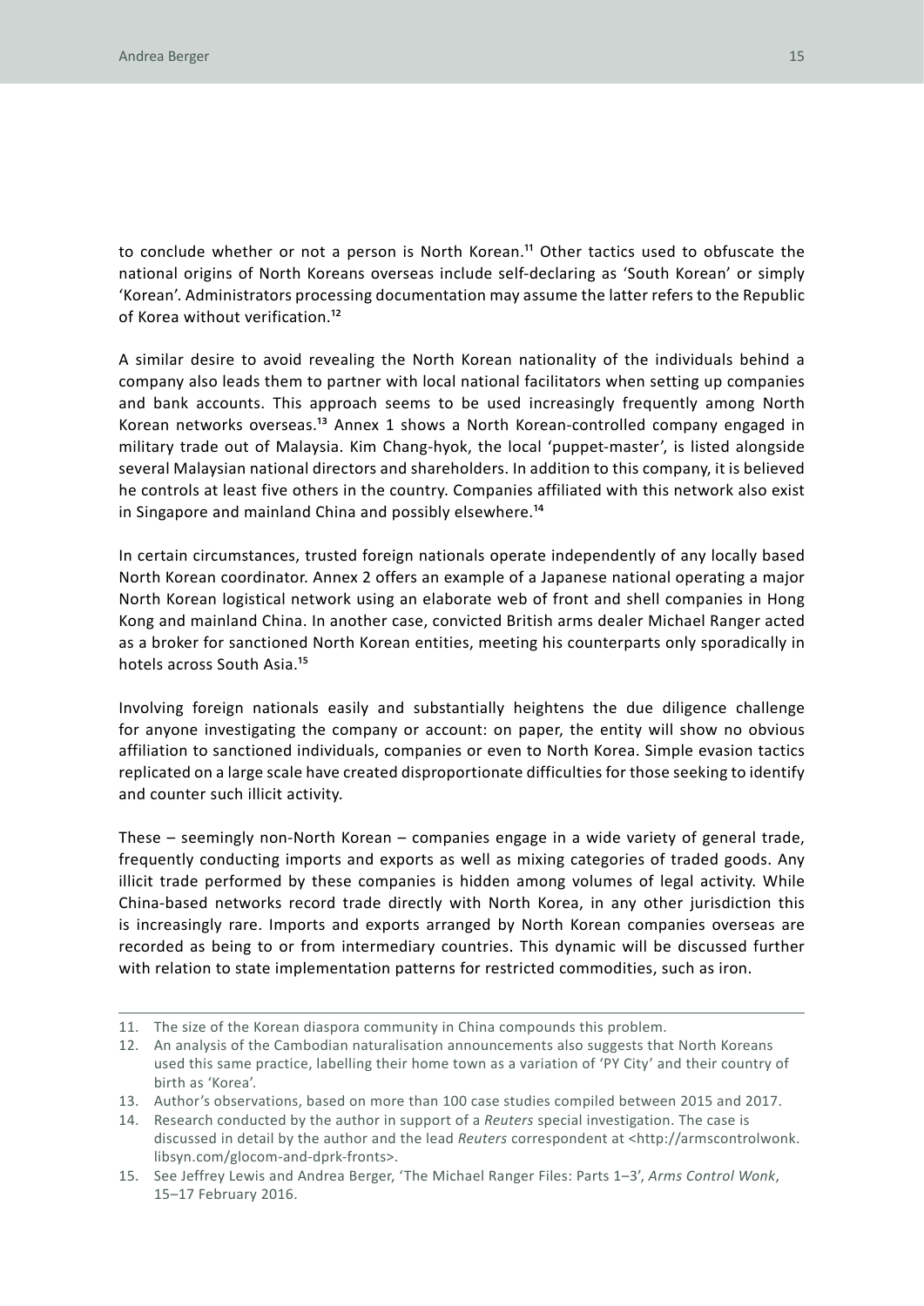to conclude whether or not a person is North Korean.[11] Other tactics used to obfuscate the national origins of North Koreans overseas include self-declaring as 'South Korean' or simply 'Korean'. Administrators processing documentation may assume the latter refers to the Republic of Korea without verification.[12]

A similar desire to avoid revealing the North Korean nationality of the individuals behind a company also leads them to partner with local national facilitators when setting up companies and bank accounts. This approach seems to be used increasingly frequently among North Korean networks overseas.[13] Annex 1 shows a North Korean-controlled company engaged in military trade out of Malaysia. Kim Chang-hyok, the local 'puppet-master', is listed alongside several Malaysian national directors and shareholders. In addition to this company, it is believed he controls at least five others in the country. Companies affiliated with this network also exist in Singapore and mainland China and possibly elsewhere.[14]

In certain circumstances, trusted foreign nationals operate independently of any locally based North Korean coordinator. Annex 2 offers an example of a Japanese national operating a major North Korean logistical network using an elaborate web of front and shell companies in Hong Kong and mainland China. In another case, convicted British arms dealer Michael Ranger acted as a broker for sanctioned North Korean entities, meeting his counterparts only sporadically in hotels across South Asia.[15]

Involving foreign nationals easily and substantially heightens the due diligence challenge for anyone investigating the company or account: on paper, the entity will show no obvious affiliation to sanctioned individuals, companies or even to North Korea. Simple evasion tactics replicated on a large scale have created disproportionate difficulties for those seeking to identify and counter such illicit activity.

These – seemingly non-North Korean – companies engage in a wide variety of general trade, frequently conducting imports and exports as well as mixing categories of traded goods. Any illicit trade performed by these companies is hidden among volumes of legal activity. While China-based networks record trade directly with North Korea, in any other jurisdiction this is increasingly rare. Imports and exports arranged by North Korean companies overseas are recorded as being to or from intermediary countries. This dynamic will be discussed further with relation to state implementation patterns for restricted commodities, such as iron.

---

11. The size of the Korean diaspora community in China compounds this problem.
12. An analysis of the Cambodian naturalisation announcements also suggests that North Koreans used this same practice, labelling their home town as a variation of 'PY City' and their country of birth as 'Korea'.
13. Author's observations, based on more than 100 case studies compiled between 2015 and 2017.
14. Research conducted by the author in support of a *Reuters* special investigation. The case is discussed in detail by the author and the lead *Reuters* correspondent at <http://armscontrolwonk.libsyn.com/glocom-and-dprk-fronts>.
15. See Jeffrey Lewis and Andrea Berger, 'The Michael Ranger Files: Parts 1–3', *Arms Control Wonk*, 15–17 February 2016.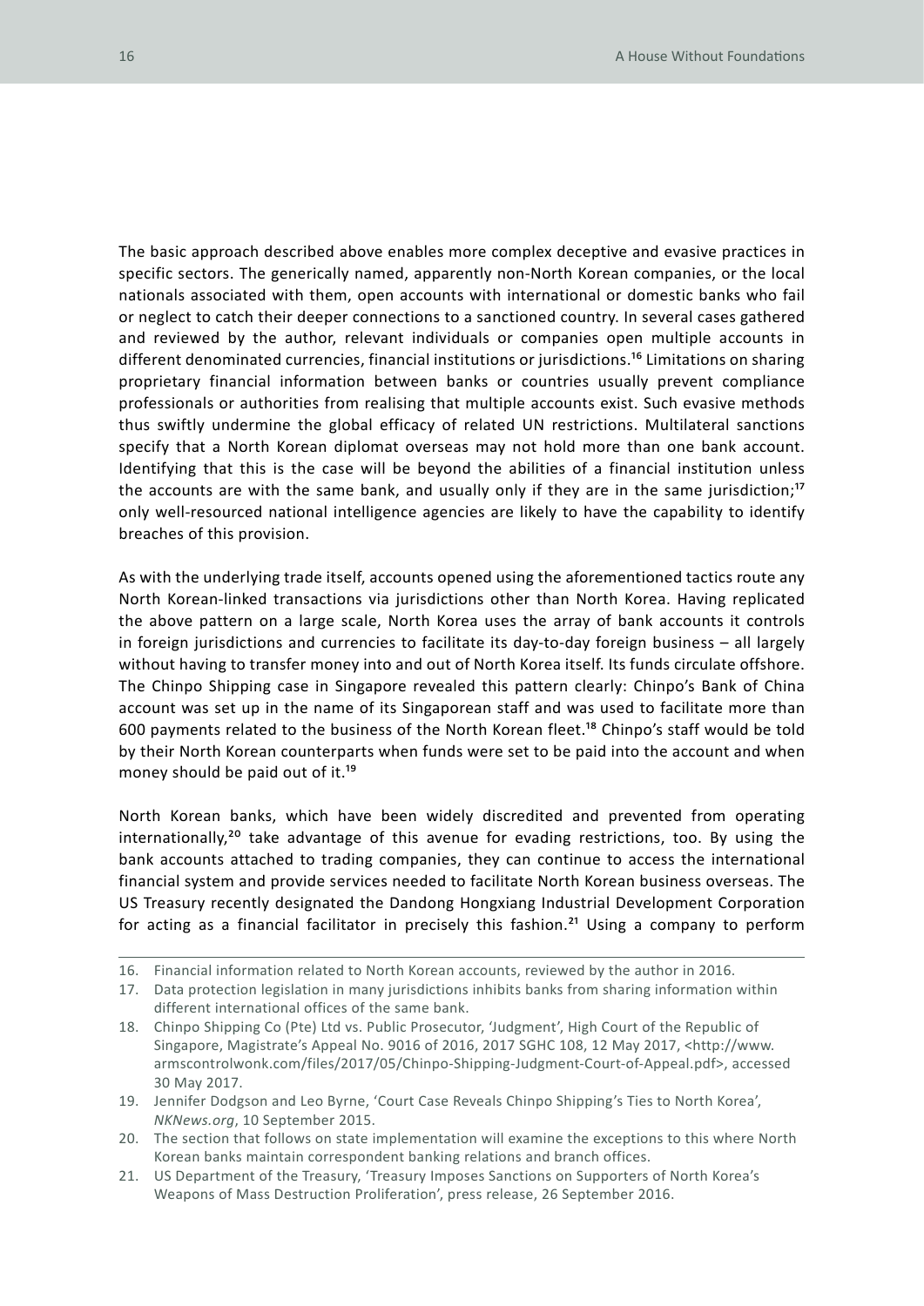The basic approach described above enables more complex deceptive and evasive practices in specific sectors. The generically named, apparently non-North Korean companies, or the local nationals associated with them, open accounts with international or domestic banks who fail or neglect to catch their deeper connections to a sanctioned country. In several cases gathered and reviewed by the author, relevant individuals or companies open multiple accounts in different denominated currencies, financial institutions or jurisdictions.[16] Limitations on sharing proprietary financial information between banks or countries usually prevent compliance professionals or authorities from realising that multiple accounts exist. Such evasive methods thus swiftly undermine the global efficacy of related UN restrictions. Multilateral sanctions specify that a North Korean diplomat overseas may not hold more than one bank account. Identifying that this is the case will be beyond the abilities of a financial institution unless the accounts are with the same bank, and usually only if they are in the same jurisdiction;[17] only well-resourced national intelligence agencies are likely to have the capability to identify breaches of this provision.

As with the underlying trade itself, accounts opened using the aforementioned tactics route any North Korean-linked transactions via jurisdictions other than North Korea. Having replicated the above pattern on a large scale, North Korea uses the array of bank accounts it controls in foreign jurisdictions and currencies to facilitate its day-to-day foreign business – all largely without having to transfer money into and out of North Korea itself. Its funds circulate offshore. The Chinpo Shipping case in Singapore revealed this pattern clearly: Chinpo's Bank of China account was set up in the name of its Singaporean staff and was used to facilitate more than 600 payments related to the business of the North Korean fleet.[18] Chinpo's staff would be told by their North Korean counterparts when funds were set to be paid into the account and when money should be paid out of it.[19]

North Korean banks, which have been widely discredited and prevented from operating internationally,[20] take advantage of this avenue for evading restrictions, too. By using the bank accounts attached to trading companies, they can continue to access the international financial system and provide services needed to facilitate North Korean business overseas. The US Treasury recently designated the Dandong Hongxiang Industrial Development Corporation for acting as a financial facilitator in precisely this fashion.[21] Using a company to perform

---

16. Financial information related to North Korean accounts, reviewed by the author in 2016.
17. Data protection legislation in many jurisdictions inhibits banks from sharing information within different international offices of the same bank.
18. Chinpo Shipping Co (Pte) Ltd vs. Public Prosecutor, 'Judgment', High Court of the Republic of Singapore, Magistrate's Appeal No. 9016 of 2016, 2017 SGHC 108, 12 May 2017, <http://www.armscontrolwonk.com/files/2017/05/Chinpo-Shipping-Judgment-Court-of-Appeal.pdf>, accessed 30 May 2017.
19. Jennifer Dodgson and Leo Byrne, 'Court Case Reveals Chinpo Shipping's Ties to North Korea', *NKNews.org*, 10 September 2015.
20. The section that follows on state implementation will examine the exceptions to this where North Korean banks maintain correspondent banking relations and branch offices.
21. US Department of the Treasury, 'Treasury Imposes Sanctions on Supporters of North Korea's Weapons of Mass Destruction Proliferation', press release, 26 September 2016.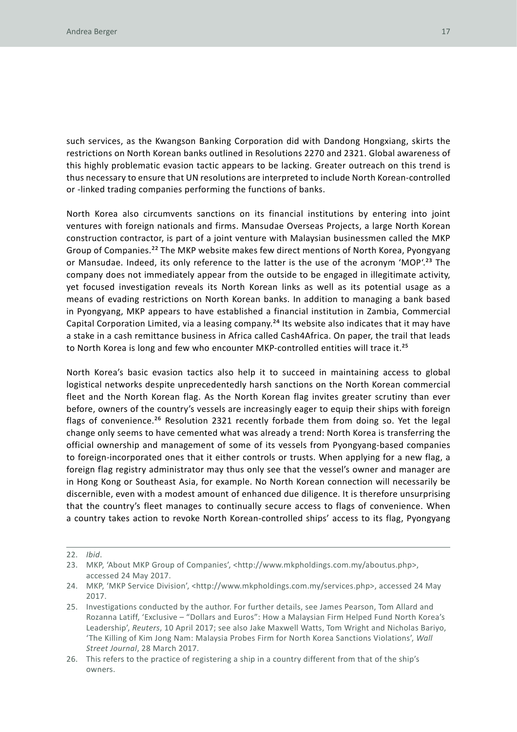such services, as the Kwangson Banking Corporation did with Dandong Hongxiang, skirts the restrictions on North Korean banks outlined in Resolutions 2270 and 2321. Global awareness of this highly problematic evasion tactic appears to be lacking. Greater outreach on this trend is thus necessary to ensure that UN resolutions are interpreted to include North Korean-controlled or -linked trading companies performing the functions of banks.

North Korea also circumvents sanctions on its financial institutions by entering into joint ventures with foreign nationals and firms. Mansudae Overseas Projects, a large North Korean construction contractor, is part of a joint venture with Malaysian businessmen called the MKP Group of Companies.[22] The MKP website makes few direct mentions of North Korea, Pyongyang or Mansudae. Indeed, its only reference to the latter is the use of the acronym 'MOP'.[23] The company does not immediately appear from the outside to be engaged in illegitimate activity, yet focused investigation reveals its North Korean links as well as its potential usage as a means of evading restrictions on North Korean banks. In addition to managing a bank based in Pyongyang, MKP appears to have established a financial institution in Zambia, Commercial Capital Corporation Limited, via a leasing company.[24] Its website also indicates that it may have a stake in a cash remittance business in Africa called Cash4Africa. On paper, the trail that leads to North Korea is long and few who encounter MKP-controlled entities will trace it.[25]

North Korea's basic evasion tactics also help it to succeed in maintaining access to global logistical networks despite unprecedentedly harsh sanctions on the North Korean commercial fleet and the North Korean flag. As the North Korean flag invites greater scrutiny than ever before, owners of the country's vessels are increasingly eager to equip their ships with foreign flags of convenience.[26] Resolution 2321 recently forbade them from doing so. Yet the legal change only seems to have cemented what was already a trend: North Korea is transferring the official ownership and management of some of its vessels from Pyongyang-based companies to foreign-incorporated ones that it either controls or trusts. When applying for a new flag, a foreign flag registry administrator may thus only see that the vessel's owner and manager are in Hong Kong or Southeast Asia, for example. No North Korean connection will necessarily be discernible, even with a modest amount of enhanced due diligence. It is therefore unsurprising that the country's fleet manages to continually secure access to flags of convenience. When a country takes action to revoke North Korean-controlled ships' access to its flag, Pyongyang

---

22. *Ibid*.
23. MKP, 'About MKP Group of Companies', <http://www.mkpholdings.com.my/aboutus.php>, accessed 24 May 2017.
24. MKP, 'MKP Service Division', <http://www.mkpholdings.com.my/services.php>, accessed 24 May 2017.
25. Investigations conducted by the author. For further details, see James Pearson, Tom Allard and Rozanna Latiff, 'Exclusive – "Dollars and Euros": How a Malaysian Firm Helped Fund North Korea's Leadership', *Reuters*, 10 April 2017; see also Jake Maxwell Watts, Tom Wright and Nicholas Bariyo, 'The Killing of Kim Jong Nam: Malaysia Probes Firm for North Korea Sanctions Violations', *Wall Street Journal*, 28 March 2017.
26. This refers to the practice of registering a ship in a country different from that of the ship's owners.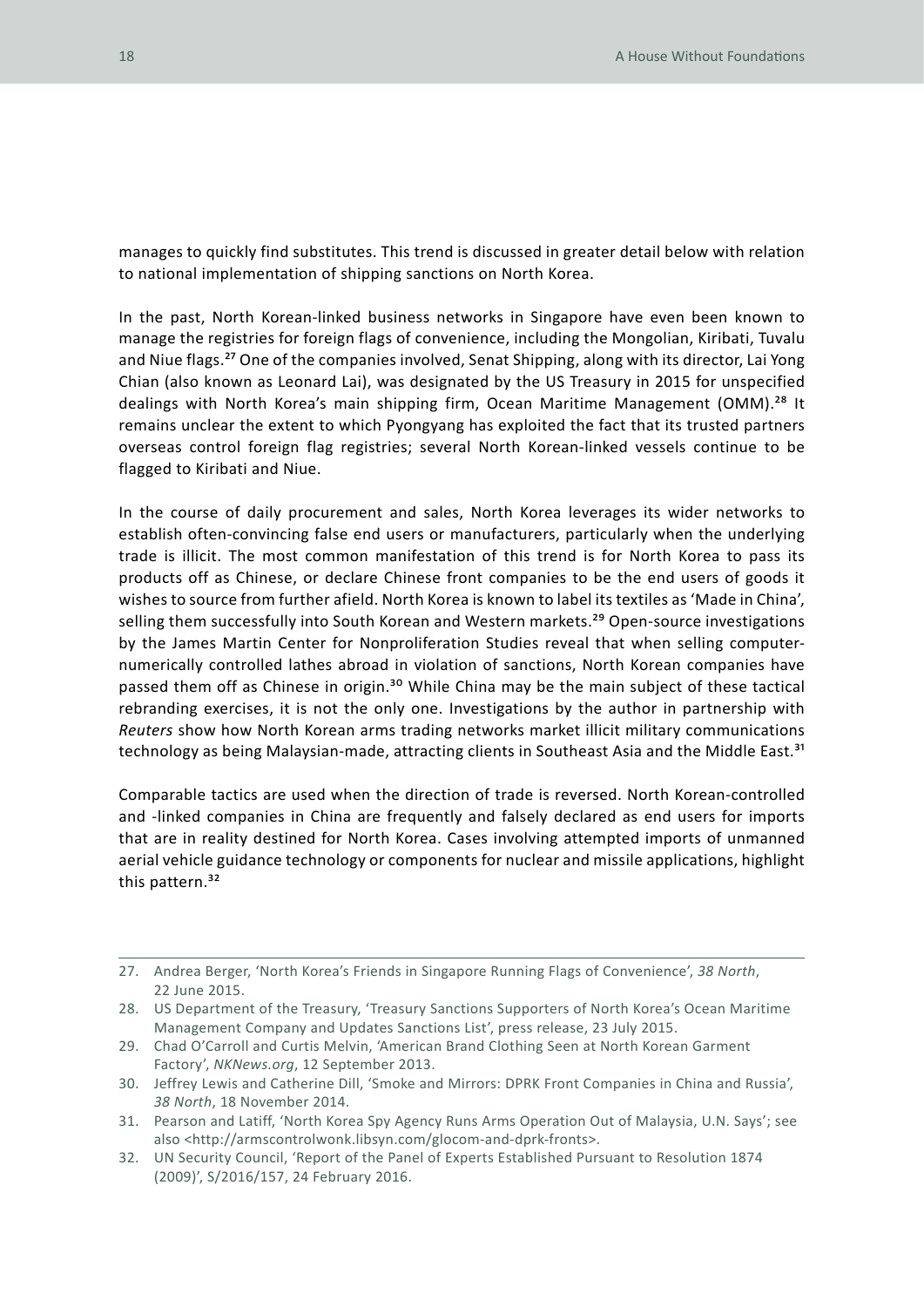manages to quickly find substitutes. This trend is discussed in greater detail below with relation to national implementation of shipping sanctions on North Korea.

In the past, North Korean-linked business networks in Singapore have even been known to manage the registries for foreign flags of convenience, including the Mongolian, Kiribati, Tuvalu and Niue flags.[27] One of the companies involved, Senat Shipping, along with its director, Lai Yong Chian (also known as Leonard Lai), was designated by the US Treasury in 2015 for unspecified dealings with North Korea's main shipping firm, Ocean Maritime Management (OMM).[28] It remains unclear the extent to which Pyongyang has exploited the fact that its trusted partners overseas control foreign flag registries; several North Korean-linked vessels continue to be flagged to Kiribati and Niue.

In the course of daily procurement and sales, North Korea leverages its wider networks to establish often-convincing false end users or manufacturers, particularly when the underlying trade is illicit. The most common manifestation of this trend is for North Korea to pass its products off as Chinese, or declare Chinese front companies to be the end users of goods it wishes to source from further afield. North Korea is known to label its textiles as 'Made in China', selling them successfully into South Korean and Western markets.[29] Open-source investigations by the James Martin Center for Nonproliferation Studies reveal that when selling computer-numerically controlled lathes abroad in violation of sanctions, North Korean companies have passed them off as Chinese in origin.[30] While China may be the main subject of these tactical rebranding exercises, it is not the only one. Investigations by the author in partnership with *Reuters* show how North Korean arms trading networks market illicit military communications technology as being Malaysian-made, attracting clients in Southeast Asia and the Middle East.[31]

Comparable tactics are used when the direction of trade is reversed. North Korean-controlled and -linked companies in China are frequently and falsely declared as end users for imports that are in reality destined for North Korea. Cases involving attempted imports of unmanned aerial vehicle guidance technology or components for nuclear and missile applications, highlight this pattern.[32]

---

27. Andrea Berger, 'North Korea's Friends in Singapore Running Flags of Convenience', *38 North*, 22 June 2015.
28. US Department of the Treasury, 'Treasury Sanctions Supporters of North Korea's Ocean Maritime Management Company and Updates Sanctions List', press release, 23 July 2015.
29. Chad O'Carroll and Curtis Melvin, 'American Brand Clothing Seen at North Korean Garment Factory', *NKNews.org*, 12 September 2013.
30. Jeffrey Lewis and Catherine Dill, 'Smoke and Mirrors: DPRK Front Companies in China and Russia', *38 North*, 18 November 2014.
31. Pearson and Latiff, 'North Korea Spy Agency Runs Arms Operation Out of Malaysia, U.N. Says'; see also <http://armscontrolwonk.libsyn.com/glocom-and-dprk-fronts>.
32. UN Security Council, 'Report of the Panel of Experts Established Pursuant to Resolution 1874 (2009)', S/2016/157, 24 February 2016.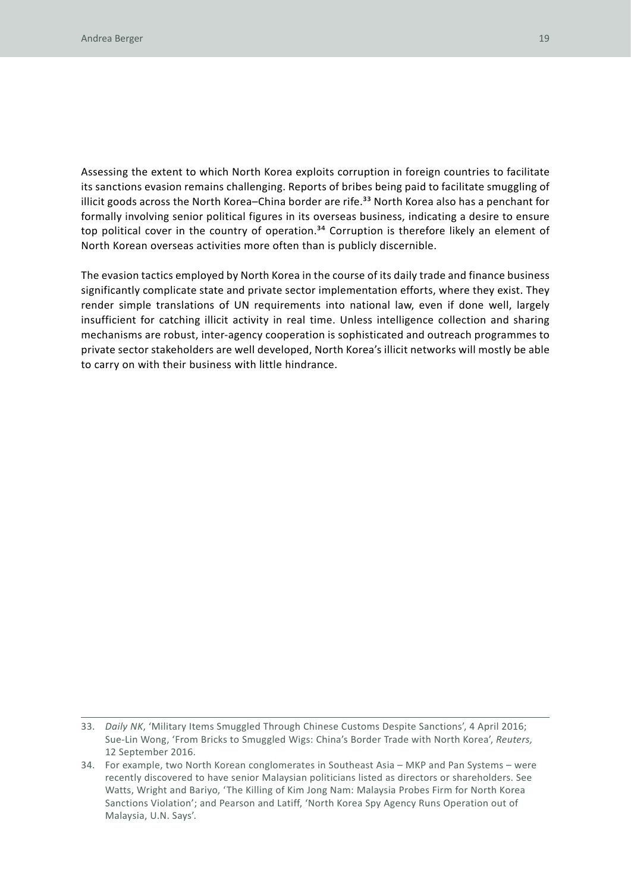Assessing the extent to which North Korea exploits corruption in foreign countries to facilitate its sanctions evasion remains challenging. Reports of bribes being paid to facilitate smuggling of illicit goods across the North Korea–China border are rife.[33] North Korea also has a penchant for formally involving senior political figures in its overseas business, indicating a desire to ensure top political cover in the country of operation.[34] Corruption is therefore likely an element of North Korean overseas activities more often than is publicly discernible.

The evasion tactics employed by North Korea in the course of its daily trade and finance business significantly complicate state and private sector implementation efforts, where they exist. They render simple translations of UN requirements into national law, even if done well, largely insufficient for catching illicit activity in real time. Unless intelligence collection and sharing mechanisms are robust, inter-agency cooperation is sophisticated and outreach programmes to private sector stakeholders are well developed, North Korea's illicit networks will mostly be able to carry on with their business with little hindrance.

---

33. *Daily NK*, 'Military Items Smuggled Through Chinese Customs Despite Sanctions', 4 April 2016; Sue-Lin Wong, 'From Bricks to Smuggled Wigs: China's Border Trade with North Korea', *Reuters,* 12 September 2016.
34. For example, two North Korean conglomerates in Southeast Asia – MKP and Pan Systems – were recently discovered to have senior Malaysian politicians listed as directors or shareholders. See Watts, Wright and Bariyo, 'The Killing of Kim Jong Nam: Malaysia Probes Firm for North Korea Sanctions Violation'; and Pearson and Latiff, 'North Korea Spy Agency Runs Operation out of Malaysia, U.N. Says'.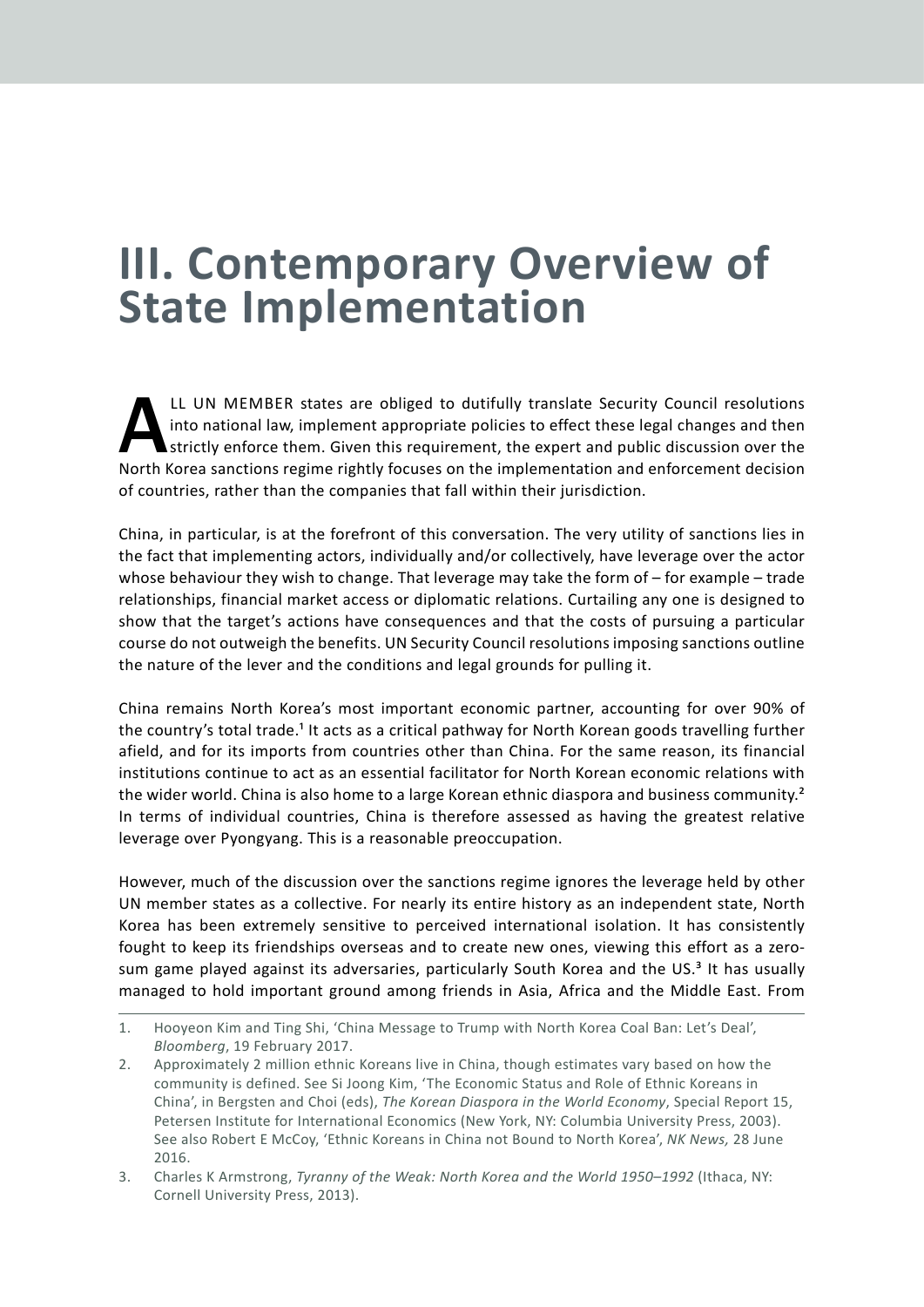# III. Contemporary Overview of State Implementation

ALL UN MEMBER states are obliged to dutifully translate Security Council resolutions into national law, implement appropriate policies to effect these legal changes and then strictly enforce them. Given this requirement, the expert and public discussion over the North Korea sanctions regime rightly focuses on the implementation and enforcement decision of countries, rather than the companies that fall within their jurisdiction.

China, in particular, is at the forefront of this conversation. The very utility of sanctions lies in the fact that implementing actors, individually and/or collectively, have leverage over the actor whose behaviour they wish to change. That leverage may take the form of – for example – trade relationships, financial market access or diplomatic relations. Curtailing any one is designed to show that the target's actions have consequences and that the costs of pursuing a particular course do not outweigh the benefits. UN Security Council resolutions imposing sanctions outline the nature of the lever and the conditions and legal grounds for pulling it.

China remains North Korea's most important economic partner, accounting for over 90% of the country's total trade.[1] It acts as a critical pathway for North Korean goods travelling further afield, and for its imports from countries other than China. For the same reason, its financial institutions continue to act as an essential facilitator for North Korean economic relations with the wider world. China is also home to a large Korean ethnic diaspora and business community.[2] In terms of individual countries, China is therefore assessed as having the greatest relative leverage over Pyongyang. This is a reasonable preoccupation.

However, much of the discussion over the sanctions regime ignores the leverage held by other UN member states as a collective. For nearly its entire history as an independent state, North Korea has been extremely sensitive to perceived international isolation. It has consistently fought to keep its friendships overseas and to create new ones, viewing this effort as a zero-sum game played against its adversaries, particularly South Korea and the US.[3] It has usually managed to hold important ground among friends in Asia, Africa and the Middle East. From

1. Hooyeon Kim and Ting Shi, 'China Message to Trump with North Korea Coal Ban: Let's Deal', *Bloomberg*, 19 February 2017.
2. Approximately 2 million ethnic Koreans live in China, though estimates vary based on how the community is defined. See Si Joong Kim, 'The Economic Status and Role of Ethnic Koreans in China', in Bergsten and Choi (eds), *The Korean Diaspora in the World Economy*, Special Report 15, Petersen Institute for International Economics (New York, NY: Columbia University Press, 2003). See also Robert E McCoy, 'Ethnic Koreans in China not Bound to North Korea', *NK News,* 28 June 2016.
3. Charles K Armstrong, *Tyranny of the Weak: North Korea and the World 1950–1992* (Ithaca, NY: Cornell University Press, 2013).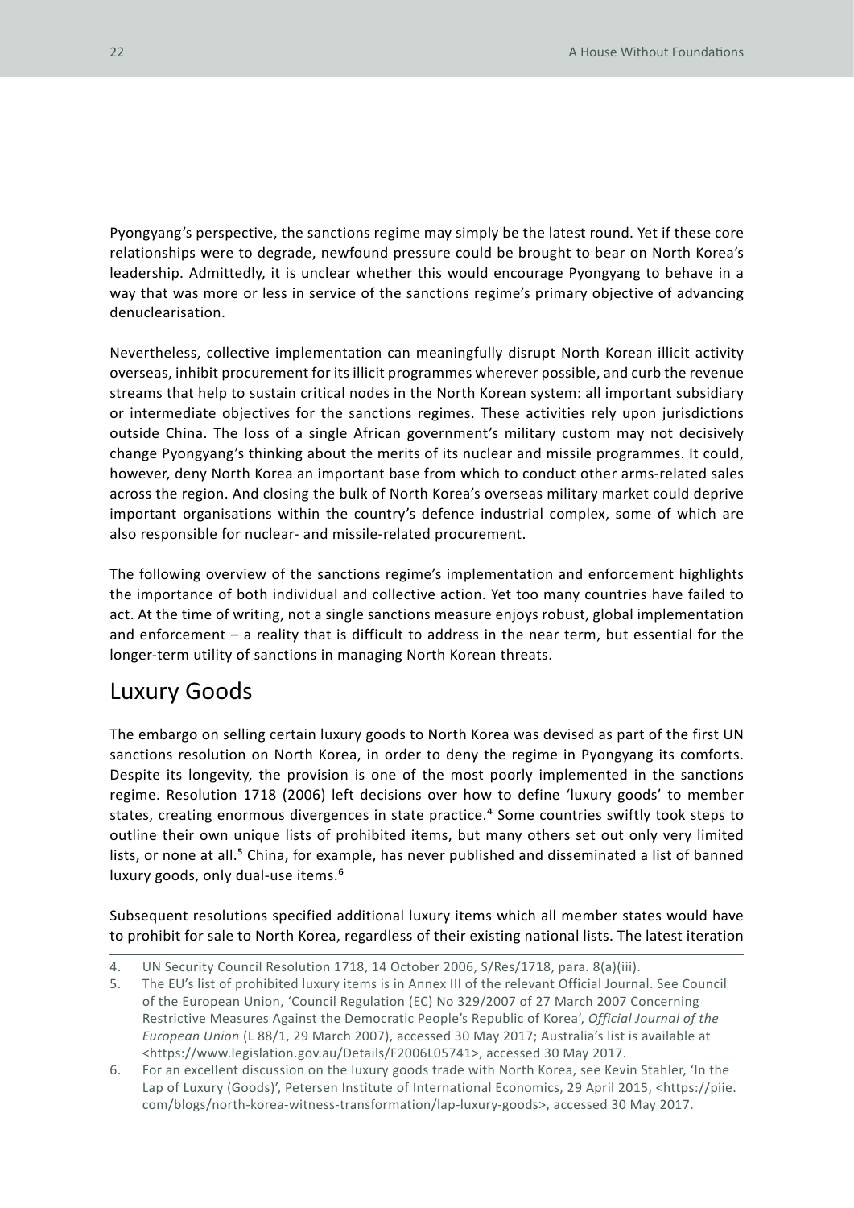Pyongyang's perspective, the sanctions regime may simply be the latest round. Yet if these core relationships were to degrade, newfound pressure could be brought to bear on North Korea's leadership. Admittedly, it is unclear whether this would encourage Pyongyang to behave in a way that was more or less in service of the sanctions regime's primary objective of advancing denuclearisation.

Nevertheless, collective implementation can meaningfully disrupt North Korean illicit activity overseas, inhibit procurement for its illicit programmes wherever possible, and curb the revenue streams that help to sustain critical nodes in the North Korean system: all important subsidiary or intermediate objectives for the sanctions regimes. These activities rely upon jurisdictions outside China. The loss of a single African government's military custom may not decisively change Pyongyang's thinking about the merits of its nuclear and missile programmes. It could, however, deny North Korea an important base from which to conduct other arms-related sales across the region. And closing the bulk of North Korea's overseas military market could deprive important organisations within the country's defence industrial complex, some of which are also responsible for nuclear- and missile-related procurement.

The following overview of the sanctions regime's implementation and enforcement highlights the importance of both individual and collective action. Yet too many countries have failed to act. At the time of writing, not a single sanctions measure enjoys robust, global implementation and enforcement – a reality that is difficult to address in the near term, but essential for the longer-term utility of sanctions in managing North Korean threats.

## Luxury Goods

The embargo on selling certain luxury goods to North Korea was devised as part of the first UN sanctions resolution on North Korea, in order to deny the regime in Pyongyang its comforts. Despite its longevity, the provision is one of the most poorly implemented in the sanctions regime. Resolution 1718 (2006) left decisions over how to define 'luxury goods' to member states, creating enormous divergences in state practice.[4] Some countries swiftly took steps to outline their own unique lists of prohibited items, but many others set out only very limited lists, or none at all.[5] China, for example, has never published and disseminated a list of banned luxury goods, only dual-use items.[6]

Subsequent resolutions specified additional luxury items which all member states would have to prohibit for sale to North Korea, regardless of their existing national lists. The latest iteration

4. UN Security Council Resolution 1718, 14 October 2006, S/Res/1718, para. 8(a)(iii).
5. The EU's list of prohibited luxury items is in Annex III of the relevant Official Journal. See Council of the European Union, 'Council Regulation (EC) No 329/2007 of 27 March 2007 Concerning Restrictive Measures Against the Democratic People's Republic of Korea', *Official Journal of the European Union* (L 88/1, 29 March 2007), accessed 30 May 2017; Australia's list is available at <https://www.legislation.gov.au/Details/F2006L05741>, accessed 30 May 2017.
6. For an excellent discussion on the luxury goods trade with North Korea, see Kevin Stahler, 'In the Lap of Luxury (Goods)', Petersen Institute of International Economics, 29 April 2015, <https://piie.com/blogs/north-korea-witness-transformation/lap-luxury-goods>, accessed 30 May 2017.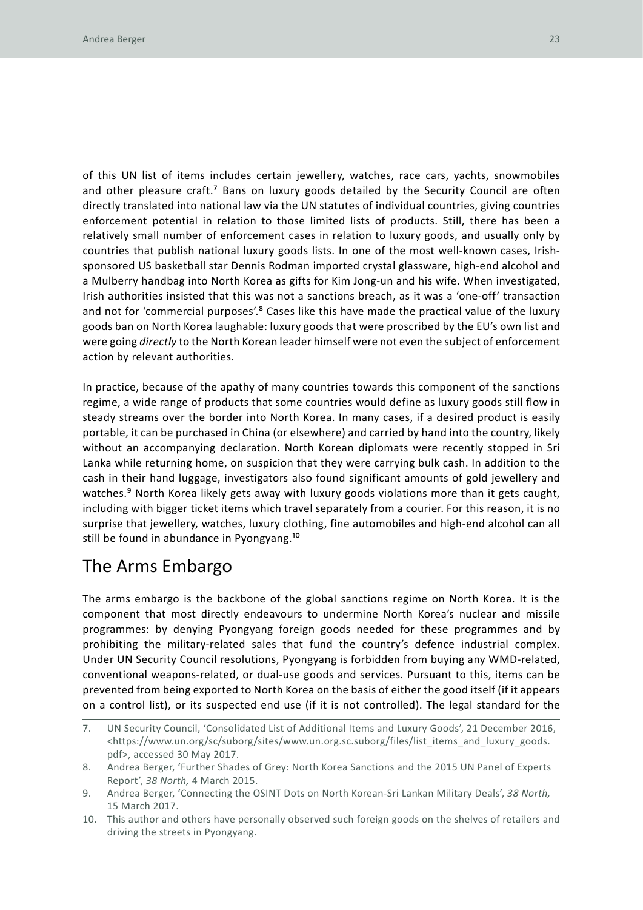of this UN list of items includes certain jewellery, watches, race cars, yachts, snowmobiles and other pleasure craft.[7] Bans on luxury goods detailed by the Security Council are often directly translated into national law via the UN statutes of individual countries, giving countries enforcement potential in relation to those limited lists of products. Still, there has been a relatively small number of enforcement cases in relation to luxury goods, and usually only by countries that publish national luxury goods lists. In one of the most well-known cases, Irish-sponsored US basketball star Dennis Rodman imported crystal glassware, high-end alcohol and a Mulberry handbag into North Korea as gifts for Kim Jong-un and his wife. When investigated, Irish authorities insisted that this was not a sanctions breach, as it was a 'one-off' transaction and not for 'commercial purposes'.[8] Cases like this have made the practical value of the luxury goods ban on North Korea laughable: luxury goods that were proscribed by the EU's own list and were going *directly* to the North Korean leader himself were not even the subject of enforcement action by relevant authorities.

In practice, because of the apathy of many countries towards this component of the sanctions regime, a wide range of products that some countries would define as luxury goods still flow in steady streams over the border into North Korea. In many cases, if a desired product is easily portable, it can be purchased in China (or elsewhere) and carried by hand into the country, likely without an accompanying declaration. North Korean diplomats were recently stopped in Sri Lanka while returning home, on suspicion that they were carrying bulk cash. In addition to the cash in their hand luggage, investigators also found significant amounts of gold jewellery and watches.[9] North Korea likely gets away with luxury goods violations more than it gets caught, including with bigger ticket items which travel separately from a courier. For this reason, it is no surprise that jewellery, watches, luxury clothing, fine automobiles and high-end alcohol can all still be found in abundance in Pyongyang.[10]

## The Arms Embargo

The arms embargo is the backbone of the global sanctions regime on North Korea. It is the component that most directly endeavours to undermine North Korea's nuclear and missile programmes: by denying Pyongyang foreign goods needed for these programmes and by prohibiting the military-related sales that fund the country's defence industrial complex. Under UN Security Council resolutions, Pyongyang is forbidden from buying any WMD-related, conventional weapons-related, or dual-use goods and services. Pursuant to this, items can be prevented from being exported to North Korea on the basis of either the good itself (if it appears on a control list), or its suspected end use (if it is not controlled). The legal standard for the

---

7. UN Security Council, 'Consolidated List of Additional Items and Luxury Goods', 21 December 2016, <https://www.un.org/sc/suborg/sites/www.un.org.sc.suborg/files/list_items_and_luxury_goods.pdf>, accessed 30 May 2017.
8. Andrea Berger, 'Further Shades of Grey: North Korea Sanctions and the 2015 UN Panel of Experts Report', *38 North,* 4 March 2015.
9. Andrea Berger, 'Connecting the OSINT Dots on North Korean-Sri Lankan Military Deals', *38 North,* 15 March 2017.
10. This author and others have personally observed such foreign goods on the shelves of retailers and driving the streets in Pyongyang.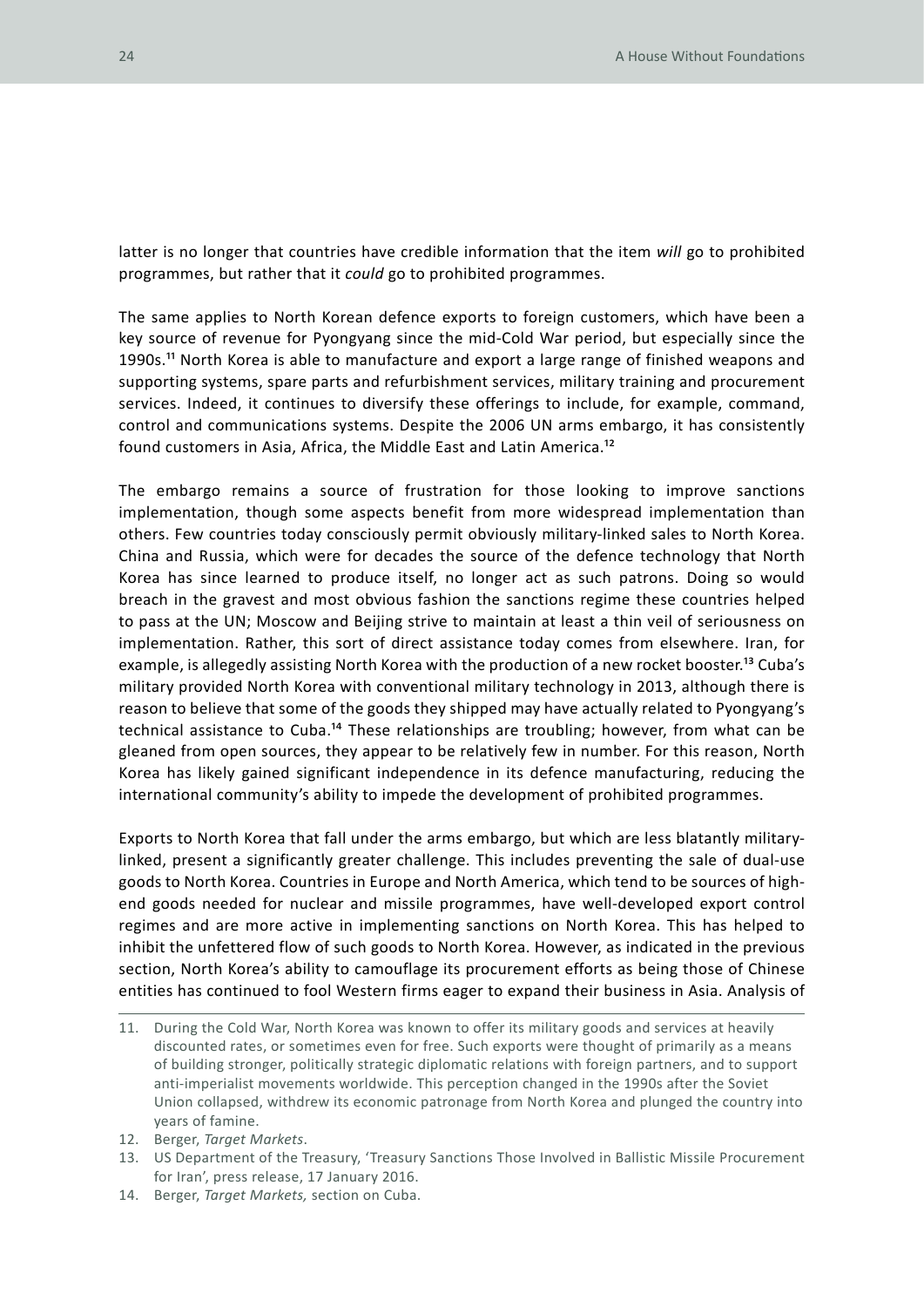latter is no longer that countries have credible information that the item *will* go to prohibited programmes, but rather that it *could* go to prohibited programmes.

The same applies to North Korean defence exports to foreign customers, which have been a key source of revenue for Pyongyang since the mid-Cold War period, but especially since the 1990s.[11] North Korea is able to manufacture and export a large range of finished weapons and supporting systems, spare parts and refurbishment services, military training and procurement services. Indeed, it continues to diversify these offerings to include, for example, command, control and communications systems. Despite the 2006 UN arms embargo, it has consistently found customers in Asia, Africa, the Middle East and Latin America.[12]

The embargo remains a source of frustration for those looking to improve sanctions implementation, though some aspects benefit from more widespread implementation than others. Few countries today consciously permit obviously military-linked sales to North Korea. China and Russia, which were for decades the source of the defence technology that North Korea has since learned to produce itself, no longer act as such patrons. Doing so would breach in the gravest and most obvious fashion the sanctions regime these countries helped to pass at the UN; Moscow and Beijing strive to maintain at least a thin veil of seriousness on implementation. Rather, this sort of direct assistance today comes from elsewhere. Iran, for example, is allegedly assisting North Korea with the production of a new rocket booster.[13] Cuba's military provided North Korea with conventional military technology in 2013, although there is reason to believe that some of the goods they shipped may have actually related to Pyongyang's technical assistance to Cuba.[14] These relationships are troubling; however, from what can be gleaned from open sources, they appear to be relatively few in number. For this reason, North Korea has likely gained significant independence in its defence manufacturing, reducing the international community's ability to impede the development of prohibited programmes.

Exports to North Korea that fall under the arms embargo, but which are less blatantly military-linked, present a significantly greater challenge. This includes preventing the sale of dual-use goods to North Korea. Countries in Europe and North America, which tend to be sources of high-end goods needed for nuclear and missile programmes, have well-developed export control regimes and are more active in implementing sanctions on North Korea. This has helped to inhibit the unfettered flow of such goods to North Korea. However, as indicated in the previous section, North Korea's ability to camouflage its procurement efforts as being those of Chinese entities has continued to fool Western firms eager to expand their business in Asia. Analysis of

11. During the Cold War, North Korea was known to offer its military goods and services at heavily discounted rates, or sometimes even for free. Such exports were thought of primarily as a means of building stronger, politically strategic diplomatic relations with foreign partners, and to support anti-imperialist movements worldwide. This perception changed in the 1990s after the Soviet Union collapsed, withdrew its economic patronage from North Korea and plunged the country into years of famine.
12. Berger, *Target Markets*.
13. US Department of the Treasury, 'Treasury Sanctions Those Involved in Ballistic Missile Procurement for Iran', press release, 17 January 2016.
14. Berger, *Target Markets,* section on Cuba.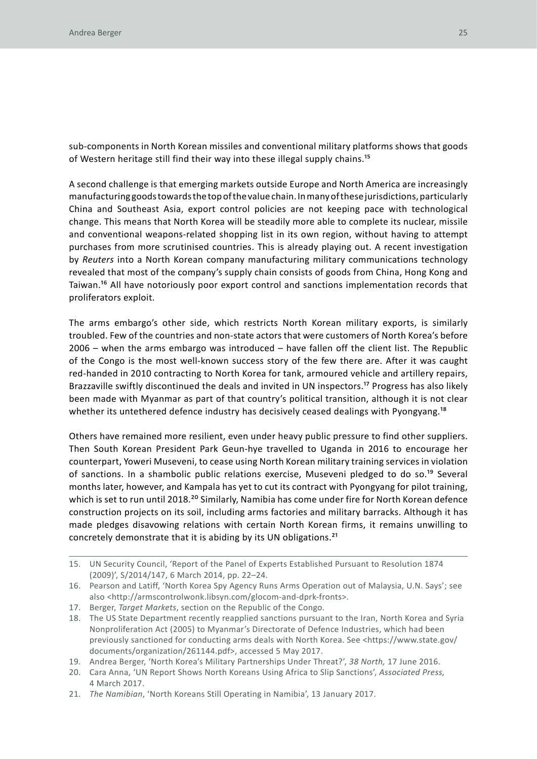sub-components in North Korean missiles and conventional military platforms shows that goods of Western heritage still find their way into these illegal supply chains.[15]

A second challenge is that emerging markets outside Europe and North America are increasingly manufacturing goods towards the top of the value chain. In many of these jurisdictions, particularly China and Southeast Asia, export control policies are not keeping pace with technological change. This means that North Korea will be steadily more able to complete its nuclear, missile and conventional weapons-related shopping list in its own region, without having to attempt purchases from more scrutinised countries. This is already playing out. A recent investigation by *Reuters* into a North Korean company manufacturing military communications technology revealed that most of the company's supply chain consists of goods from China, Hong Kong and Taiwan.[16] All have notoriously poor export control and sanctions implementation records that proliferators exploit.

The arms embargo's other side, which restricts North Korean military exports, is similarly troubled. Few of the countries and non-state actors that were customers of North Korea's before 2006 – when the arms embargo was introduced – have fallen off the client list. The Republic of the Congo is the most well-known success story of the few there are. After it was caught red-handed in 2010 contracting to North Korea for tank, armoured vehicle and artillery repairs, Brazzaville swiftly discontinued the deals and invited in UN inspectors.[17] Progress has also likely been made with Myanmar as part of that country's political transition, although it is not clear whether its untethered defence industry has decisively ceased dealings with Pyongyang.[18]

Others have remained more resilient, even under heavy public pressure to find other suppliers. Then South Korean President Park Geun-hye travelled to Uganda in 2016 to encourage her counterpart, Yoweri Museveni, to cease using North Korean military training services in violation of sanctions. In a shambolic public relations exercise, Museveni pledged to do so.[19] Several months later, however, and Kampala has yet to cut its contract with Pyongyang for pilot training, which is set to run until 2018.[20] Similarly, Namibia has come under fire for North Korean defence construction projects on its soil, including arms factories and military barracks. Although it has made pledges disavowing relations with certain North Korean firms, it remains unwilling to concretely demonstrate that it is abiding by its UN obligations.[21]

---

15. UN Security Council, 'Report of the Panel of Experts Established Pursuant to Resolution 1874 (2009)', S/2014/147, 6 March 2014, pp. 22–24.
16. Pearson and Latiff, 'North Korea Spy Agency Runs Arms Operation out of Malaysia, U.N. Says'; see also <http://armscontrolwonk.libsyn.com/glocom-and-dprk-fronts>.
17. Berger, *Target Markets*, section on the Republic of the Congo.
18. The US State Department recently reapplied sanctions pursuant to the Iran, North Korea and Syria Nonproliferation Act (2005) to Myanmar's Directorate of Defence Industries, which had been previously sanctioned for conducting arms deals with North Korea. See <https://www.state.gov/documents/organization/261144.pdf>, accessed 5 May 2017.
19. Andrea Berger, 'North Korea's Military Partnerships Under Threat?', *38 North,* 17 June 2016.
20. Cara Anna, 'UN Report Shows North Koreans Using Africa to Slip Sanctions', *Associated Press,* 4 March 2017.
21. *The Namibian*, 'North Koreans Still Operating in Namibia', 13 January 2017.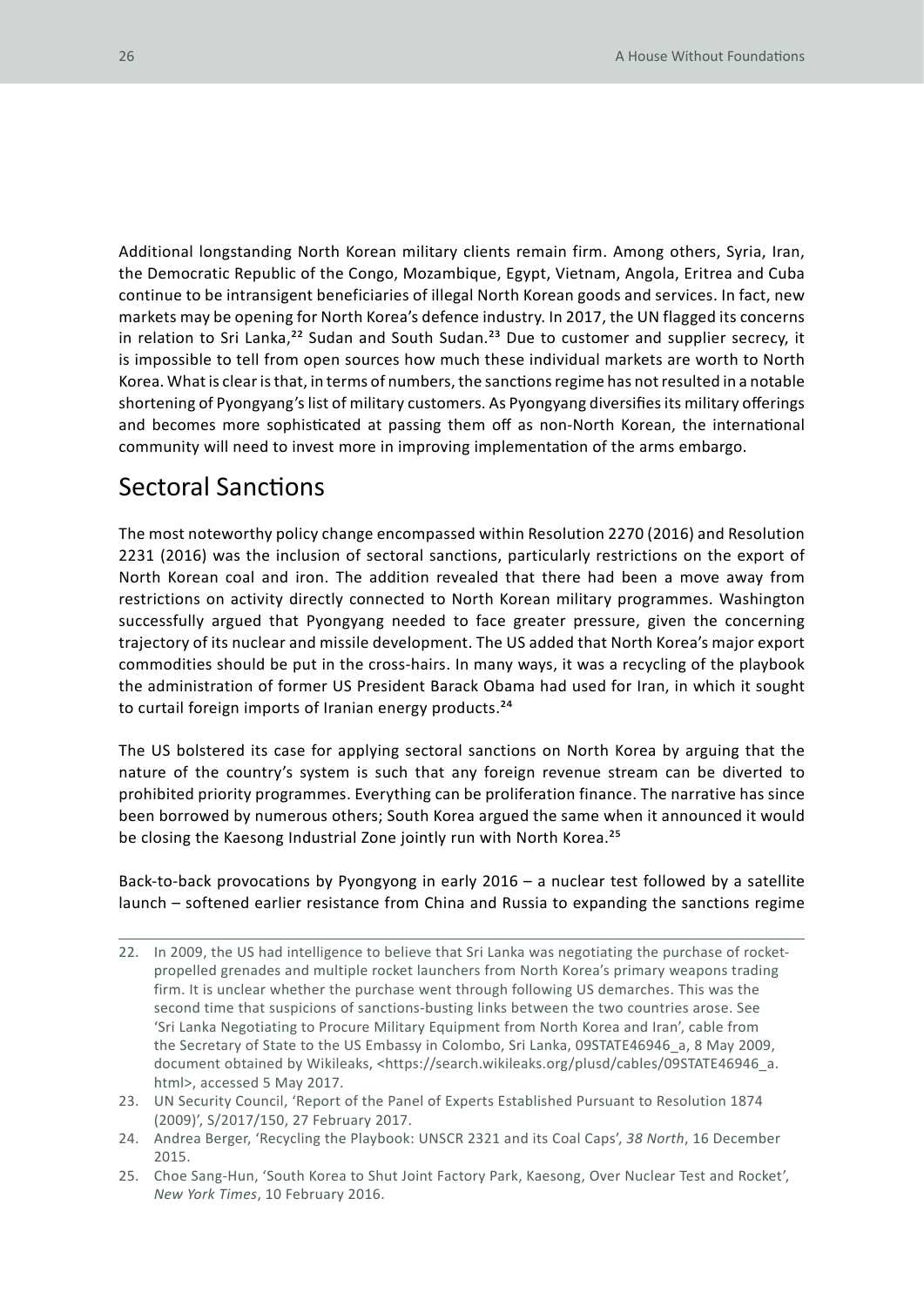Additional longstanding North Korean military clients remain firm. Among others, Syria, Iran, the Democratic Republic of the Congo, Mozambique, Egypt, Vietnam, Angola, Eritrea and Cuba continue to be intransigent beneficiaries of illegal North Korean goods and services. In fact, new markets may be opening for North Korea's defence industry. In 2017, the UN flagged its concerns in relation to Sri Lanka,[22] Sudan and South Sudan.[23] Due to customer and supplier secrecy, it is impossible to tell from open sources how much these individual markets are worth to North Korea. What is clear is that, in terms of numbers, the sanctions regime has not resulted in a notable shortening of Pyongyang's list of military customers. As Pyongyang diversifies its military offerings and becomes more sophisticated at passing them off as non-North Korean, the international community will need to invest more in improving implementation of the arms embargo.

## Sectoral Sanctions

The most noteworthy policy change encompassed within Resolution 2270 (2016) and Resolution 2231 (2016) was the inclusion of sectoral sanctions, particularly restrictions on the export of North Korean coal and iron. The addition revealed that there had been a move away from restrictions on activity directly connected to North Korean military programmes. Washington successfully argued that Pyongyang needed to face greater pressure, given the concerning trajectory of its nuclear and missile development. The US added that North Korea's major export commodities should be put in the cross-hairs. In many ways, it was a recycling of the playbook the administration of former US President Barack Obama had used for Iran, in which it sought to curtail foreign imports of Iranian energy products.[24]

The US bolstered its case for applying sectoral sanctions on North Korea by arguing that the nature of the country's system is such that any foreign revenue stream can be diverted to prohibited priority programmes. Everything can be proliferation finance. The narrative has since been borrowed by numerous others; South Korea argued the same when it announced it would be closing the Kaesong Industrial Zone jointly run with North Korea.[25]

Back-to-back provocations by Pyongyong in early 2016 – a nuclear test followed by a satellite launch – softened earlier resistance from China and Russia to expanding the sanctions regime

---

22. In 2009, the US had intelligence to believe that Sri Lanka was negotiating the purchase of rocket-propelled grenades and multiple rocket launchers from North Korea's primary weapons trading firm. It is unclear whether the purchase went through following US demarches. This was the second time that suspicions of sanctions-busting links between the two countries arose. See 'Sri Lanka Negotiating to Procure Military Equipment from North Korea and Iran', cable from the Secretary of State to the US Embassy in Colombo, Sri Lanka, 09STATE46946_a, 8 May 2009, document obtained by Wikileaks, <https://search.wikileaks.org/plusd/cables/09STATE46946_a.html>, accessed 5 May 2017.
23. UN Security Council, 'Report of the Panel of Experts Established Pursuant to Resolution 1874 (2009)', S/2017/150, 27 February 2017.
24. Andrea Berger, 'Recycling the Playbook: UNSCR 2321 and its Coal Caps', *38 North*, 16 December 2015.
25. Choe Sang-Hun, 'South Korea to Shut Joint Factory Park, Kaesong, Over Nuclear Test and Rocket', *New York Times*, 10 February 2016.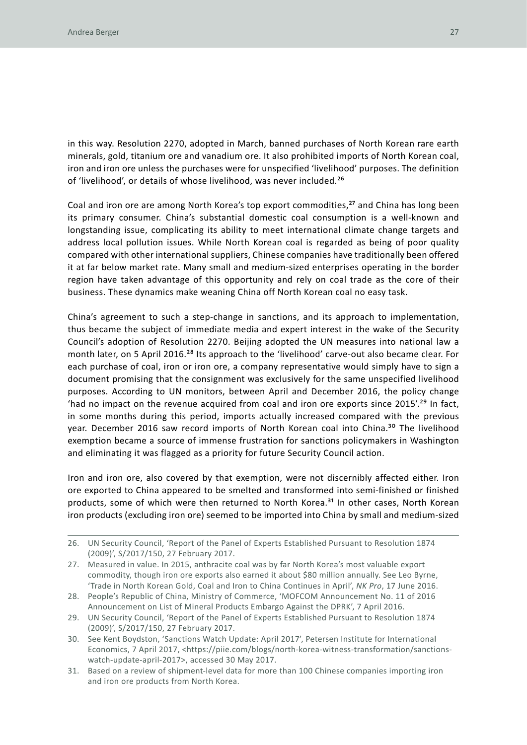in this way. Resolution 2270, adopted in March, banned purchases of North Korean rare earth minerals, gold, titanium ore and vanadium ore. It also prohibited imports of North Korean coal, iron and iron ore unless the purchases were for unspecified 'livelihood' purposes. The definition of 'livelihood', or details of whose livelihood, was never included.[26]

Coal and iron ore are among North Korea's top export commodities,[27] and China has long been its primary consumer. China's substantial domestic coal consumption is a well-known and longstanding issue, complicating its ability to meet international climate change targets and address local pollution issues. While North Korean coal is regarded as being of poor quality compared with other international suppliers, Chinese companies have traditionally been offered it at far below market rate. Many small and medium-sized enterprises operating in the border region have taken advantage of this opportunity and rely on coal trade as the core of their business. These dynamics make weaning China off North Korean coal no easy task.

China's agreement to such a step-change in sanctions, and its approach to implementation, thus became the subject of immediate media and expert interest in the wake of the Security Council's adoption of Resolution 2270. Beijing adopted the UN measures into national law a month later, on 5 April 2016.[28] Its approach to the 'livelihood' carve-out also became clear. For each purchase of coal, iron or iron ore, a company representative would simply have to sign a document promising that the consignment was exclusively for the same unspecified livelihood purposes. According to UN monitors, between April and December 2016, the policy change 'had no impact on the revenue acquired from coal and iron ore exports since 2015'.[29] In fact, in some months during this period, imports actually increased compared with the previous year. December 2016 saw record imports of North Korean coal into China.[30] The livelihood exemption became a source of immense frustration for sanctions policymakers in Washington and eliminating it was flagged as a priority for future Security Council action.

Iron and iron ore, also covered by that exemption, were not discernibly affected either. Iron ore exported to China appeared to be smelted and transformed into semi-finished or finished products, some of which were then returned to North Korea.[31] In other cases, North Korean iron products (excluding iron ore) seemed to be imported into China by small and medium-sized

---

26. UN Security Council, 'Report of the Panel of Experts Established Pursuant to Resolution 1874 (2009)', S/2017/150, 27 February 2017.
27. Measured in value. In 2015, anthracite coal was by far North Korea's most valuable export commodity, though iron ore exports also earned it about $80 million annually. See Leo Byrne, 'Trade in North Korean Gold, Coal and Iron to China Continues in April', *NK Pro*, 17 June 2016.
28. People's Republic of China, Ministry of Commerce, 'MOFCOM Announcement No. 11 of 2016 Announcement on List of Mineral Products Embargo Against the DPRK', 7 April 2016.
29. UN Security Council, 'Report of the Panel of Experts Established Pursuant to Resolution 1874 (2009)', S/2017/150, 27 February 2017.
30. See Kent Boydston, 'Sanctions Watch Update: April 2017', Petersen Institute for International Economics, 7 April 2017, <https://piie.com/blogs/north-korea-witness-transformation/sanctions-watch-update-april-2017>, accessed 30 May 2017.
31. Based on a review of shipment-level data for more than 100 Chinese companies importing iron and iron ore products from North Korea.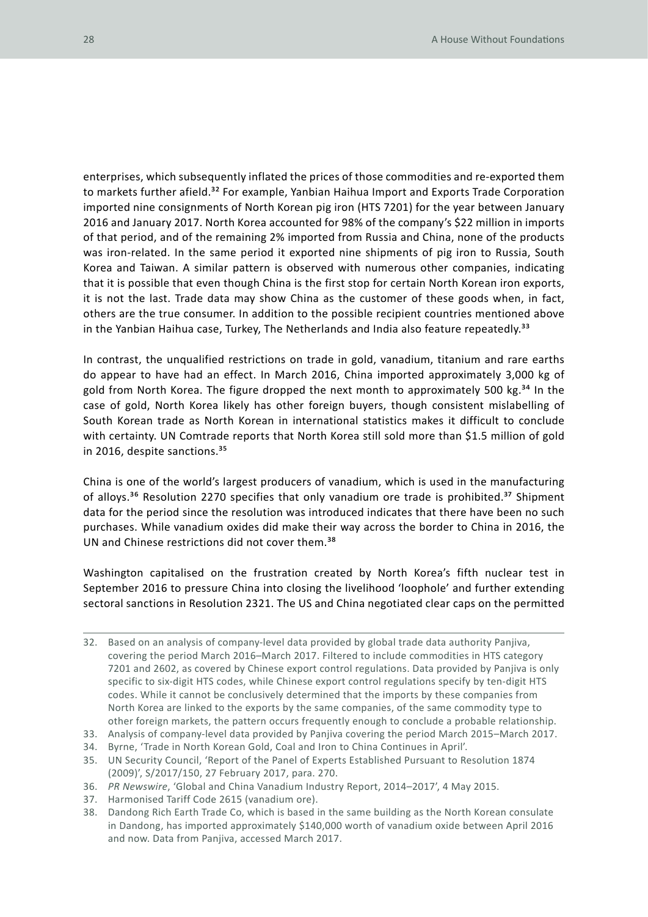enterprises, which subsequently inflated the prices of those commodities and re-exported them to markets further afield.[32] For example, Yanbian Haihua Import and Exports Trade Corporation imported nine consignments of North Korean pig iron (HTS 7201) for the year between January 2016 and January 2017. North Korea accounted for 98% of the company's $22 million in imports of that period, and of the remaining 2% imported from Russia and China, none of the products was iron-related. In the same period it exported nine shipments of pig iron to Russia, South Korea and Taiwan. A similar pattern is observed with numerous other companies, indicating that it is possible that even though China is the first stop for certain North Korean iron exports, it is not the last. Trade data may show China as the customer of these goods when, in fact, others are the true consumer. In addition to the possible recipient countries mentioned above in the Yanbian Haihua case, Turkey, The Netherlands and India also feature repeatedly.[33]

In contrast, the unqualified restrictions on trade in gold, vanadium, titanium and rare earths do appear to have had an effect. In March 2016, China imported approximately 3,000 kg of gold from North Korea. The figure dropped the next month to approximately 500 kg.[34] In the case of gold, North Korea likely has other foreign buyers, though consistent mislabelling of South Korean trade as North Korean in international statistics makes it difficult to conclude with certainty. UN Comtrade reports that North Korea still sold more than $1.5 million of gold in 2016, despite sanctions.[35]

China is one of the world's largest producers of vanadium, which is used in the manufacturing of alloys.[36] Resolution 2270 specifies that only vanadium ore trade is prohibited.[37] Shipment data for the period since the resolution was introduced indicates that there have been no such purchases. While vanadium oxides did make their way across the border to China in 2016, the UN and Chinese restrictions did not cover them.[38]

Washington capitalised on the frustration created by North Korea's fifth nuclear test in September 2016 to pressure China into closing the livelihood 'loophole' and further extending sectoral sanctions in Resolution 2321. The US and China negotiated clear caps on the permitted

---

32. Based on an analysis of company-level data provided by global trade data authority Panjiva, covering the period March 2016–March 2017. Filtered to include commodities in HTS category 7201 and 2602, as covered by Chinese export control regulations. Data provided by Panjiva is only specific to six-digit HTS codes, while Chinese export control regulations specify by ten-digit HTS codes. While it cannot be conclusively determined that the imports by these companies from North Korea are linked to the exports by the same companies, of the same commodity type to other foreign markets, the pattern occurs frequently enough to conclude a probable relationship.
33. Analysis of company-level data provided by Panjiva covering the period March 2015–March 2017.
34. Byrne, 'Trade in North Korean Gold, Coal and Iron to China Continues in April'.
35. UN Security Council, 'Report of the Panel of Experts Established Pursuant to Resolution 1874 (2009)', S/2017/150, 27 February 2017, para. 270.
36. *PR Newswire*, 'Global and China Vanadium Industry Report, 2014–2017', 4 May 2015.
37. Harmonised Tariff Code 2615 (vanadium ore).
38. Dandong Rich Earth Trade Co, which is based in the same building as the North Korean consulate in Dandong, has imported approximately $140,000 worth of vanadium oxide between April 2016 and now. Data from Panjiva, accessed March 2017.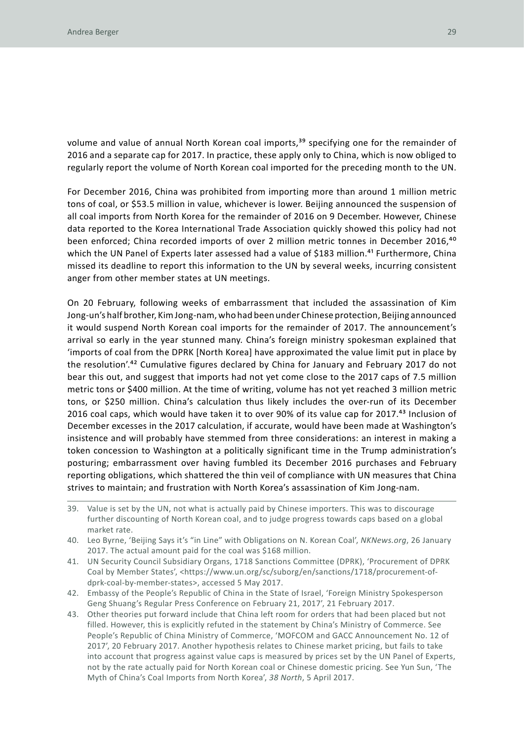volume and value of annual North Korean coal imports,[39] specifying one for the remainder of 2016 and a separate cap for 2017. In practice, these apply only to China, which is now obliged to regularly report the volume of North Korean coal imported for the preceding month to the UN.

For December 2016, China was prohibited from importing more than around 1 million metric tons of coal, or $53.5 million in value, whichever is lower. Beijing announced the suspension of all coal imports from North Korea for the remainder of 2016 on 9 December. However, Chinese data reported to the Korea International Trade Association quickly showed this policy had not been enforced; China recorded imports of over 2 million metric tonnes in December 2016,[40] which the UN Panel of Experts later assessed had a value of $183 million.[41] Furthermore, China missed its deadline to report this information to the UN by several weeks, incurring consistent anger from other member states at UN meetings.

On 20 February, following weeks of embarrassment that included the assassination of Kim Jong-un's half brother, Kim Jong-nam, who had been under Chinese protection, Beijing announced it would suspend North Korean coal imports for the remainder of 2017. The announcement's arrival so early in the year stunned many. China's foreign ministry spokesman explained that 'imports of coal from the DPRK [North Korea] have approximated the value limit put in place by the resolution'.[42] Cumulative figures declared by China for January and February 2017 do not bear this out, and suggest that imports had not yet come close to the 2017 caps of 7.5 million metric tons or $400 million. At the time of writing, volume has not yet reached 3 million metric tons, or $250 million. China's calculation thus likely includes the over-run of its December 2016 coal caps, which would have taken it to over 90% of its value cap for 2017.[43] Inclusion of December excesses in the 2017 calculation, if accurate, would have been made at Washington's insistence and will probably have stemmed from three considerations: an interest in making a token concession to Washington at a politically significant time in the Trump administration's posturing; embarrassment over having fumbled its December 2016 purchases and February reporting obligations, which shattered the thin veil of compliance with UN measures that China strives to maintain; and frustration with North Korea's assassination of Kim Jong-nam.

---

39. Value is set by the UN, not what is actually paid by Chinese importers. This was to discourage further discounting of North Korean coal, and to judge progress towards caps based on a global market rate.
40. Leo Byrne, 'Beijing Says it's "in Line" with Obligations on N. Korean Coal', *NKNews.org*, 26 January 2017. The actual amount paid for the coal was $168 million.
41. UN Security Council Subsidiary Organs, 1718 Sanctions Committee (DPRK), 'Procurement of DPRK Coal by Member States', <https://www.un.org/sc/suborg/en/sanctions/1718/procurement-of-dprk-coal-by-member-states>, accessed 5 May 2017.
42. Embassy of the People's Republic of China in the State of Israel, 'Foreign Ministry Spokesperson Geng Shuang's Regular Press Conference on February 21, 2017', 21 February 2017.
43. Other theories put forward include that China left room for orders that had been placed but not filled. However, this is explicitly refuted in the statement by China's Ministry of Commerce. See People's Republic of China Ministry of Commerce, 'MOFCOM and GACC Announcement No. 12 of 2017', 20 February 2017. Another hypothesis relates to Chinese market pricing, but fails to take into account that progress against value caps is measured by prices set by the UN Panel of Experts, not by the rate actually paid for North Korean coal or Chinese domestic pricing. See Yun Sun, 'The Myth of China's Coal Imports from North Korea', *38 North*, 5 April 2017.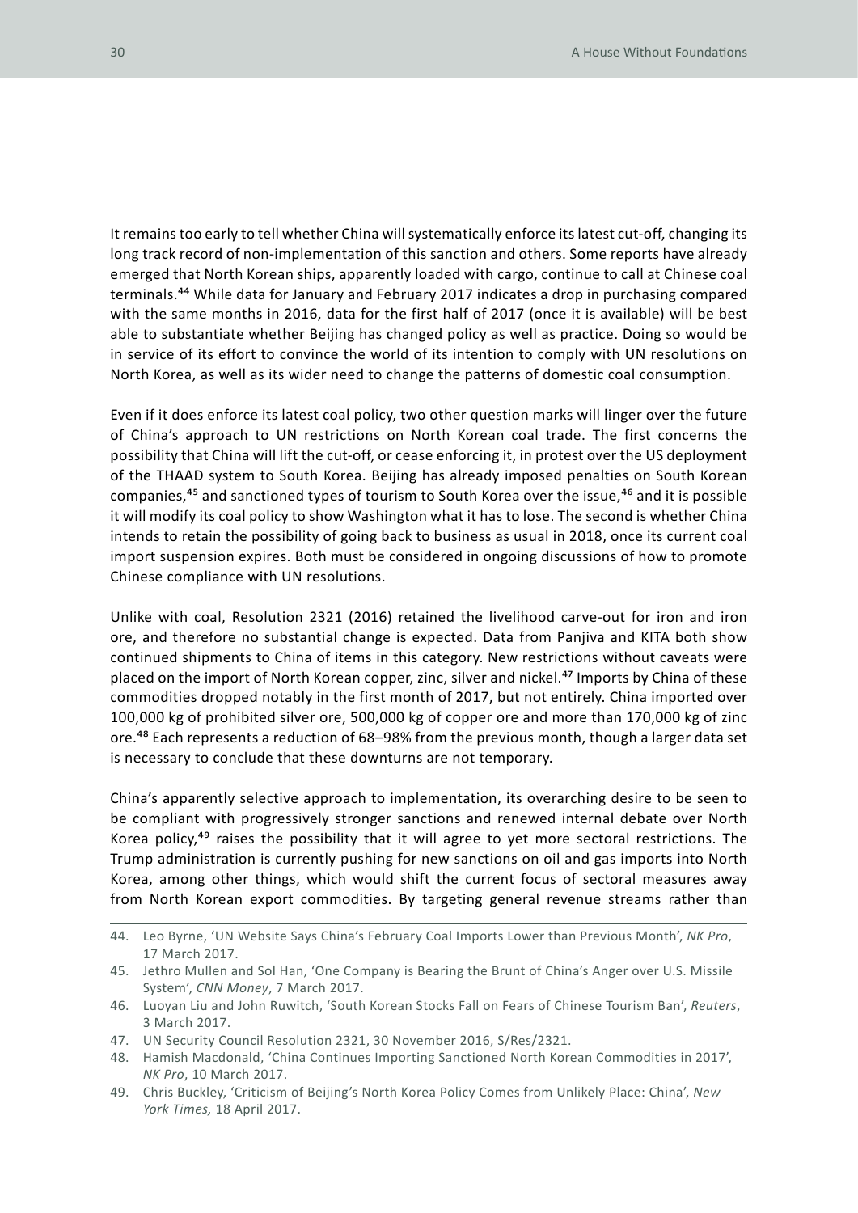It remains too early to tell whether China will systematically enforce its latest cut-off, changing its long track record of non-implementation of this sanction and others. Some reports have already emerged that North Korean ships, apparently loaded with cargo, continue to call at Chinese coal terminals.[44] While data for January and February 2017 indicates a drop in purchasing compared with the same months in 2016, data for the first half of 2017 (once it is available) will be best able to substantiate whether Beijing has changed policy as well as practice. Doing so would be in service of its effort to convince the world of its intention to comply with UN resolutions on North Korea, as well as its wider need to change the patterns of domestic coal consumption.

Even if it does enforce its latest coal policy, two other question marks will linger over the future of China's approach to UN restrictions on North Korean coal trade. The first concerns the possibility that China will lift the cut-off, or cease enforcing it, in protest over the US deployment of the THAAD system to South Korea. Beijing has already imposed penalties on South Korean companies,[45] and sanctioned types of tourism to South Korea over the issue,[46] and it is possible it will modify its coal policy to show Washington what it has to lose. The second is whether China intends to retain the possibility of going back to business as usual in 2018, once its current coal import suspension expires. Both must be considered in ongoing discussions of how to promote Chinese compliance with UN resolutions.

Unlike with coal, Resolution 2321 (2016) retained the livelihood carve-out for iron and iron ore, and therefore no substantial change is expected. Data from Panjiva and KITA both show continued shipments to China of items in this category. New restrictions without caveats were placed on the import of North Korean copper, zinc, silver and nickel.[47] Imports by China of these commodities dropped notably in the first month of 2017, but not entirely. China imported over 100,000 kg of prohibited silver ore, 500,000 kg of copper ore and more than 170,000 kg of zinc ore.[48] Each represents a reduction of 68–98% from the previous month, though a larger data set is necessary to conclude that these downturns are not temporary.

China's apparently selective approach to implementation, its overarching desire to be seen to be compliant with progressively stronger sanctions and renewed internal debate over North Korea policy,[49] raises the possibility that it will agree to yet more sectoral restrictions. The Trump administration is currently pushing for new sanctions on oil and gas imports into North Korea, among other things, which would shift the current focus of sectoral measures away from North Korean export commodities. By targeting general revenue streams rather than

---

44. Leo Byrne, 'UN Website Says China's February Coal Imports Lower than Previous Month', *NK Pro*, 17 March 2017.
45. Jethro Mullen and Sol Han, 'One Company is Bearing the Brunt of China's Anger over U.S. Missile System', *CNN Money*, 7 March 2017.
46. Luoyan Liu and John Ruwitch, 'South Korean Stocks Fall on Fears of Chinese Tourism Ban', *Reuters*, 3 March 2017.
47. UN Security Council Resolution 2321, 30 November 2016, S/Res/2321.
48. Hamish Macdonald, 'China Continues Importing Sanctioned North Korean Commodities in 2017', *NK Pro*, 10 March 2017.
49. Chris Buckley, 'Criticism of Beijing's North Korea Policy Comes from Unlikely Place: China', *New York Times,* 18 April 2017.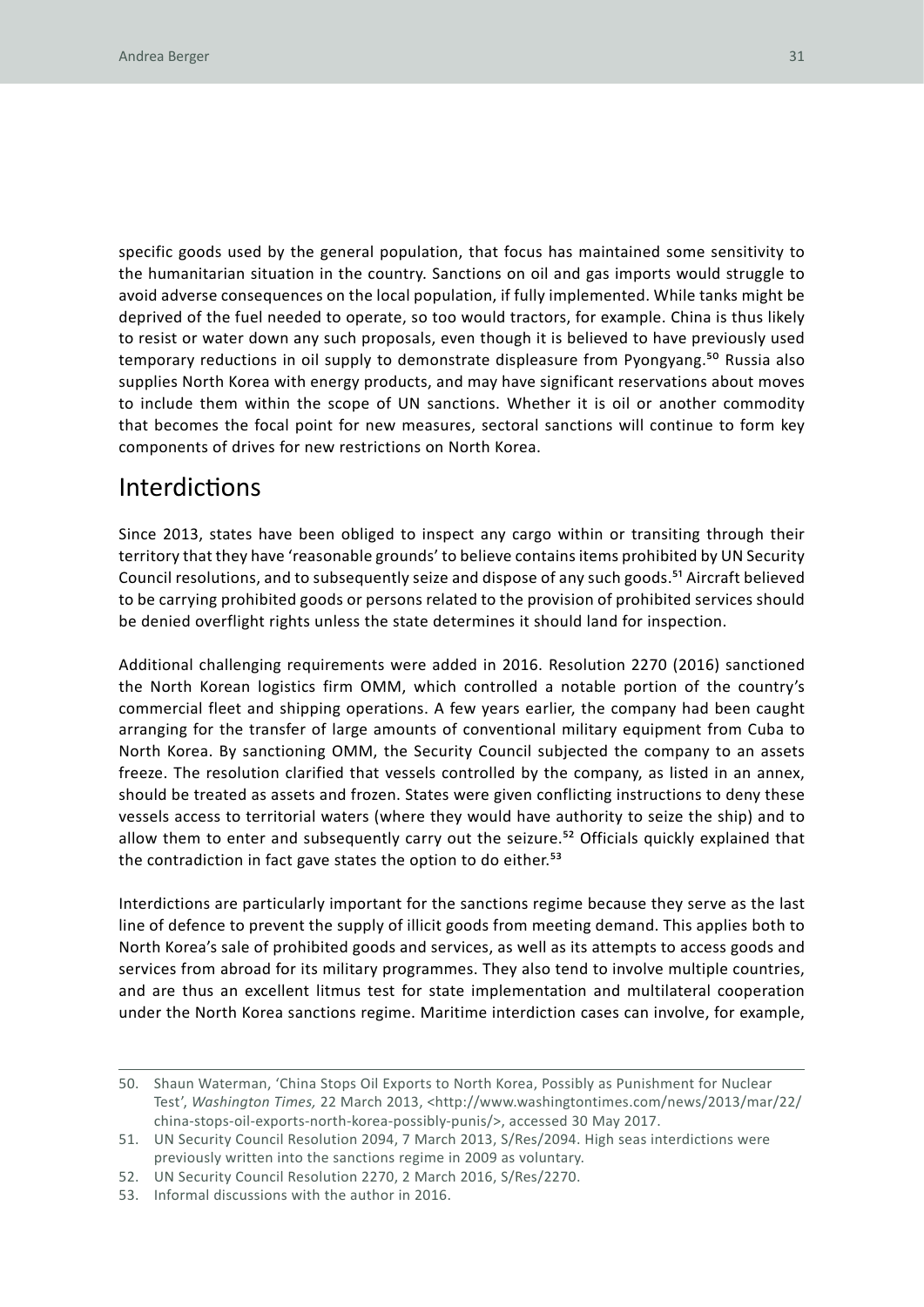specific goods used by the general population, that focus has maintained some sensitivity to the humanitarian situation in the country. Sanctions on oil and gas imports would struggle to avoid adverse consequences on the local population, if fully implemented. While tanks might be deprived of the fuel needed to operate, so too would tractors, for example. China is thus likely to resist or water down any such proposals, even though it is believed to have previously used temporary reductions in oil supply to demonstrate displeasure from Pyongyang.[50] Russia also supplies North Korea with energy products, and may have significant reservations about moves to include them within the scope of UN sanctions. Whether it is oil or another commodity that becomes the focal point for new measures, sectoral sanctions will continue to form key components of drives for new restrictions on North Korea.

## Interdictions

Since 2013, states have been obliged to inspect any cargo within or transiting through their territory that they have 'reasonable grounds' to believe contains items prohibited by UN Security Council resolutions, and to subsequently seize and dispose of any such goods.[51] Aircraft believed to be carrying prohibited goods or persons related to the provision of prohibited services should be denied overflight rights unless the state determines it should land for inspection.

Additional challenging requirements were added in 2016. Resolution 2270 (2016) sanctioned the North Korean logistics firm OMM, which controlled a notable portion of the country's commercial fleet and shipping operations. A few years earlier, the company had been caught arranging for the transfer of large amounts of conventional military equipment from Cuba to North Korea. By sanctioning OMM, the Security Council subjected the company to an assets freeze. The resolution clarified that vessels controlled by the company, as listed in an annex, should be treated as assets and frozen. States were given conflicting instructions to deny these vessels access to territorial waters (where they would have authority to seize the ship) and to allow them to enter and subsequently carry out the seizure.[52] Officials quickly explained that the contradiction in fact gave states the option to do either.[53]

Interdictions are particularly important for the sanctions regime because they serve as the last line of defence to prevent the supply of illicit goods from meeting demand. This applies both to North Korea's sale of prohibited goods and services, as well as its attempts to access goods and services from abroad for its military programmes. They also tend to involve multiple countries, and are thus an excellent litmus test for state implementation and multilateral cooperation under the North Korea sanctions regime. Maritime interdiction cases can involve, for example,

---

50. Shaun Waterman, 'China Stops Oil Exports to North Korea, Possibly as Punishment for Nuclear Test', *Washington Times,* 22 March 2013, <http://www.washingtontimes.com/news/2013/mar/22/china-stops-oil-exports-north-korea-possibly-punis/>, accessed 30 May 2017.
51. UN Security Council Resolution 2094, 7 March 2013, S/Res/2094. High seas interdictions were previously written into the sanctions regime in 2009 as voluntary.
52. UN Security Council Resolution 2270, 2 March 2016, S/Res/2270.
53. Informal discussions with the author in 2016.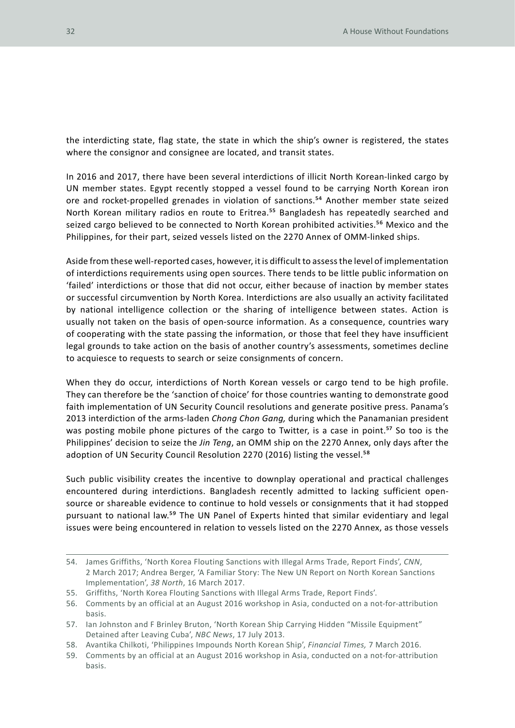the interdicting state, flag state, the state in which the ship's owner is registered, the states where the consignor and consignee are located, and transit states.

In 2016 and 2017, there have been several interdictions of illicit North Korean-linked cargo by UN member states. Egypt recently stopped a vessel found to be carrying North Korean iron ore and rocket-propelled grenades in violation of sanctions.[54] Another member state seized North Korean military radios en route to Eritrea.[55] Bangladesh has repeatedly searched and seized cargo believed to be connected to North Korean prohibited activities.[56] Mexico and the Philippines, for their part, seized vessels listed on the 2270 Annex of OMM-linked ships.

Aside from these well-reported cases, however, it is difficult to assess the level of implementation of interdictions requirements using open sources. There tends to be little public information on 'failed' interdictions or those that did not occur, either because of inaction by member states or successful circumvention by North Korea. Interdictions are also usually an activity facilitated by national intelligence collection or the sharing of intelligence between states. Action is usually not taken on the basis of open-source information. As a consequence, countries wary of cooperating with the state passing the information, or those that feel they have insufficient legal grounds to take action on the basis of another country's assessments, sometimes decline to acquiesce to requests to search or seize consignments of concern.

When they do occur, interdictions of North Korean vessels or cargo tend to be high profile. They can therefore be the 'sanction of choice' for those countries wanting to demonstrate good faith implementation of UN Security Council resolutions and generate positive press. Panama's 2013 interdiction of the arms-laden *Chong Chon Gang,* during which the Panamanian president was posting mobile phone pictures of the cargo to Twitter, is a case in point.[57] So too is the Philippines' decision to seize the *Jin Teng*, an OMM ship on the 2270 Annex, only days after the adoption of UN Security Council Resolution 2270 (2016) listing the vessel.[58]

Such public visibility creates the incentive to downplay operational and practical challenges encountered during interdictions. Bangladesh recently admitted to lacking sufficient open-source or shareable evidence to continue to hold vessels or consignments that it had stopped pursuant to national law.[59] The UN Panel of Experts hinted that similar evidentiary and legal issues were being encountered in relation to vessels listed on the 2270 Annex, as those vessels

---

54. James Griffiths, 'North Korea Flouting Sanctions with Illegal Arms Trade, Report Finds', *CNN*, 2 March 2017; Andrea Berger, 'A Familiar Story: The New UN Report on North Korean Sanctions Implementation', *38 North*, 16 March 2017.
55. Griffiths, 'North Korea Flouting Sanctions with Illegal Arms Trade, Report Finds'.
56. Comments by an official at an August 2016 workshop in Asia, conducted on a not-for-attribution basis.
57. Ian Johnston and F Brinley Bruton, 'North Korean Ship Carrying Hidden "Missile Equipment" Detained after Leaving Cuba', *NBC News*, 17 July 2013.
58. Avantika Chilkoti, 'Philippines Impounds North Korean Ship', *Financial Times,* 7 March 2016.
59. Comments by an official at an August 2016 workshop in Asia, conducted on a not-for-attribution basis.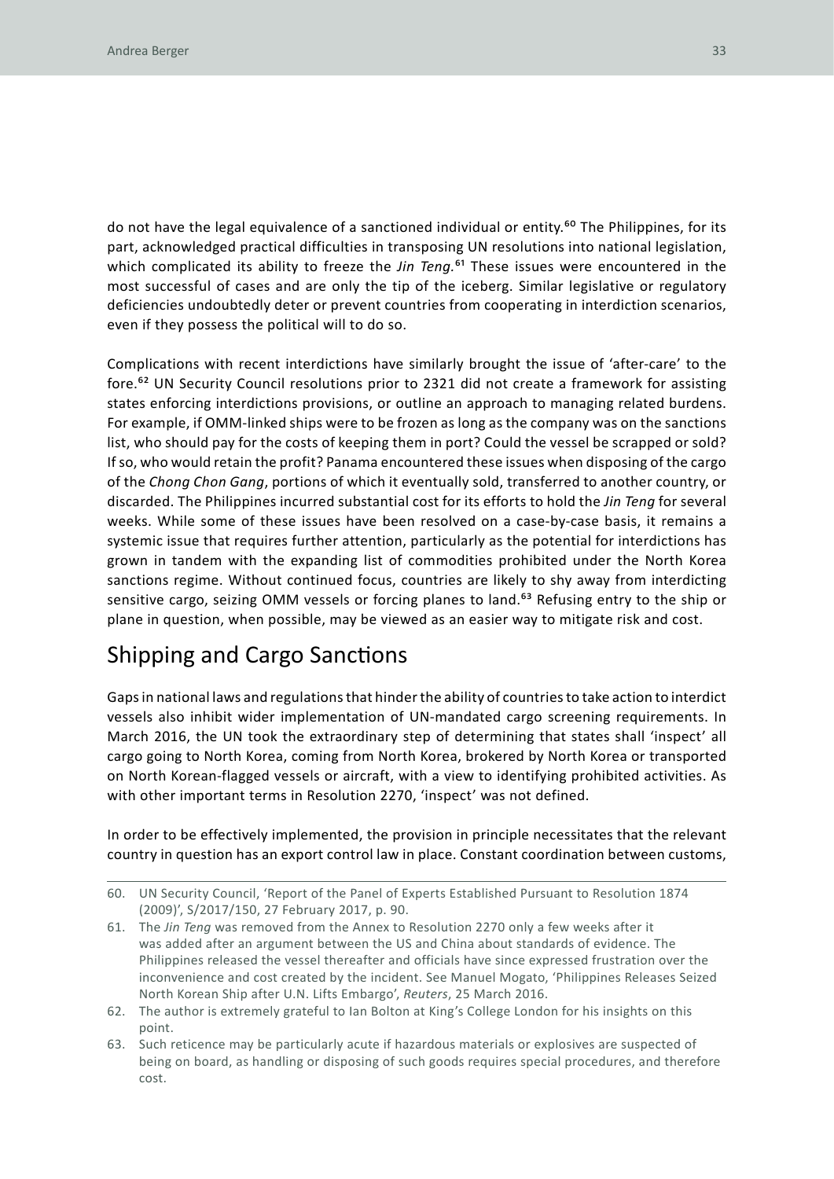do not have the legal equivalence of a sanctioned individual or entity.[60] The Philippines, for its part, acknowledged practical difficulties in transposing UN resolutions into national legislation, which complicated its ability to freeze the *Jin Teng*.[61] These issues were encountered in the most successful of cases and are only the tip of the iceberg. Similar legislative or regulatory deficiencies undoubtedly deter or prevent countries from cooperating in interdiction scenarios, even if they possess the political will to do so.

Complications with recent interdictions have similarly brought the issue of 'after-care' to the fore.[62] UN Security Council resolutions prior to 2321 did not create a framework for assisting states enforcing interdictions provisions, or outline an approach to managing related burdens. For example, if OMM-linked ships were to be frozen as long as the company was on the sanctions list, who should pay for the costs of keeping them in port? Could the vessel be scrapped or sold? If so, who would retain the profit? Panama encountered these issues when disposing of the cargo of the *Chong Chon Gang*, portions of which it eventually sold, transferred to another country, or discarded. The Philippines incurred substantial cost for its efforts to hold the *Jin Teng* for several weeks. While some of these issues have been resolved on a case-by-case basis, it remains a systemic issue that requires further attention, particularly as the potential for interdictions has grown in tandem with the expanding list of commodities prohibited under the North Korea sanctions regime. Without continued focus, countries are likely to shy away from interdicting sensitive cargo, seizing OMM vessels or forcing planes to land.[63] Refusing entry to the ship or plane in question, when possible, may be viewed as an easier way to mitigate risk and cost.

## Shipping and Cargo Sanctions

Gaps in national laws and regulations that hinder the ability of countries to take action to interdict vessels also inhibit wider implementation of UN-mandated cargo screening requirements. In March 2016, the UN took the extraordinary step of determining that states shall 'inspect' all cargo going to North Korea, coming from North Korea, brokered by North Korea or transported on North Korean-flagged vessels or aircraft, with a view to identifying prohibited activities. As with other important terms in Resolution 2270, 'inspect' was not defined.

In order to be effectively implemented, the provision in principle necessitates that the relevant country in question has an export control law in place. Constant coordination between customs,

---

60. UN Security Council, 'Report of the Panel of Experts Established Pursuant to Resolution 1874 (2009)', S/2017/150, 27 February 2017, p. 90.
61. The *Jin Teng* was removed from the Annex to Resolution 2270 only a few weeks after it was added after an argument between the US and China about standards of evidence. The Philippines released the vessel thereafter and officials have since expressed frustration over the inconvenience and cost created by the incident. See Manuel Mogato, 'Philippines Releases Seized North Korean Ship after U.N. Lifts Embargo', *Reuters*, 25 March 2016.
62. The author is extremely grateful to Ian Bolton at King's College London for his insights on this point.
63. Such reticence may be particularly acute if hazardous materials or explosives are suspected of being on board, as handling or disposing of such goods requires special procedures, and therefore cost.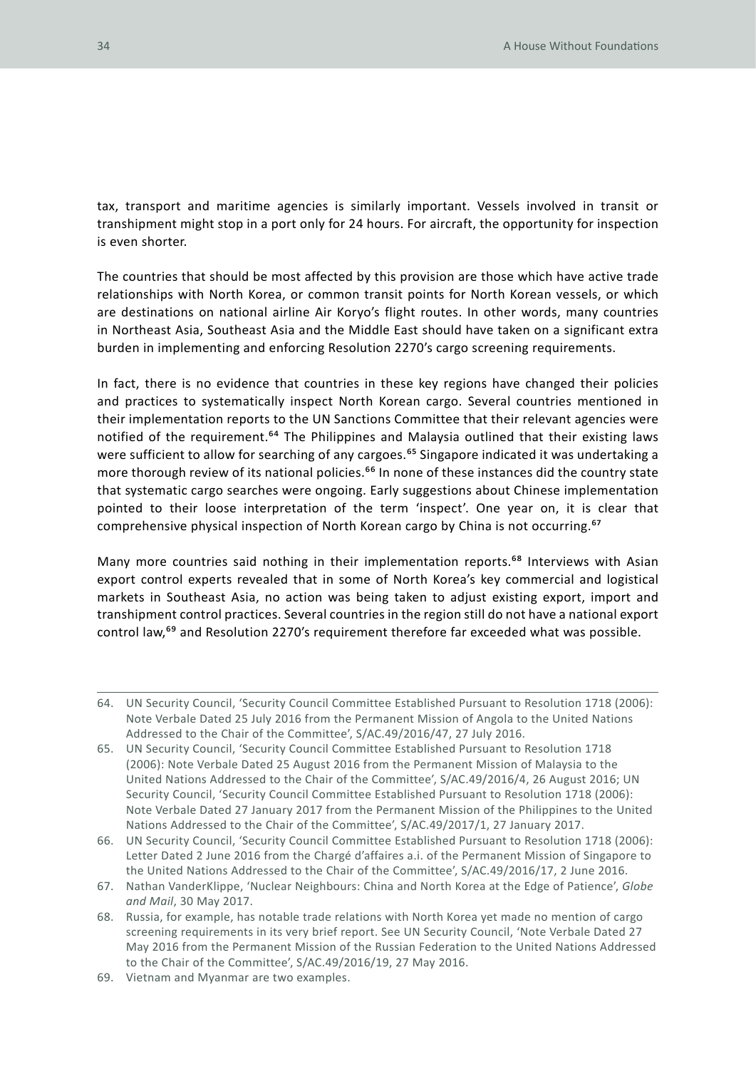tax, transport and maritime agencies is similarly important. Vessels involved in transit or transhipment might stop in a port only for 24 hours. For aircraft, the opportunity for inspection is even shorter.

The countries that should be most affected by this provision are those which have active trade relationships with North Korea, or common transit points for North Korean vessels, or which are destinations on national airline Air Koryo's flight routes. In other words, many countries in Northeast Asia, Southeast Asia and the Middle East should have taken on a significant extra burden in implementing and enforcing Resolution 2270's cargo screening requirements.

In fact, there is no evidence that countries in these key regions have changed their policies and practices to systematically inspect North Korean cargo. Several countries mentioned in their implementation reports to the UN Sanctions Committee that their relevant agencies were notified of the requirement.[64] The Philippines and Malaysia outlined that their existing laws were sufficient to allow for searching of any cargoes.[65] Singapore indicated it was undertaking a more thorough review of its national policies.[66] In none of these instances did the country state that systematic cargo searches were ongoing. Early suggestions about Chinese implementation pointed to their loose interpretation of the term 'inspect'. One year on, it is clear that comprehensive physical inspection of North Korean cargo by China is not occurring.[67]

Many more countries said nothing in their implementation reports.[68] Interviews with Asian export control experts revealed that in some of North Korea's key commercial and logistical markets in Southeast Asia, no action was being taken to adjust existing export, import and transhipment control practices. Several countries in the region still do not have a national export control law,[69] and Resolution 2270's requirement therefore far exceeded what was possible.

---

64. UN Security Council, 'Security Council Committee Established Pursuant to Resolution 1718 (2006): Note Verbale Dated 25 July 2016 from the Permanent Mission of Angola to the United Nations Addressed to the Chair of the Committee', S/AC.49/2016/47, 27 July 2016.
65. UN Security Council, 'Security Council Committee Established Pursuant to Resolution 1718 (2006): Note Verbale Dated 25 August 2016 from the Permanent Mission of Malaysia to the United Nations Addressed to the Chair of the Committee', S/AC.49/2016/4, 26 August 2016; UN Security Council, 'Security Council Committee Established Pursuant to Resolution 1718 (2006): Note Verbale Dated 27 January 2017 from the Permanent Mission of the Philippines to the United Nations Addressed to the Chair of the Committee', S/AC.49/2017/1, 27 January 2017.
66. UN Security Council, 'Security Council Committee Established Pursuant to Resolution 1718 (2006): Letter Dated 2 June 2016 from the Chargé d'affaires a.i. of the Permanent Mission of Singapore to the United Nations Addressed to the Chair of the Committee', S/AC.49/2016/17, 2 June 2016.
67. Nathan VanderKlippe, 'Nuclear Neighbours: China and North Korea at the Edge of Patience', *Globe and Mail*, 30 May 2017.
68. Russia, for example, has notable trade relations with North Korea yet made no mention of cargo screening requirements in its very brief report. See UN Security Council, 'Note Verbale Dated 27 May 2016 from the Permanent Mission of the Russian Federation to the United Nations Addressed to the Chair of the Committee', S/AC.49/2016/19, 27 May 2016.
69. Vietnam and Myanmar are two examples.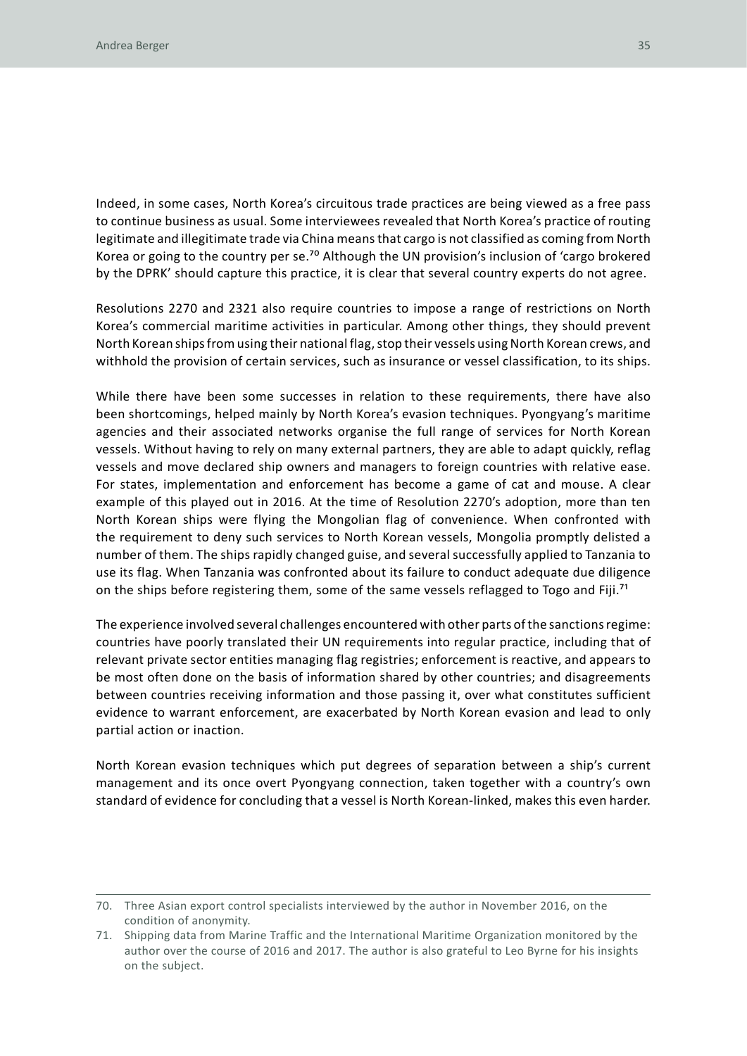Indeed, in some cases, North Korea's circuitous trade practices are being viewed as a free pass to continue business as usual. Some interviewees revealed that North Korea's practice of routing legitimate and illegitimate trade via China means that cargo is not classified as coming from North Korea or going to the country per se.[70] Although the UN provision's inclusion of 'cargo brokered by the DPRK' should capture this practice, it is clear that several country experts do not agree.

Resolutions 2270 and 2321 also require countries to impose a range of restrictions on North Korea's commercial maritime activities in particular. Among other things, they should prevent North Korean ships from using their national flag, stop their vessels using North Korean crews, and withhold the provision of certain services, such as insurance or vessel classification, to its ships.

While there have been some successes in relation to these requirements, there have also been shortcomings, helped mainly by North Korea's evasion techniques. Pyongyang's maritime agencies and their associated networks organise the full range of services for North Korean vessels. Without having to rely on many external partners, they are able to adapt quickly, reflag vessels and move declared ship owners and managers to foreign countries with relative ease. For states, implementation and enforcement has become a game of cat and mouse. A clear example of this played out in 2016. At the time of Resolution 2270's adoption, more than ten North Korean ships were flying the Mongolian flag of convenience. When confronted with the requirement to deny such services to North Korean vessels, Mongolia promptly delisted a number of them. The ships rapidly changed guise, and several successfully applied to Tanzania to use its flag. When Tanzania was confronted about its failure to conduct adequate due diligence on the ships before registering them, some of the same vessels reflagged to Togo and Fiji.[71]

The experience involved several challenges encountered with other parts of the sanctions regime: countries have poorly translated their UN requirements into regular practice, including that of relevant private sector entities managing flag registries; enforcement is reactive, and appears to be most often done on the basis of information shared by other countries; and disagreements between countries receiving information and those passing it, over what constitutes sufficient evidence to warrant enforcement, are exacerbated by North Korean evasion and lead to only partial action or inaction.

North Korean evasion techniques which put degrees of separation between a ship's current management and its once overt Pyongyang connection, taken together with a country's own standard of evidence for concluding that a vessel is North Korean-linked, makes this even harder.

---

70. Three Asian export control specialists interviewed by the author in November 2016, on the condition of anonymity.
71. Shipping data from Marine Traffic and the International Maritime Organization monitored by the author over the course of 2016 and 2017. The author is also grateful to Leo Byrne for his insights on the subject.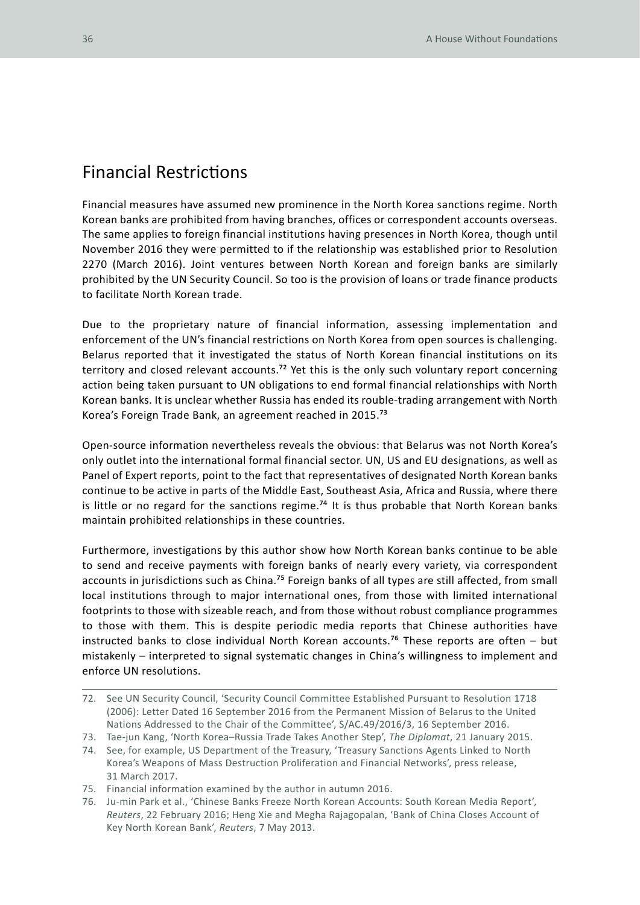## Financial Restrictions

Financial measures have assumed new prominence in the North Korea sanctions regime. North Korean banks are prohibited from having branches, offices or correspondent accounts overseas. The same applies to foreign financial institutions having presences in North Korea, though until November 2016 they were permitted to if the relationship was established prior to Resolution 2270 (March 2016). Joint ventures between North Korean and foreign banks are similarly prohibited by the UN Security Council. So too is the provision of loans or trade finance products to facilitate North Korean trade.

Due to the proprietary nature of financial information, assessing implementation and enforcement of the UN's financial restrictions on North Korea from open sources is challenging. Belarus reported that it investigated the status of North Korean financial institutions on its territory and closed relevant accounts.[72] Yet this is the only such voluntary report concerning action being taken pursuant to UN obligations to end formal financial relationships with North Korean banks. It is unclear whether Russia has ended its rouble-trading arrangement with North Korea's Foreign Trade Bank, an agreement reached in 2015.[73]

Open-source information nevertheless reveals the obvious: that Belarus was not North Korea's only outlet into the international formal financial sector. UN, US and EU designations, as well as Panel of Expert reports, point to the fact that representatives of designated North Korean banks continue to be active in parts of the Middle East, Southeast Asia, Africa and Russia, where there is little or no regard for the sanctions regime.[74] It is thus probable that North Korean banks maintain prohibited relationships in these countries.

Furthermore, investigations by this author show how North Korean banks continue to be able to send and receive payments with foreign banks of nearly every variety, via correspondent accounts in jurisdictions such as China.[75] Foreign banks of all types are still affected, from small local institutions through to major international ones, from those with limited international footprints to those with sizeable reach, and from those without robust compliance programmes to those with them. This is despite periodic media reports that Chinese authorities have instructed banks to close individual North Korean accounts.[76] These reports are often – but mistakenly – interpreted to signal systematic changes in China's willingness to implement and enforce UN resolutions.

---

72. See UN Security Council, 'Security Council Committee Established Pursuant to Resolution 1718 (2006): Letter Dated 16 September 2016 from the Permanent Mission of Belarus to the United Nations Addressed to the Chair of the Committee', S/AC.49/2016/3, 16 September 2016.
73. Tae-jun Kang, 'North Korea–Russia Trade Takes Another Step', *The Diplomat*, 21 January 2015.
74. See, for example, US Department of the Treasury, 'Treasury Sanctions Agents Linked to North Korea's Weapons of Mass Destruction Proliferation and Financial Networks', press release, 31 March 2017.
75. Financial information examined by the author in autumn 2016.
76. Ju-min Park et al., 'Chinese Banks Freeze North Korean Accounts: South Korean Media Report', *Reuters*, 22 February 2016; Heng Xie and Megha Rajagopalan, 'Bank of China Closes Account of Key North Korean Bank', *Reuters*, 7 May 2013.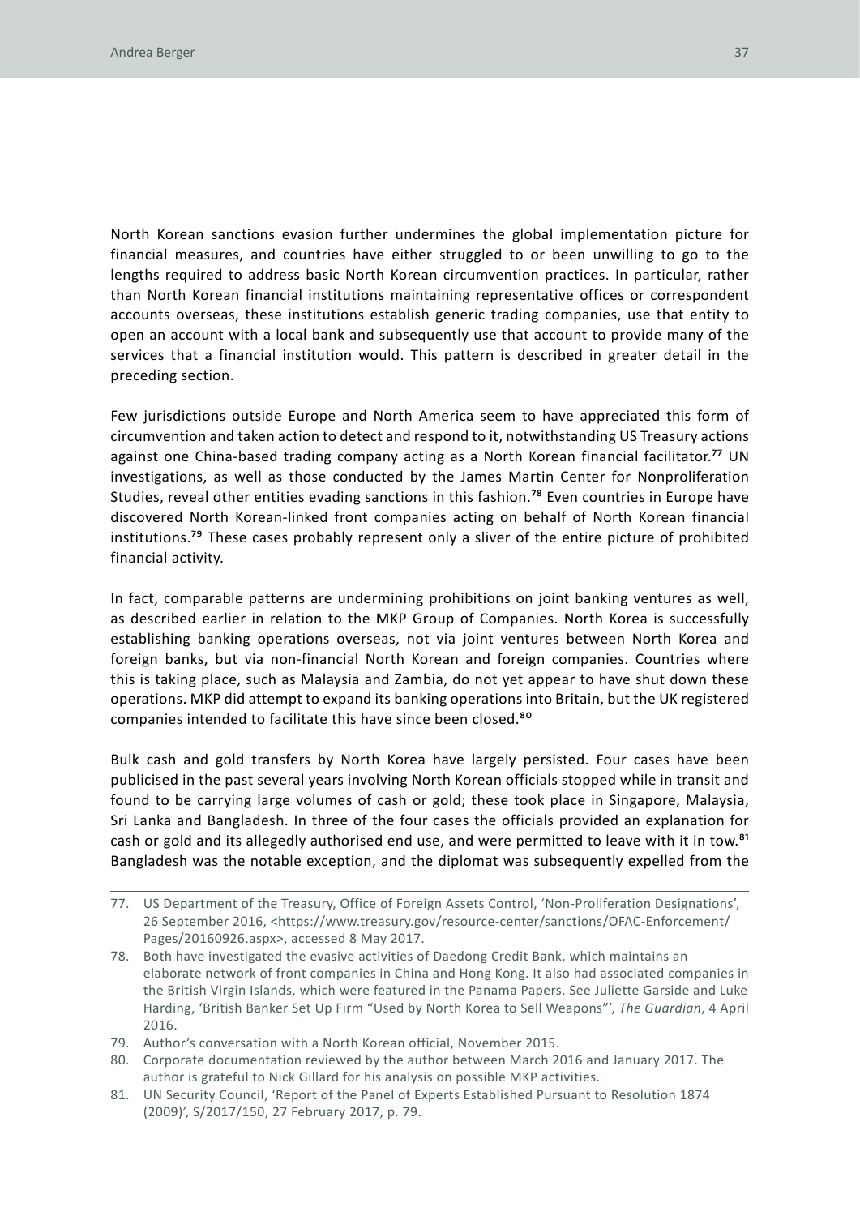North Korean sanctions evasion further undermines the global implementation picture for financial measures, and countries have either struggled to or been unwilling to go to the lengths required to address basic North Korean circumvention practices. In particular, rather than North Korean financial institutions maintaining representative offices or correspondent accounts overseas, these institutions establish generic trading companies, use that entity to open an account with a local bank and subsequently use that account to provide many of the services that a financial institution would. This pattern is described in greater detail in the preceding section.

Few jurisdictions outside Europe and North America seem to have appreciated this form of circumvention and taken action to detect and respond to it, notwithstanding US Treasury actions against one China-based trading company acting as a North Korean financial facilitator.[77] UN investigations, as well as those conducted by the James Martin Center for Nonproliferation Studies, reveal other entities evading sanctions in this fashion.[78] Even countries in Europe have discovered North Korean-linked front companies acting on behalf of North Korean financial institutions.[79] These cases probably represent only a sliver of the entire picture of prohibited financial activity.

In fact, comparable patterns are undermining prohibitions on joint banking ventures as well, as described earlier in relation to the MKP Group of Companies. North Korea is successfully establishing banking operations overseas, not via joint ventures between North Korea and foreign banks, but via non-financial North Korean and foreign companies. Countries where this is taking place, such as Malaysia and Zambia, do not yet appear to have shut down these operations. MKP did attempt to expand its banking operations into Britain, but the UK registered companies intended to facilitate this have since been closed.[80]

Bulk cash and gold transfers by North Korea have largely persisted. Four cases have been publicised in the past several years involving North Korean officials stopped while in transit and found to be carrying large volumes of cash or gold; these took place in Singapore, Malaysia, Sri Lanka and Bangladesh. In three of the four cases the officials provided an explanation for cash or gold and its allegedly authorised end use, and were permitted to leave with it in tow.[81] Bangladesh was the notable exception, and the diplomat was subsequently expelled from the

---

77. US Department of the Treasury, Office of Foreign Assets Control, 'Non-Proliferation Designations', 26 September 2016, <https://www.treasury.gov/resource-center/sanctions/OFAC-Enforcement/Pages/20160926.aspx>, accessed 8 May 2017.
78. Both have investigated the evasive activities of Daedong Credit Bank, which maintains an elaborate network of front companies in China and Hong Kong. It also had associated companies in the British Virgin Islands, which were featured in the Panama Papers. See Juliette Garside and Luke Harding, 'British Banker Set Up Firm "Used by North Korea to Sell Weapons"', *The Guardian*, 4 April 2016.
79. Author's conversation with a North Korean official, November 2015.
80. Corporate documentation reviewed by the author between March 2016 and January 2017. The author is grateful to Nick Gillard for his analysis on possible MKP activities.
81. UN Security Council, 'Report of the Panel of Experts Established Pursuant to Resolution 1874 (2009)', S/2017/150, 27 February 2017, p. 79.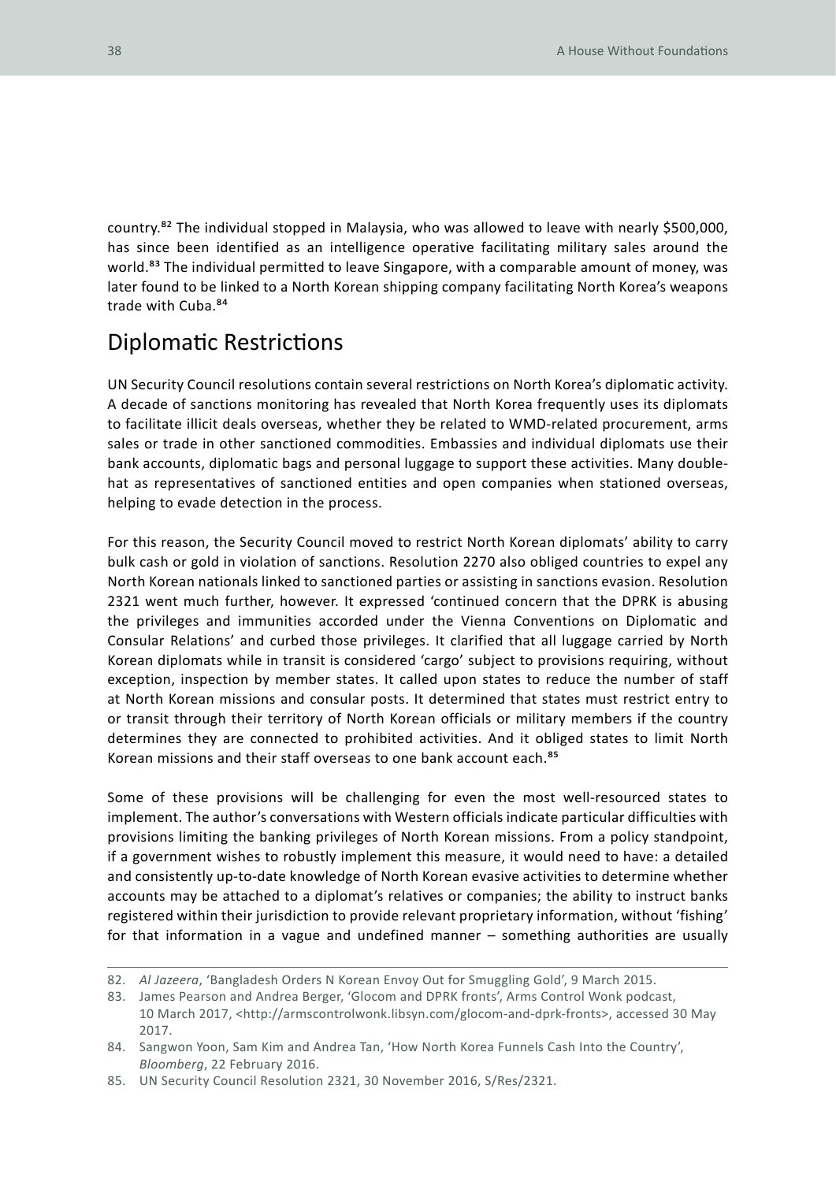country.[82] The individual stopped in Malaysia, who was allowed to leave with nearly $500,000, has since been identified as an intelligence operative facilitating military sales around the world.[83] The individual permitted to leave Singapore, with a comparable amount of money, was later found to be linked to a North Korean shipping company facilitating North Korea's weapons trade with Cuba.[84]

## Diplomatic Restrictions

UN Security Council resolutions contain several restrictions on North Korea's diplomatic activity. A decade of sanctions monitoring has revealed that North Korea frequently uses its diplomats to facilitate illicit deals overseas, whether they be related to WMD-related procurement, arms sales or trade in other sanctioned commodities. Embassies and individual diplomats use their bank accounts, diplomatic bags and personal luggage to support these activities. Many double-hat as representatives of sanctioned entities and open companies when stationed overseas, helping to evade detection in the process.

For this reason, the Security Council moved to restrict North Korean diplomats' ability to carry bulk cash or gold in violation of sanctions. Resolution 2270 also obliged countries to expel any North Korean nationals linked to sanctioned parties or assisting in sanctions evasion. Resolution 2321 went much further, however. It expressed 'continued concern that the DPRK is abusing the privileges and immunities accorded under the Vienna Conventions on Diplomatic and Consular Relations' and curbed those privileges. It clarified that all luggage carried by North Korean diplomats while in transit is considered 'cargo' subject to provisions requiring, without exception, inspection by member states. It called upon states to reduce the number of staff at North Korean missions and consular posts. It determined that states must restrict entry to or transit through their territory of North Korean officials or military members if the country determines they are connected to prohibited activities. And it obliged states to limit North Korean missions and their staff overseas to one bank account each.[85]

Some of these provisions will be challenging for even the most well-resourced states to implement. The author's conversations with Western officials indicate particular difficulties with provisions limiting the banking privileges of North Korean missions. From a policy standpoint, if a government wishes to robustly implement this measure, it would need to have: a detailed and consistently up-to-date knowledge of North Korean evasive activities to determine whether accounts may be attached to a diplomat's relatives or companies; the ability to instruct banks registered within their jurisdiction to provide relevant proprietary information, without 'fishing' for that information in a vague and undefined manner – something authorities are usually

---

82. *Al Jazeera*, 'Bangladesh Orders N Korean Envoy Out for Smuggling Gold', 9 March 2015.
83. James Pearson and Andrea Berger, 'Glocom and DPRK fronts', Arms Control Wonk podcast, 10 March 2017, <http://armscontrolwonk.libsyn.com/glocom-and-dprk-fronts>, accessed 30 May 2017.
84. Sangwon Yoon, Sam Kim and Andrea Tan, 'How North Korea Funnels Cash Into the Country', *Bloomberg*, 22 February 2016.
85. UN Security Council Resolution 2321, 30 November 2016, S/Res/2321.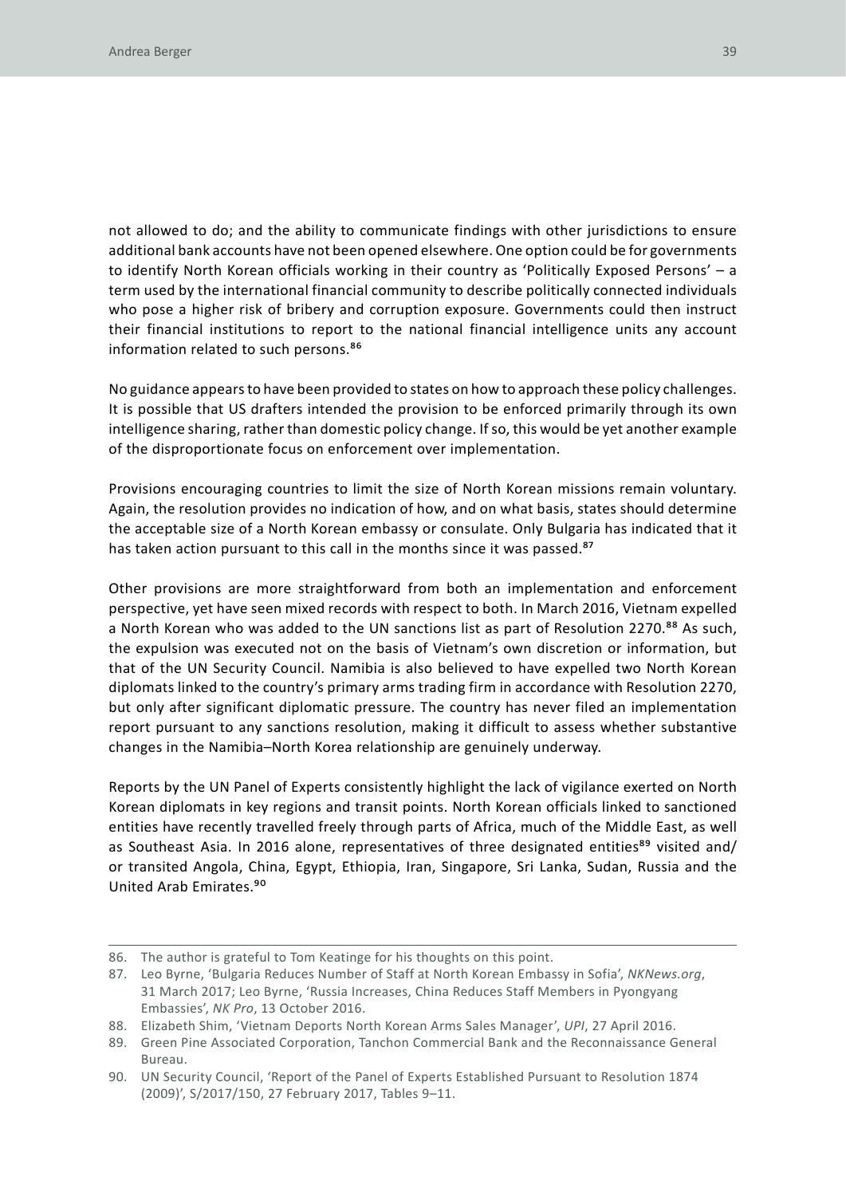not allowed to do; and the ability to communicate findings with other jurisdictions to ensure additional bank accounts have not been opened elsewhere. One option could be for governments to identify North Korean officials working in their country as 'Politically Exposed Persons' – a term used by the international financial community to describe politically connected individuals who pose a higher risk of bribery and corruption exposure. Governments could then instruct their financial institutions to report to the national financial intelligence units any account information related to such persons.[86]

No guidance appears to have been provided to states on how to approach these policy challenges. It is possible that US drafters intended the provision to be enforced primarily through its own intelligence sharing, rather than domestic policy change. If so, this would be yet another example of the disproportionate focus on enforcement over implementation.

Provisions encouraging countries to limit the size of North Korean missions remain voluntary. Again, the resolution provides no indication of how, and on what basis, states should determine the acceptable size of a North Korean embassy or consulate. Only Bulgaria has indicated that it has taken action pursuant to this call in the months since it was passed.[87]

Other provisions are more straightforward from both an implementation and enforcement perspective, yet have seen mixed records with respect to both. In March 2016, Vietnam expelled a North Korean who was added to the UN sanctions list as part of Resolution 2270.[88] As such, the expulsion was executed not on the basis of Vietnam's own discretion or information, but that of the UN Security Council. Namibia is also believed to have expelled two North Korean diplomats linked to the country's primary arms trading firm in accordance with Resolution 2270, but only after significant diplomatic pressure. The country has never filed an implementation report pursuant to any sanctions resolution, making it difficult to assess whether substantive changes in the Namibia–North Korea relationship are genuinely underway.

Reports by the UN Panel of Experts consistently highlight the lack of vigilance exerted on North Korean diplomats in key regions and transit points. North Korean officials linked to sanctioned entities have recently travelled freely through parts of Africa, much of the Middle East, as well as Southeast Asia. In 2016 alone, representatives of three designated entities[89] visited and/or transited Angola, China, Egypt, Ethiopia, Iran, Singapore, Sri Lanka, Sudan, Russia and the United Arab Emirates.[90]

---

86. The author is grateful to Tom Keatinge for his thoughts on this point.
87. Leo Byrne, 'Bulgaria Reduces Number of Staff at North Korean Embassy in Sofia', *NKNews.org*, 31 March 2017; Leo Byrne, 'Russia Increases, China Reduces Staff Members in Pyongyang Embassies', *NK Pro*, 13 October 2016.
88. Elizabeth Shim, 'Vietnam Deports North Korean Arms Sales Manager', *UPI*, 27 April 2016.
89. Green Pine Associated Corporation, Tanchon Commercial Bank and the Reconnaissance General Bureau.
90. UN Security Council, 'Report of the Panel of Experts Established Pursuant to Resolution 1874 (2009)', S/2017/150, 27 February 2017, Tables 9–11.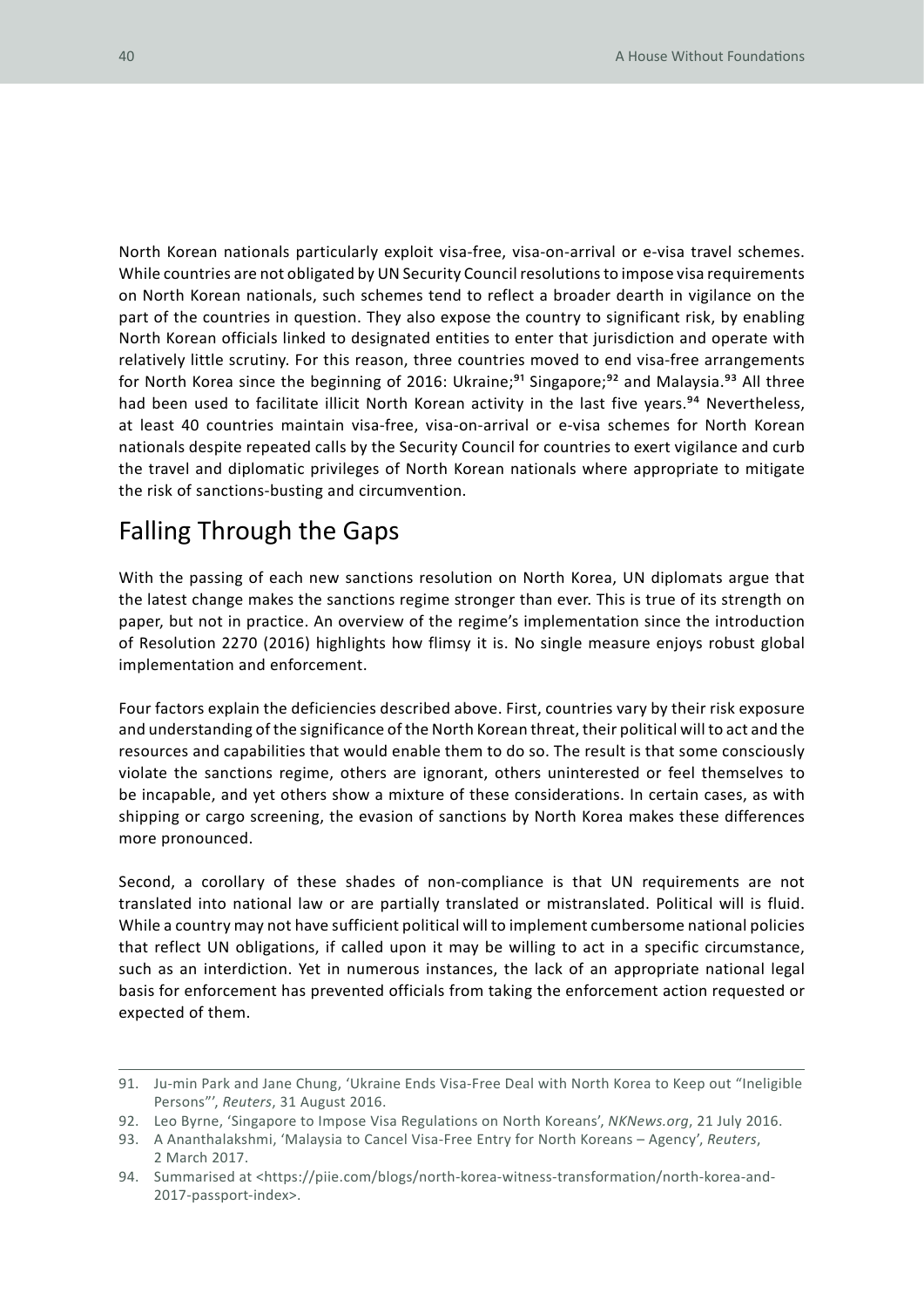North Korean nationals particularly exploit visa-free, visa-on-arrival or e-visa travel schemes. While countries are not obligated by UN Security Council resolutions to impose visa requirements on North Korean nationals, such schemes tend to reflect a broader dearth in vigilance on the part of the countries in question. They also expose the country to significant risk, by enabling North Korean officials linked to designated entities to enter that jurisdiction and operate with relatively little scrutiny. For this reason, three countries moved to end visa-free arrangements for North Korea since the beginning of 2016: Ukraine;[91] Singapore;[92] and Malaysia.[93] All three had been used to facilitate illicit North Korean activity in the last five years.[94] Nevertheless, at least 40 countries maintain visa-free, visa-on-arrival or e-visa schemes for North Korean nationals despite repeated calls by the Security Council for countries to exert vigilance and curb the travel and diplomatic privileges of North Korean nationals where appropriate to mitigate the risk of sanctions-busting and circumvention.

## Falling Through the Gaps

With the passing of each new sanctions resolution on North Korea, UN diplomats argue that the latest change makes the sanctions regime stronger than ever. This is true of its strength on paper, but not in practice. An overview of the regime's implementation since the introduction of Resolution 2270 (2016) highlights how flimsy it is. No single measure enjoys robust global implementation and enforcement.

Four factors explain the deficiencies described above. First, countries vary by their risk exposure and understanding of the significance of the North Korean threat, their political will to act and the resources and capabilities that would enable them to do so. The result is that some consciously violate the sanctions regime, others are ignorant, others uninterested or feel themselves to be incapable, and yet others show a mixture of these considerations. In certain cases, as with shipping or cargo screening, the evasion of sanctions by North Korea makes these differences more pronounced.

Second, a corollary of these shades of non-compliance is that UN requirements are not translated into national law or are partially translated or mistranslated. Political will is fluid. While a country may not have sufficient political will to implement cumbersome national policies that reflect UN obligations, if called upon it may be willing to act in a specific circumstance, such as an interdiction. Yet in numerous instances, the lack of an appropriate national legal basis for enforcement has prevented officials from taking the enforcement action requested or expected of them.

---

91. Ju-min Park and Jane Chung, 'Ukraine Ends Visa-Free Deal with North Korea to Keep out "Ineligible Persons"', *Reuters*, 31 August 2016.
92. Leo Byrne, 'Singapore to Impose Visa Regulations on North Koreans', *NKNews.org*, 21 July 2016.
93. A Ananthalakshmi, 'Malaysia to Cancel Visa-Free Entry for North Koreans – Agency', *Reuters*, 2 March 2017.
94. Summarised at <https://piie.com/blogs/north-korea-witness-transformation/north-korea-and-2017-passport-index>.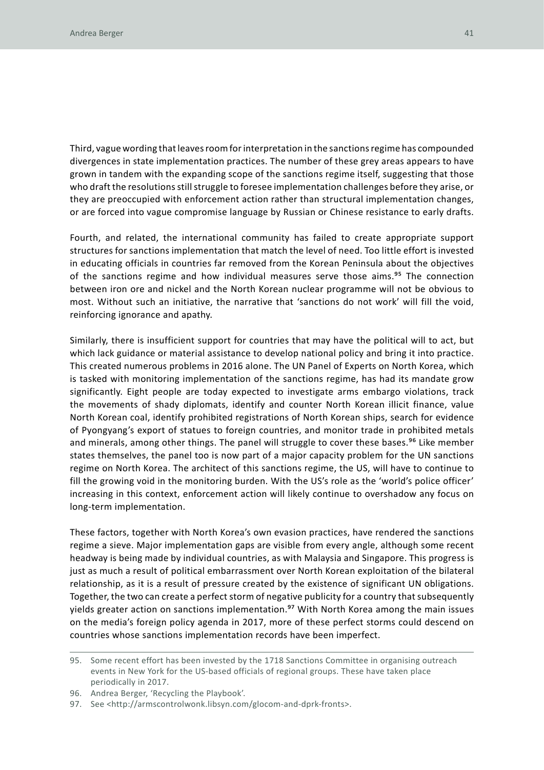Third, vague wording that leaves room for interpretation in the sanctions regime has compounded divergences in state implementation practices. The number of these grey areas appears to have grown in tandem with the expanding scope of the sanctions regime itself, suggesting that those who draft the resolutions still struggle to foresee implementation challenges before they arise, or they are preoccupied with enforcement action rather than structural implementation changes, or are forced into vague compromise language by Russian or Chinese resistance to early drafts.

Fourth, and related, the international community has failed to create appropriate support structures for sanctions implementation that match the level of need. Too little effort is invested in educating officials in countries far removed from the Korean Peninsula about the objectives of the sanctions regime and how individual measures serve those aims.[95] The connection between iron ore and nickel and the North Korean nuclear programme will not be obvious to most. Without such an initiative, the narrative that 'sanctions do not work' will fill the void, reinforcing ignorance and apathy.

Similarly, there is insufficient support for countries that may have the political will to act, but which lack guidance or material assistance to develop national policy and bring it into practice. This created numerous problems in 2016 alone. The UN Panel of Experts on North Korea, which is tasked with monitoring implementation of the sanctions regime, has had its mandate grow significantly. Eight people are today expected to investigate arms embargo violations, track the movements of shady diplomats, identify and counter North Korean illicit finance, value North Korean coal, identify prohibited registrations of North Korean ships, search for evidence of Pyongyang's export of statues to foreign countries, and monitor trade in prohibited metals and minerals, among other things. The panel will struggle to cover these bases.[96] Like member states themselves, the panel too is now part of a major capacity problem for the UN sanctions regime on North Korea. The architect of this sanctions regime, the US, will have to continue to fill the growing void in the monitoring burden. With the US's role as the 'world's police officer' increasing in this context, enforcement action will likely continue to overshadow any focus on long-term implementation.

These factors, together with North Korea's own evasion practices, have rendered the sanctions regime a sieve. Major implementation gaps are visible from every angle, although some recent headway is being made by individual countries, as with Malaysia and Singapore. This progress is just as much a result of political embarrassment over North Korean exploitation of the bilateral relationship, as it is a result of pressure created by the existence of significant UN obligations. Together, the two can create a perfect storm of negative publicity for a country that subsequently yields greater action on sanctions implementation.[97] With North Korea among the main issues on the media's foreign policy agenda in 2017, more of these perfect storms could descend on countries whose sanctions implementation records have been imperfect.

---

95. Some recent effort has been invested by the 1718 Sanctions Committee in organising outreach events in New York for the US-based officials of regional groups. These have taken place periodically in 2017.
96. Andrea Berger, 'Recycling the Playbook'.
97. See <http://armscontrolwonk.libsyn.com/glocom-and-dprk-fronts>.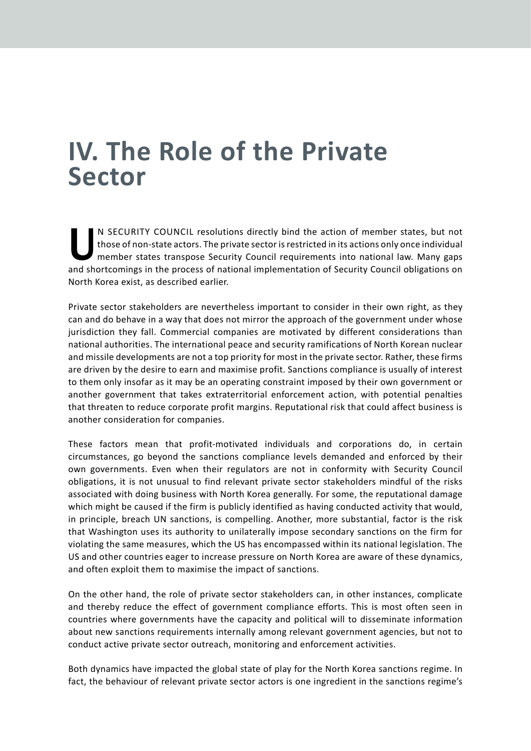# IV. The Role of the Private Sector

UN SECURITY COUNCIL resolutions directly bind the action of member states, but not those of non-state actors. The private sector is restricted in its actions only once individual member states transpose Security Council requirements into national law. Many gaps and shortcomings in the process of national implementation of Security Council obligations on North Korea exist, as described earlier.

Private sector stakeholders are nevertheless important to consider in their own right, as they can and do behave in a way that does not mirror the approach of the government under whose jurisdiction they fall. Commercial companies are motivated by different considerations than national authorities. The international peace and security ramifications of North Korean nuclear and missile developments are not a top priority for most in the private sector. Rather, these firms are driven by the desire to earn and maximise profit. Sanctions compliance is usually of interest to them only insofar as it may be an operating constraint imposed by their own government or another government that takes extraterritorial enforcement action, with potential penalties that threaten to reduce corporate profit margins. Reputational risk that could affect business is another consideration for companies.

These factors mean that profit-motivated individuals and corporations do, in certain circumstances, go beyond the sanctions compliance levels demanded and enforced by their own governments. Even when their regulators are not in conformity with Security Council obligations, it is not unusual to find relevant private sector stakeholders mindful of the risks associated with doing business with North Korea generally. For some, the reputational damage which might be caused if the firm is publicly identified as having conducted activity that would, in principle, breach UN sanctions, is compelling. Another, more substantial, factor is the risk that Washington uses its authority to unilaterally impose secondary sanctions on the firm for violating the same measures, which the US has encompassed within its national legislation. The US and other countries eager to increase pressure on North Korea are aware of these dynamics, and often exploit them to maximise the impact of sanctions.

On the other hand, the role of private sector stakeholders can, in other instances, complicate and thereby reduce the effect of government compliance efforts. This is most often seen in countries where governments have the capacity and political will to disseminate information about new sanctions requirements internally among relevant government agencies, but not to conduct active private sector outreach, monitoring and enforcement activities.

Both dynamics have impacted the global state of play for the North Korea sanctions regime. In fact, the behaviour of relevant private sector actors is one ingredient in the sanctions regime's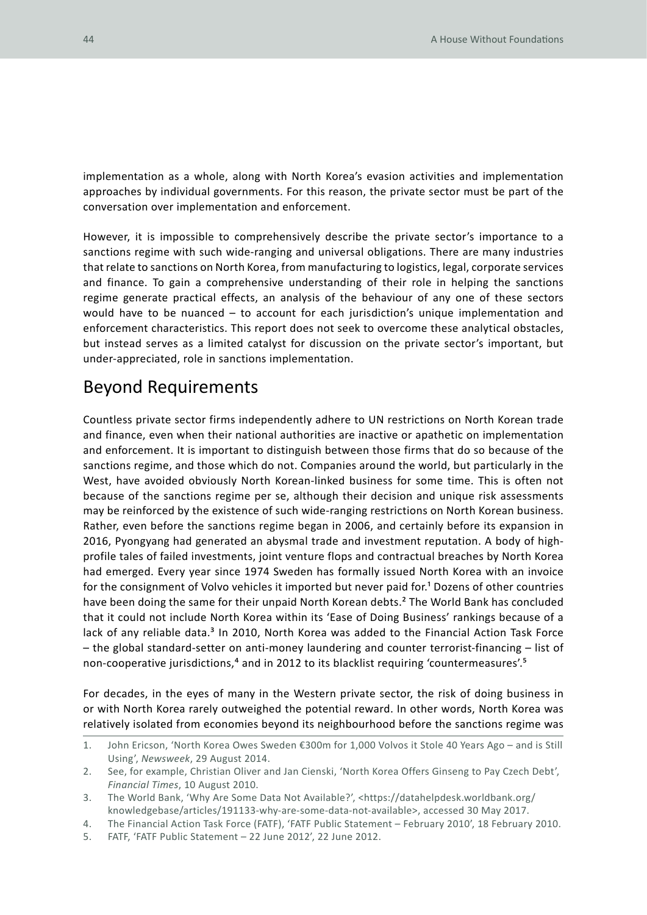implementation as a whole, along with North Korea's evasion activities and implementation approaches by individual governments. For this reason, the private sector must be part of the conversation over implementation and enforcement.

However, it is impossible to comprehensively describe the private sector's importance to a sanctions regime with such wide-ranging and universal obligations. There are many industries that relate to sanctions on North Korea, from manufacturing to logistics, legal, corporate services and finance. To gain a comprehensive understanding of their role in helping the sanctions regime generate practical effects, an analysis of the behaviour of any one of these sectors would have to be nuanced – to account for each jurisdiction's unique implementation and enforcement characteristics. This report does not seek to overcome these analytical obstacles, but instead serves as a limited catalyst for discussion on the private sector's important, but under-appreciated, role in sanctions implementation.

## Beyond Requirements

Countless private sector firms independently adhere to UN restrictions on North Korean trade and finance, even when their national authorities are inactive or apathetic on implementation and enforcement. It is important to distinguish between those firms that do so because of the sanctions regime, and those which do not. Companies around the world, but particularly in the West, have avoided obviously North Korean-linked business for some time. This is often not because of the sanctions regime per se, although their decision and unique risk assessments may be reinforced by the existence of such wide-ranging restrictions on North Korean business. Rather, even before the sanctions regime began in 2006, and certainly before its expansion in 2016, Pyongyang had generated an abysmal trade and investment reputation. A body of high-profile tales of failed investments, joint venture flops and contractual breaches by North Korea had emerged. Every year since 1974 Sweden has formally issued North Korea with an invoice for the consignment of Volvo vehicles it imported but never paid for.[1] Dozens of other countries have been doing the same for their unpaid North Korean debts.[2] The World Bank has concluded that it could not include North Korea within its 'Ease of Doing Business' rankings because of a lack of any reliable data.[3] In 2010, North Korea was added to the Financial Action Task Force – the global standard-setter on anti-money laundering and counter terrorist-financing – list of non-cooperative jurisdictions,[4] and in 2012 to its blacklist requiring 'countermeasures'.[5]

For decades, in the eyes of many in the Western private sector, the risk of doing business in or with North Korea rarely outweighed the potential reward. In other words, North Korea was relatively isolated from economies beyond its neighbourhood before the sanctions regime was

1. John Ericson, 'North Korea Owes Sweden €300m for 1,000 Volvos it Stole 40 Years Ago – and is Still Using', *Newsweek*, 29 August 2014.
2. See, for example, Christian Oliver and Jan Cienski, 'North Korea Offers Ginseng to Pay Czech Debt', *Financial Times*, 10 August 2010.
3. The World Bank, 'Why Are Some Data Not Available?', <https://datahelpdesk.worldbank.org/knowledgebase/articles/191133-why-are-some-data-not-available>, accessed 30 May 2017.
4. The Financial Action Task Force (FATF), 'FATF Public Statement – February 2010', 18 February 2010.
5. FATF, 'FATF Public Statement – 22 June 2012', 22 June 2012.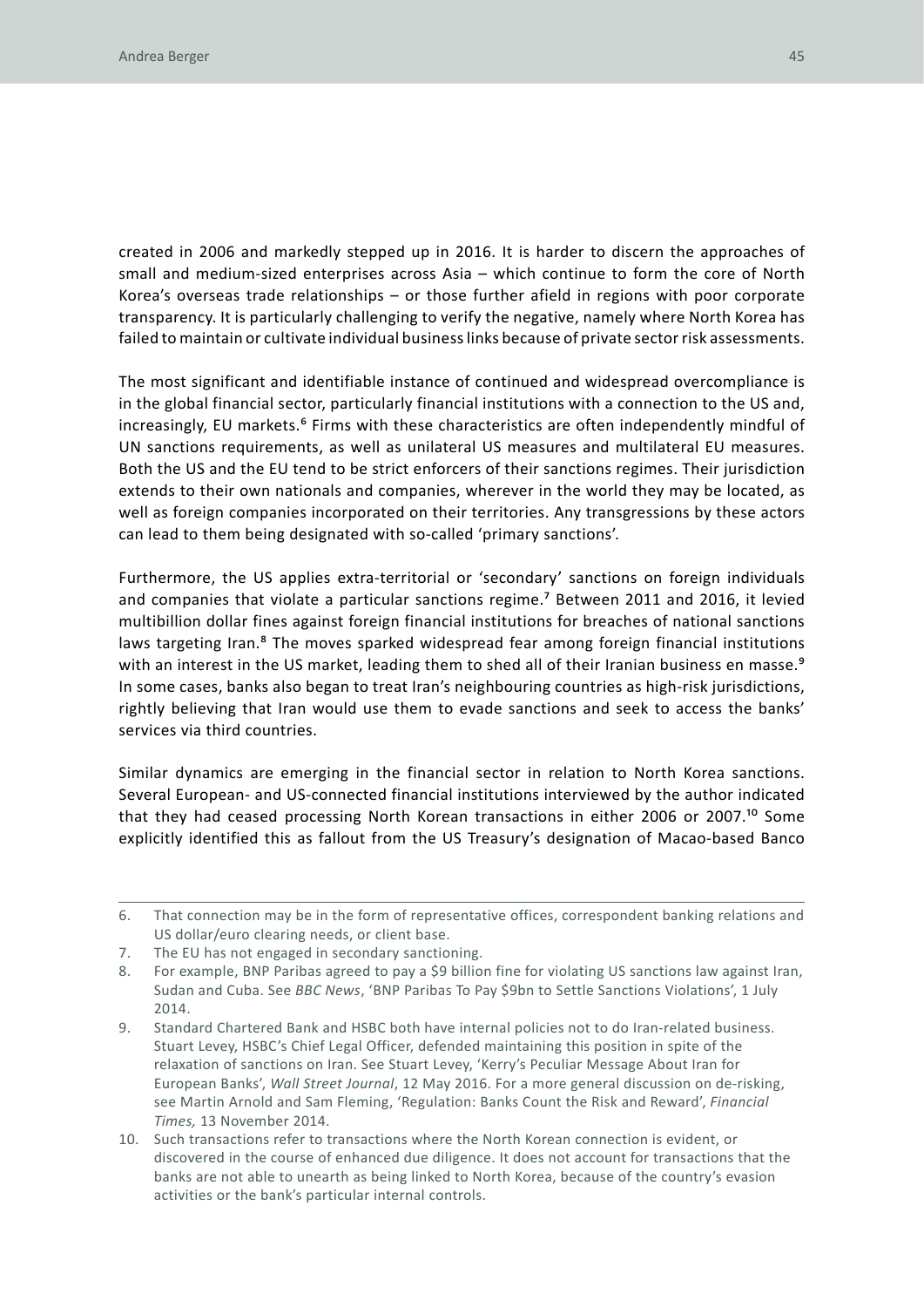created in 2006 and markedly stepped up in 2016. It is harder to discern the approaches of small and medium-sized enterprises across Asia – which continue to form the core of North Korea's overseas trade relationships – or those further afield in regions with poor corporate transparency. It is particularly challenging to verify the negative, namely where North Korea has failed to maintain or cultivate individual business links because of private sector risk assessments.

The most significant and identifiable instance of continued and widespread overcompliance is in the global financial sector, particularly financial institutions with a connection to the US and, increasingly, EU markets.[6] Firms with these characteristics are often independently mindful of UN sanctions requirements, as well as unilateral US measures and multilateral EU measures. Both the US and the EU tend to be strict enforcers of their sanctions regimes. Their jurisdiction extends to their own nationals and companies, wherever in the world they may be located, as well as foreign companies incorporated on their territories. Any transgressions by these actors can lead to them being designated with so-called 'primary sanctions'.

Furthermore, the US applies extra-territorial or 'secondary' sanctions on foreign individuals and companies that violate a particular sanctions regime.[7] Between 2011 and 2016, it levied multibillion dollar fines against foreign financial institutions for breaches of national sanctions laws targeting Iran.[8] The moves sparked widespread fear among foreign financial institutions with an interest in the US market, leading them to shed all of their Iranian business en masse.[9] In some cases, banks also began to treat Iran's neighbouring countries as high-risk jurisdictions, rightly believing that Iran would use them to evade sanctions and seek to access the banks' services via third countries.

Similar dynamics are emerging in the financial sector in relation to North Korea sanctions. Several European- and US-connected financial institutions interviewed by the author indicated that they had ceased processing North Korean transactions in either 2006 or 2007.[10] Some explicitly identified this as fallout from the US Treasury's designation of Macao-based Banco

---

6. That connection may be in the form of representative offices, correspondent banking relations and US dollar/euro clearing needs, or client base.
7. The EU has not engaged in secondary sanctioning.
8. For example, BNP Paribas agreed to pay a $9 billion fine for violating US sanctions law against Iran, Sudan and Cuba. See *BBC News*, 'BNP Paribas To Pay $9bn to Settle Sanctions Violations', 1 July 2014.
9. Standard Chartered Bank and HSBC both have internal policies not to do Iran-related business. Stuart Levey, HSBC's Chief Legal Officer, defended maintaining this position in spite of the relaxation of sanctions on Iran. See Stuart Levey, 'Kerry's Peculiar Message About Iran for European Banks', *Wall Street Journal*, 12 May 2016. For a more general discussion on de-risking, see Martin Arnold and Sam Fleming, 'Regulation: Banks Count the Risk and Reward', *Financial Times,* 13 November 2014.
10. Such transactions refer to transactions where the North Korean connection is evident, or discovered in the course of enhanced due diligence. It does not account for transactions that the banks are not able to unearth as being linked to North Korea, because of the country's evasion activities or the bank's particular internal controls.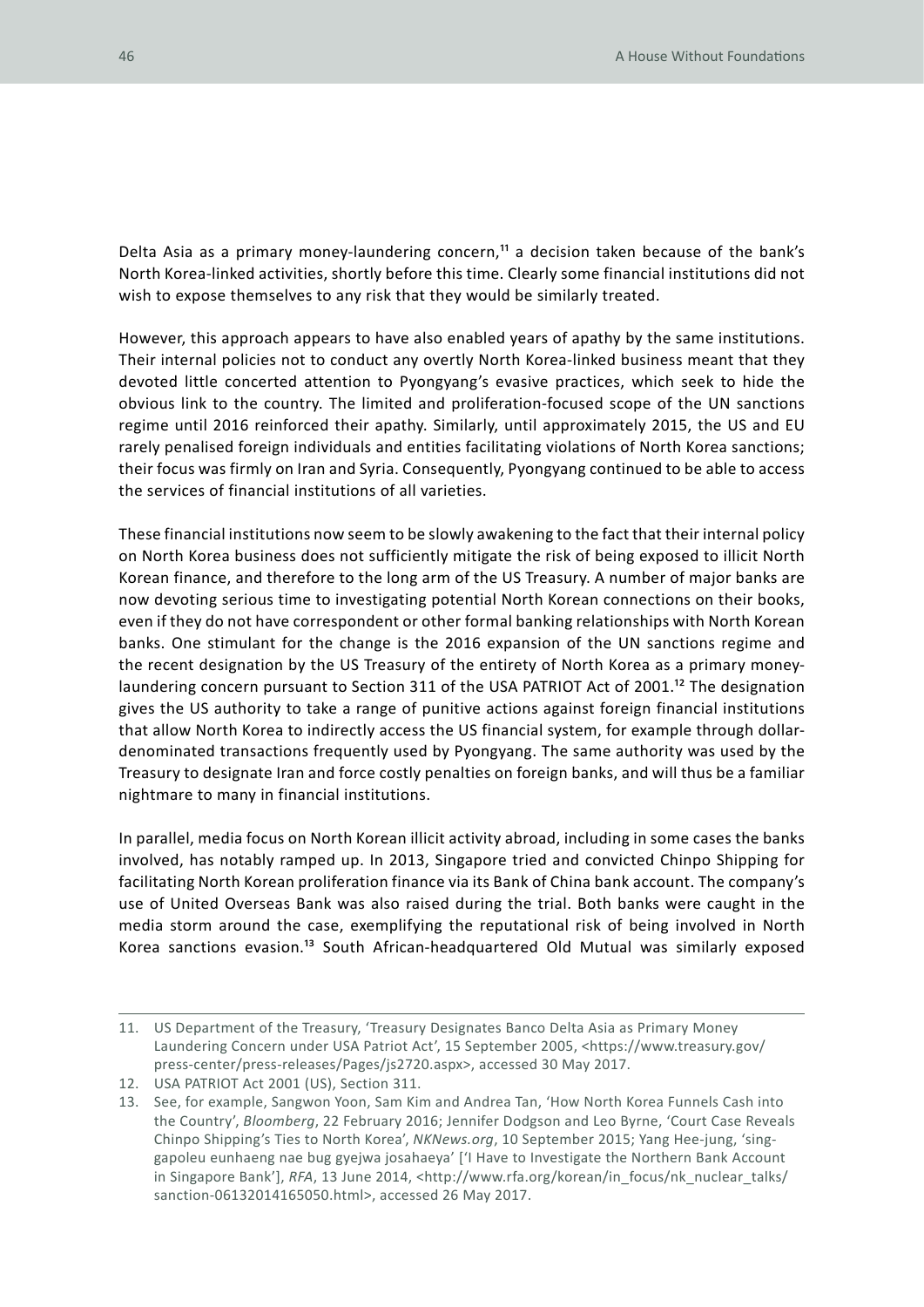Delta Asia as a primary money-laundering concern,[11] a decision taken because of the bank's North Korea-linked activities, shortly before this time. Clearly some financial institutions did not wish to expose themselves to any risk that they would be similarly treated.

However, this approach appears to have also enabled years of apathy by the same institutions. Their internal policies not to conduct any overtly North Korea-linked business meant that they devoted little concerted attention to Pyongyang's evasive practices, which seek to hide the obvious link to the country. The limited and proliferation-focused scope of the UN sanctions regime until 2016 reinforced their apathy. Similarly, until approximately 2015, the US and EU rarely penalised foreign individuals and entities facilitating violations of North Korea sanctions; their focus was firmly on Iran and Syria. Consequently, Pyongyang continued to be able to access the services of financial institutions of all varieties.

These financial institutions now seem to be slowly awakening to the fact that their internal policy on North Korea business does not sufficiently mitigate the risk of being exposed to illicit North Korean finance, and therefore to the long arm of the US Treasury. A number of major banks are now devoting serious time to investigating potential North Korean connections on their books, even if they do not have correspondent or other formal banking relationships with North Korean banks. One stimulant for the change is the 2016 expansion of the UN sanctions regime and the recent designation by the US Treasury of the entirety of North Korea as a primary money-laundering concern pursuant to Section 311 of the USA PATRIOT Act of 2001.[12] The designation gives the US authority to take a range of punitive actions against foreign financial institutions that allow North Korea to indirectly access the US financial system, for example through dollar-denominated transactions frequently used by Pyongyang. The same authority was used by the Treasury to designate Iran and force costly penalties on foreign banks, and will thus be a familiar nightmare to many in financial institutions.

In parallel, media focus on North Korean illicit activity abroad, including in some cases the banks involved, has notably ramped up. In 2013, Singapore tried and convicted Chinpo Shipping for facilitating North Korean proliferation finance via its Bank of China bank account. The company's use of United Overseas Bank was also raised during the trial. Both banks were caught in the media storm around the case, exemplifying the reputational risk of being involved in North Korea sanctions evasion.[13] South African-headquartered Old Mutual was similarly exposed

---

11. US Department of the Treasury, 'Treasury Designates Banco Delta Asia as Primary Money Laundering Concern under USA Patriot Act', 15 September 2005, <https://www.treasury.gov/press-center/press-releases/Pages/js2720.aspx>, accessed 30 May 2017.
12. USA PATRIOT Act 2001 (US), Section 311.
13. See, for example, Sangwon Yoon, Sam Kim and Andrea Tan, 'How North Korea Funnels Cash into the Country', *Bloomberg*, 22 February 2016; Jennifer Dodgson and Leo Byrne, 'Court Case Reveals Chinpo Shipping's Ties to North Korea', *NKNews.org*, 10 September 2015; Yang Hee-jung, 'sing-gapoleu eunhaeng nae bug gyejwa josahaeya' ['I Have to Investigate the Northern Bank Account in Singapore Bank'], *RFA*, 13 June 2014, <http://www.rfa.org/korean/in_focus/nk_nuclear_talks/sanction-06132014165050.html>, accessed 26 May 2017.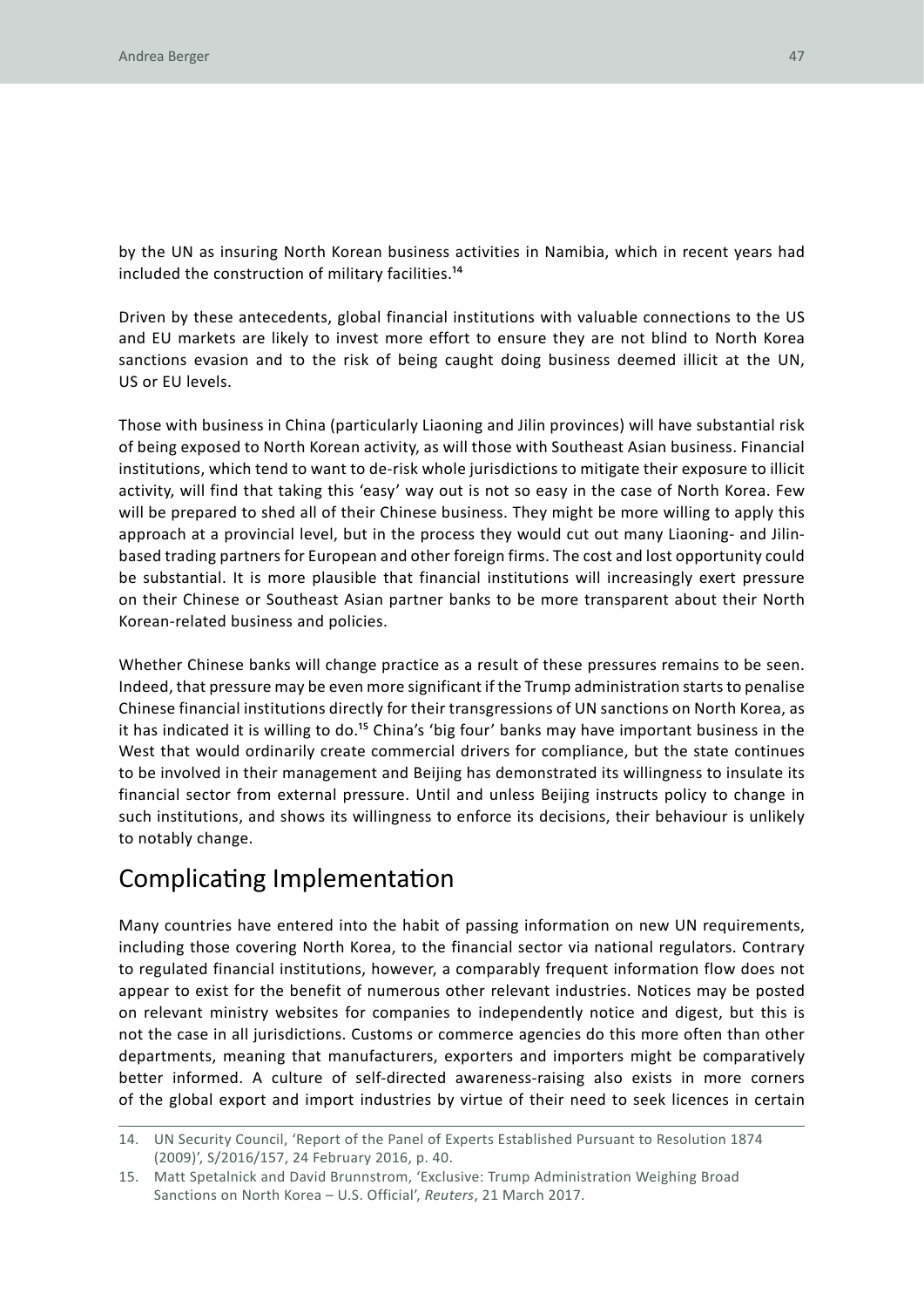by the UN as insuring North Korean business activities in Namibia, which in recent years had included the construction of military facilities.[14]

Driven by these antecedents, global financial institutions with valuable connections to the US and EU markets are likely to invest more effort to ensure they are not blind to North Korea sanctions evasion and to the risk of being caught doing business deemed illicit at the UN, US or EU levels.

Those with business in China (particularly Liaoning and Jilin provinces) will have substantial risk of being exposed to North Korean activity, as will those with Southeast Asian business. Financial institutions, which tend to want to de-risk whole jurisdictions to mitigate their exposure to illicit activity, will find that taking this 'easy' way out is not so easy in the case of North Korea. Few will be prepared to shed all of their Chinese business. They might be more willing to apply this approach at a provincial level, but in the process they would cut out many Liaoning- and Jilin-based trading partners for European and other foreign firms. The cost and lost opportunity could be substantial. It is more plausible that financial institutions will increasingly exert pressure on their Chinese or Southeast Asian partner banks to be more transparent about their North Korean-related business and policies.

Whether Chinese banks will change practice as a result of these pressures remains to be seen. Indeed, that pressure may be even more significant if the Trump administration starts to penalise Chinese financial institutions directly for their transgressions of UN sanctions on North Korea, as it has indicated it is willing to do.[15] China's 'big four' banks may have important business in the West that would ordinarily create commercial drivers for compliance, but the state continues to be involved in their management and Beijing has demonstrated its willingness to insulate its financial sector from external pressure. Until and unless Beijing instructs policy to change in such institutions, and shows its willingness to enforce its decisions, their behaviour is unlikely to notably change.

## Complicating Implementation

Many countries have entered into the habit of passing information on new UN requirements, including those covering North Korea, to the financial sector via national regulators. Contrary to regulated financial institutions, however, a comparably frequent information flow does not appear to exist for the benefit of numerous other relevant industries. Notices may be posted on relevant ministry websites for companies to independently notice and digest, but this is not the case in all jurisdictions. Customs or commerce agencies do this more often than other departments, meaning that manufacturers, exporters and importers might be comparatively better informed. A culture of self-directed awareness-raising also exists in more corners of the global export and import industries by virtue of their need to seek licences in certain

14. UN Security Council, 'Report of the Panel of Experts Established Pursuant to Resolution 1874 (2009)', S/2016/157, 24 February 2016, p. 40.
15. Matt Spetalnick and David Brunnstrom, 'Exclusive: Trump Administration Weighing Broad Sanctions on North Korea – U.S. Official', *Reuters*, 21 March 2017.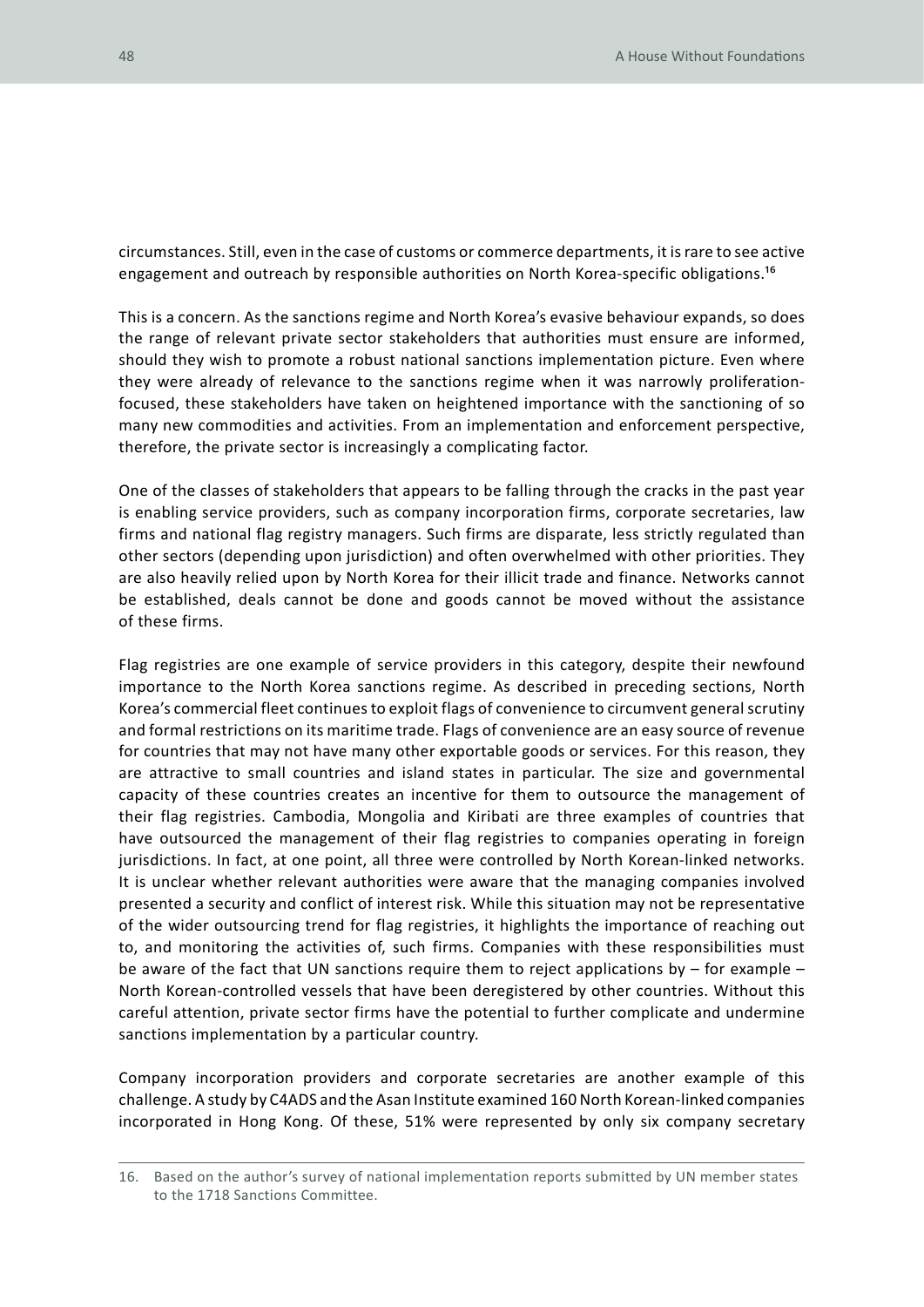circumstances. Still, even in the case of customs or commerce departments, it is rare to see active engagement and outreach by responsible authorities on North Korea-specific obligations.[16]

This is a concern. As the sanctions regime and North Korea's evasive behaviour expands, so does the range of relevant private sector stakeholders that authorities must ensure are informed, should they wish to promote a robust national sanctions implementation picture. Even where they were already of relevance to the sanctions regime when it was narrowly proliferation-focused, these stakeholders have taken on heightened importance with the sanctioning of so many new commodities and activities. From an implementation and enforcement perspective, therefore, the private sector is increasingly a complicating factor.

One of the classes of stakeholders that appears to be falling through the cracks in the past year is enabling service providers, such as company incorporation firms, corporate secretaries, law firms and national flag registry managers. Such firms are disparate, less strictly regulated than other sectors (depending upon jurisdiction) and often overwhelmed with other priorities. They are also heavily relied upon by North Korea for their illicit trade and finance. Networks cannot be established, deals cannot be done and goods cannot be moved without the assistance of these firms.

Flag registries are one example of service providers in this category, despite their newfound importance to the North Korea sanctions regime. As described in preceding sections, North Korea's commercial fleet continues to exploit flags of convenience to circumvent general scrutiny and formal restrictions on its maritime trade. Flags of convenience are an easy source of revenue for countries that may not have many other exportable goods or services. For this reason, they are attractive to small countries and island states in particular. The size and governmental capacity of these countries creates an incentive for them to outsource the management of their flag registries. Cambodia, Mongolia and Kiribati are three examples of countries that have outsourced the management of their flag registries to companies operating in foreign jurisdictions. In fact, at one point, all three were controlled by North Korean-linked networks. It is unclear whether relevant authorities were aware that the managing companies involved presented a security and conflict of interest risk. While this situation may not be representative of the wider outsourcing trend for flag registries, it highlights the importance of reaching out to, and monitoring the activities of, such firms. Companies with these responsibilities must be aware of the fact that UN sanctions require them to reject applications by – for example – North Korean-controlled vessels that have been deregistered by other countries. Without this careful attention, private sector firms have the potential to further complicate and undermine sanctions implementation by a particular country.

Company incorporation providers and corporate secretaries are another example of this challenge. A study by C4ADS and the Asan Institute examined 160 North Korean-linked companies incorporated in Hong Kong. Of these, 51% were represented by only six company secretary

16. Based on the author's survey of national implementation reports submitted by UN member states to the 1718 Sanctions Committee.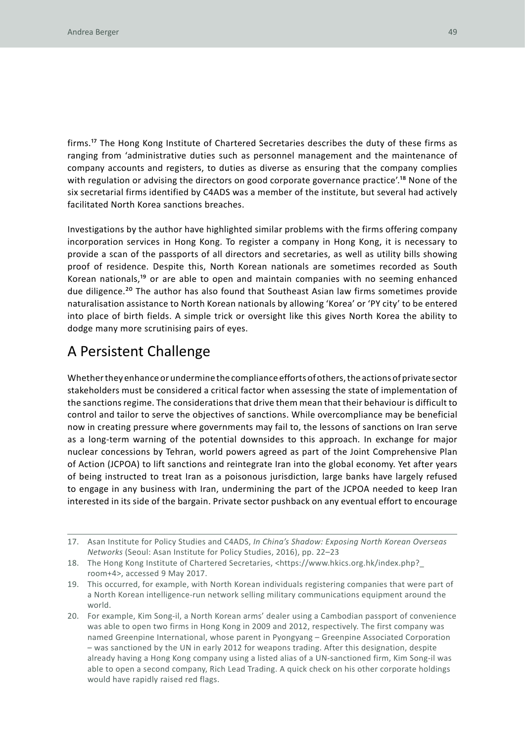firms.[17] The Hong Kong Institute of Chartered Secretaries describes the duty of these firms as ranging from 'administrative duties such as personnel management and the maintenance of company accounts and registers, to duties as diverse as ensuring that the company complies with regulation or advising the directors on good corporate governance practice'.[18] None of the six secretarial firms identified by C4ADS was a member of the institute, but several had actively facilitated North Korea sanctions breaches.

Investigations by the author have highlighted similar problems with the firms offering company incorporation services in Hong Kong. To register a company in Hong Kong, it is necessary to provide a scan of the passports of all directors and secretaries, as well as utility bills showing proof of residence. Despite this, North Korean nationals are sometimes recorded as South Korean nationals,[19] or are able to open and maintain companies with no seeming enhanced due diligence.[20] The author has also found that Southeast Asian law firms sometimes provide naturalisation assistance to North Korean nationals by allowing 'Korea' or 'PY city' to be entered into place of birth fields. A simple trick or oversight like this gives North Korea the ability to dodge many more scrutinising pairs of eyes.

## A Persistent Challenge

Whether they enhance or undermine the compliance efforts of others, the actions of private sector stakeholders must be considered a critical factor when assessing the state of implementation of the sanctions regime. The considerations that drive them mean that their behaviour is difficult to control and tailor to serve the objectives of sanctions. While overcompliance may be beneficial now in creating pressure where governments may fail to, the lessons of sanctions on Iran serve as a long-term warning of the potential downsides to this approach. In exchange for major nuclear concessions by Tehran, world powers agreed as part of the Joint Comprehensive Plan of Action (JCPOA) to lift sanctions and reintegrate Iran into the global economy. Yet after years of being instructed to treat Iran as a poisonous jurisdiction, large banks have largely refused to engage in any business with Iran, undermining the part of the JCPOA needed to keep Iran interested in its side of the bargain. Private sector pushback on any eventual effort to encourage

---

17. Asan Institute for Policy Studies and C4ADS, *In China's Shadow: Exposing North Korean Overseas Networks* (Seoul: Asan Institute for Policy Studies, 2016), pp. 22–23
18. The Hong Kong Institute of Chartered Secretaries, <https://www.hkics.org.hk/index.php?_room+4>, accessed 9 May 2017.
19. This occurred, for example, with North Korean individuals registering companies that were part of a North Korean intelligence-run network selling military communications equipment around the world.
20. For example, Kim Song-il, a North Korean arms' dealer using a Cambodian passport of convenience was able to open two firms in Hong Kong in 2009 and 2012, respectively. The first company was named Greenpine International, whose parent in Pyongyang – Greenpine Associated Corporation – was sanctioned by the UN in early 2012 for weapons trading. After this designation, despite already having a Hong Kong company using a listed alias of a UN-sanctioned firm, Kim Song-il was able to open a second company, Rich Lead Trading. A quick check on his other corporate holdings would have rapidly raised red flags.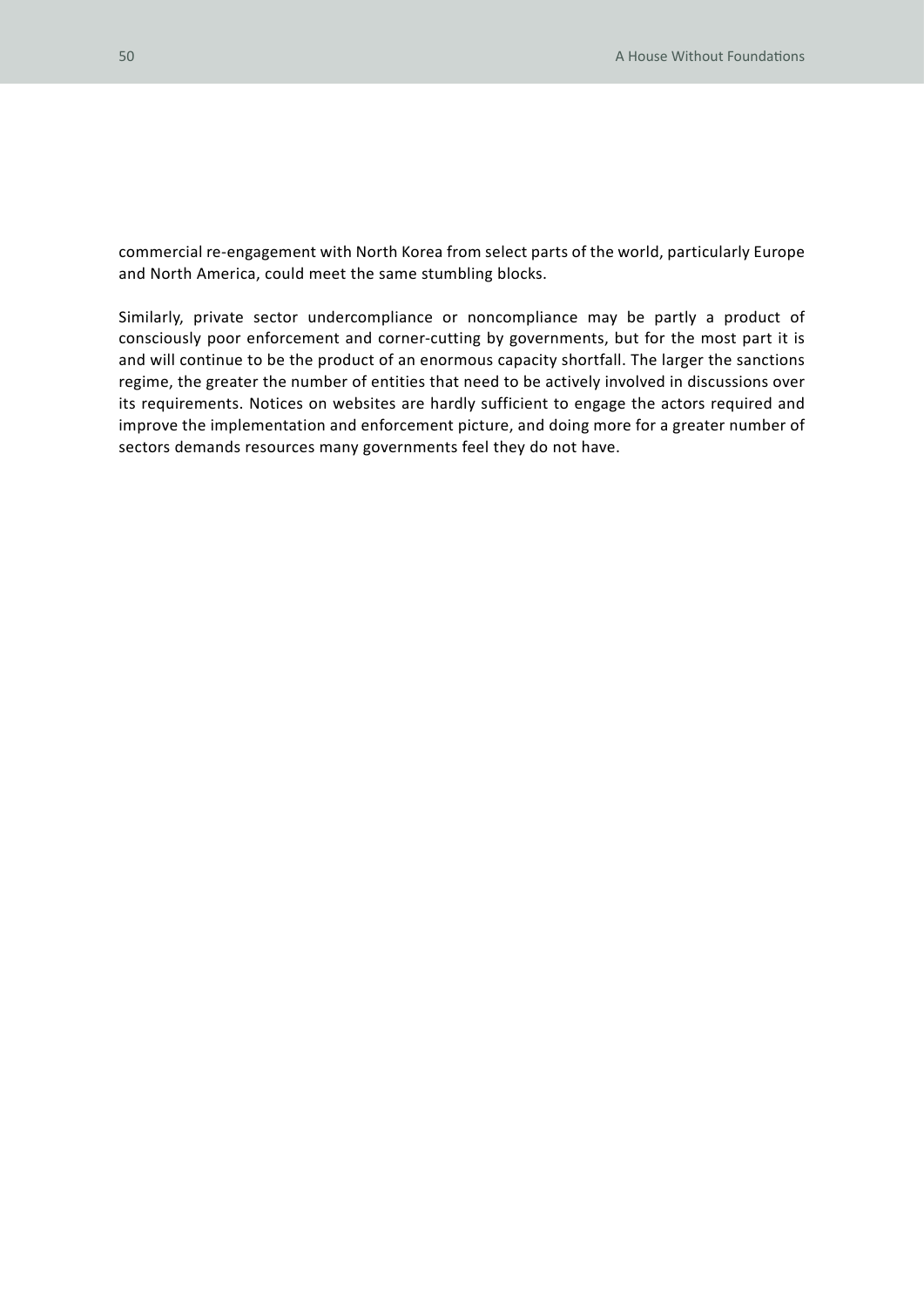commercial re-engagement with North Korea from select parts of the world, particularly Europe and North America, could meet the same stumbling blocks.

Similarly, private sector undercompliance or noncompliance may be partly a product of consciously poor enforcement and corner-cutting by governments, but for the most part it is and will continue to be the product of an enormous capacity shortfall. The larger the sanctions regime, the greater the number of entities that need to be actively involved in discussions over its requirements. Notices on websites are hardly sufficient to engage the actors required and improve the implementation and enforcement picture, and doing more for a greater number of sectors demands resources many governments feel they do not have.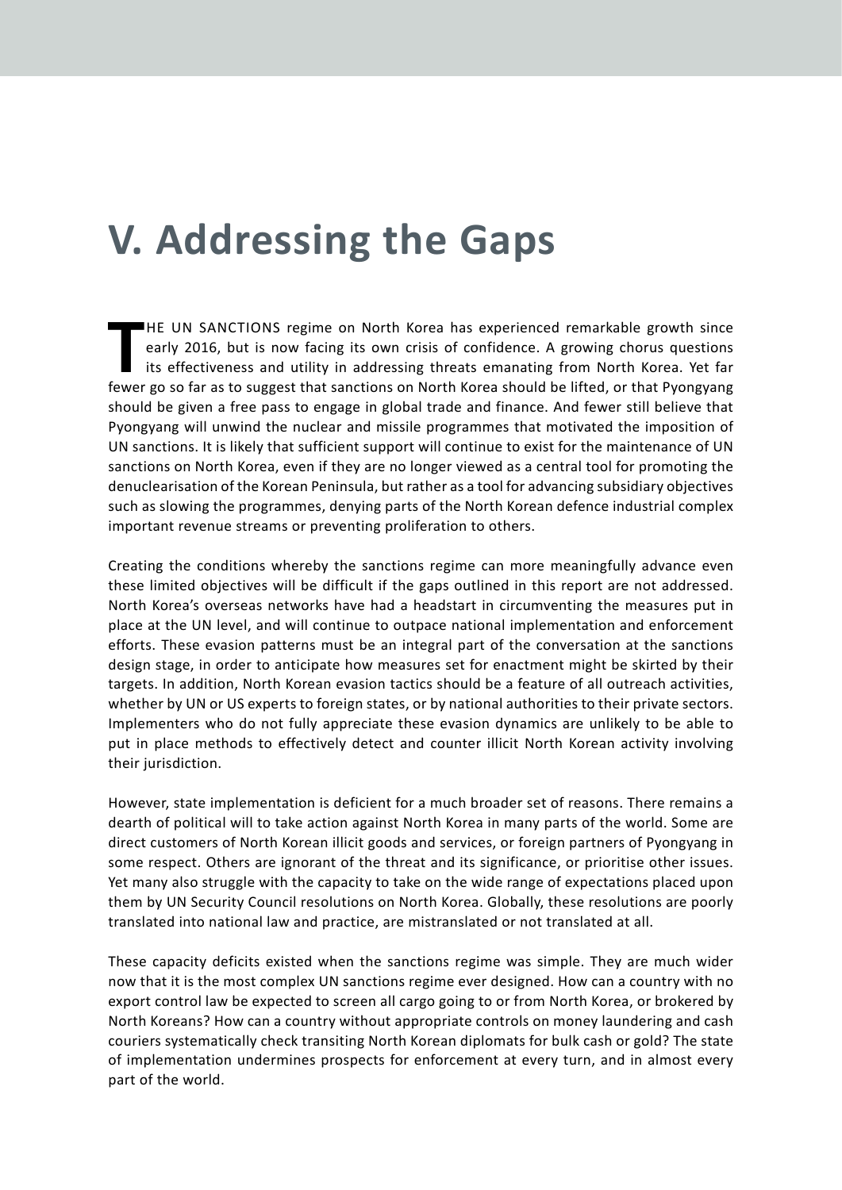# V. Addressing the Gaps

THE UN SANCTIONS regime on North Korea has experienced remarkable growth since early 2016, but is now facing its own crisis of confidence. A growing chorus questions its effectiveness and utility in addressing threats emanating from North Korea. Yet far fewer go so far as to suggest that sanctions on North Korea should be lifted, or that Pyongyang should be given a free pass to engage in global trade and finance. And fewer still believe that Pyongyang will unwind the nuclear and missile programmes that motivated the imposition of UN sanctions. It is likely that sufficient support will continue to exist for the maintenance of UN sanctions on North Korea, even if they are no longer viewed as a central tool for promoting the denuclearisation of the Korean Peninsula, but rather as a tool for advancing subsidiary objectives such as slowing the programmes, denying parts of the North Korean defence industrial complex important revenue streams or preventing proliferation to others.

Creating the conditions whereby the sanctions regime can more meaningfully advance even these limited objectives will be difficult if the gaps outlined in this report are not addressed. North Korea's overseas networks have had a headstart in circumventing the measures put in place at the UN level, and will continue to outpace national implementation and enforcement efforts. These evasion patterns must be an integral part of the conversation at the sanctions design stage, in order to anticipate how measures set for enactment might be skirted by their targets. In addition, North Korean evasion tactics should be a feature of all outreach activities, whether by UN or US experts to foreign states, or by national authorities to their private sectors. Implementers who do not fully appreciate these evasion dynamics are unlikely to be able to put in place methods to effectively detect and counter illicit North Korean activity involving their jurisdiction.

However, state implementation is deficient for a much broader set of reasons. There remains a dearth of political will to take action against North Korea in many parts of the world. Some are direct customers of North Korean illicit goods and services, or foreign partners of Pyongyang in some respect. Others are ignorant of the threat and its significance, or prioritise other issues. Yet many also struggle with the capacity to take on the wide range of expectations placed upon them by UN Security Council resolutions on North Korea. Globally, these resolutions are poorly translated into national law and practice, are mistranslated or not translated at all.

These capacity deficits existed when the sanctions regime was simple. They are much wider now that it is the most complex UN sanctions regime ever designed. How can a country with no export control law be expected to screen all cargo going to or from North Korea, or brokered by North Koreans? How can a country without appropriate controls on money laundering and cash couriers systematically check transiting North Korean diplomats for bulk cash or gold? The state of implementation undermines prospects for enforcement at every turn, and in almost every part of the world.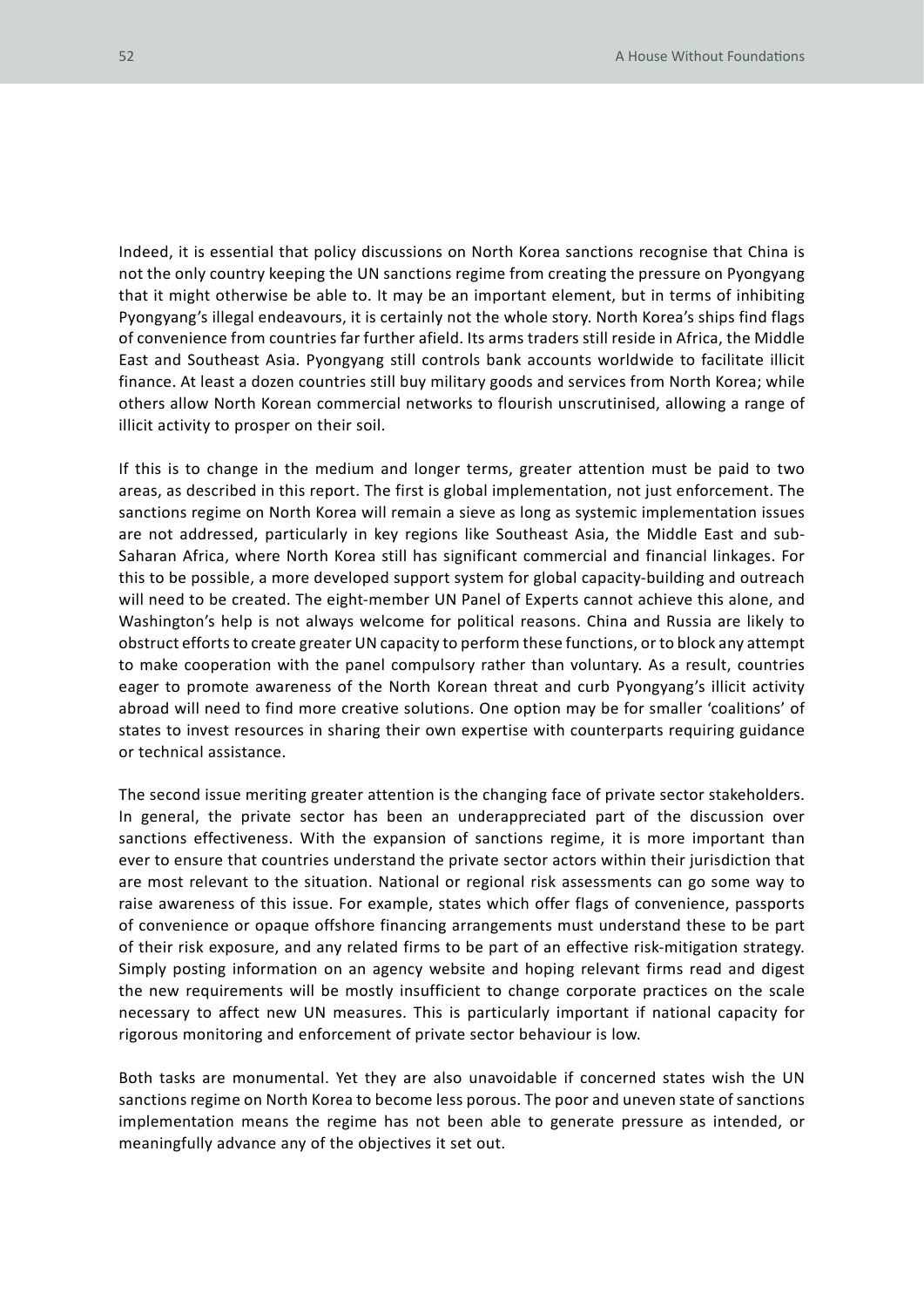Indeed, it is essential that policy discussions on North Korea sanctions recognise that China is not the only country keeping the UN sanctions regime from creating the pressure on Pyongyang that it might otherwise be able to. It may be an important element, but in terms of inhibiting Pyongyang's illegal endeavours, it is certainly not the whole story. North Korea's ships find flags of convenience from countries far further afield. Its arms traders still reside in Africa, the Middle East and Southeast Asia. Pyongyang still controls bank accounts worldwide to facilitate illicit finance. At least a dozen countries still buy military goods and services from North Korea; while others allow North Korean commercial networks to flourish unscrutinised, allowing a range of illicit activity to prosper on their soil.

If this is to change in the medium and longer terms, greater attention must be paid to two areas, as described in this report. The first is global implementation, not just enforcement. The sanctions regime on North Korea will remain a sieve as long as systemic implementation issues are not addressed, particularly in key regions like Southeast Asia, the Middle East and sub-Saharan Africa, where North Korea still has significant commercial and financial linkages. For this to be possible, a more developed support system for global capacity-building and outreach will need to be created. The eight-member UN Panel of Experts cannot achieve this alone, and Washington's help is not always welcome for political reasons. China and Russia are likely to obstruct efforts to create greater UN capacity to perform these functions, or to block any attempt to make cooperation with the panel compulsory rather than voluntary. As a result, countries eager to promote awareness of the North Korean threat and curb Pyongyang's illicit activity abroad will need to find more creative solutions. One option may be for smaller 'coalitions' of states to invest resources in sharing their own expertise with counterparts requiring guidance or technical assistance.

The second issue meriting greater attention is the changing face of private sector stakeholders. In general, the private sector has been an underappreciated part of the discussion over sanctions effectiveness. With the expansion of sanctions regime, it is more important than ever to ensure that countries understand the private sector actors within their jurisdiction that are most relevant to the situation. National or regional risk assessments can go some way to raise awareness of this issue. For example, states which offer flags of convenience, passports of convenience or opaque offshore financing arrangements must understand these to be part of their risk exposure, and any related firms to be part of an effective risk-mitigation strategy. Simply posting information on an agency website and hoping relevant firms read and digest the new requirements will be mostly insufficient to change corporate practices on the scale necessary to affect new UN measures. This is particularly important if national capacity for rigorous monitoring and enforcement of private sector behaviour is low.

Both tasks are monumental. Yet they are also unavoidable if concerned states wish the UN sanctions regime on North Korea to become less porous. The poor and uneven state of sanctions implementation means the regime has not been able to generate pressure as intended, or meaningfully advance any of the objectives it set out.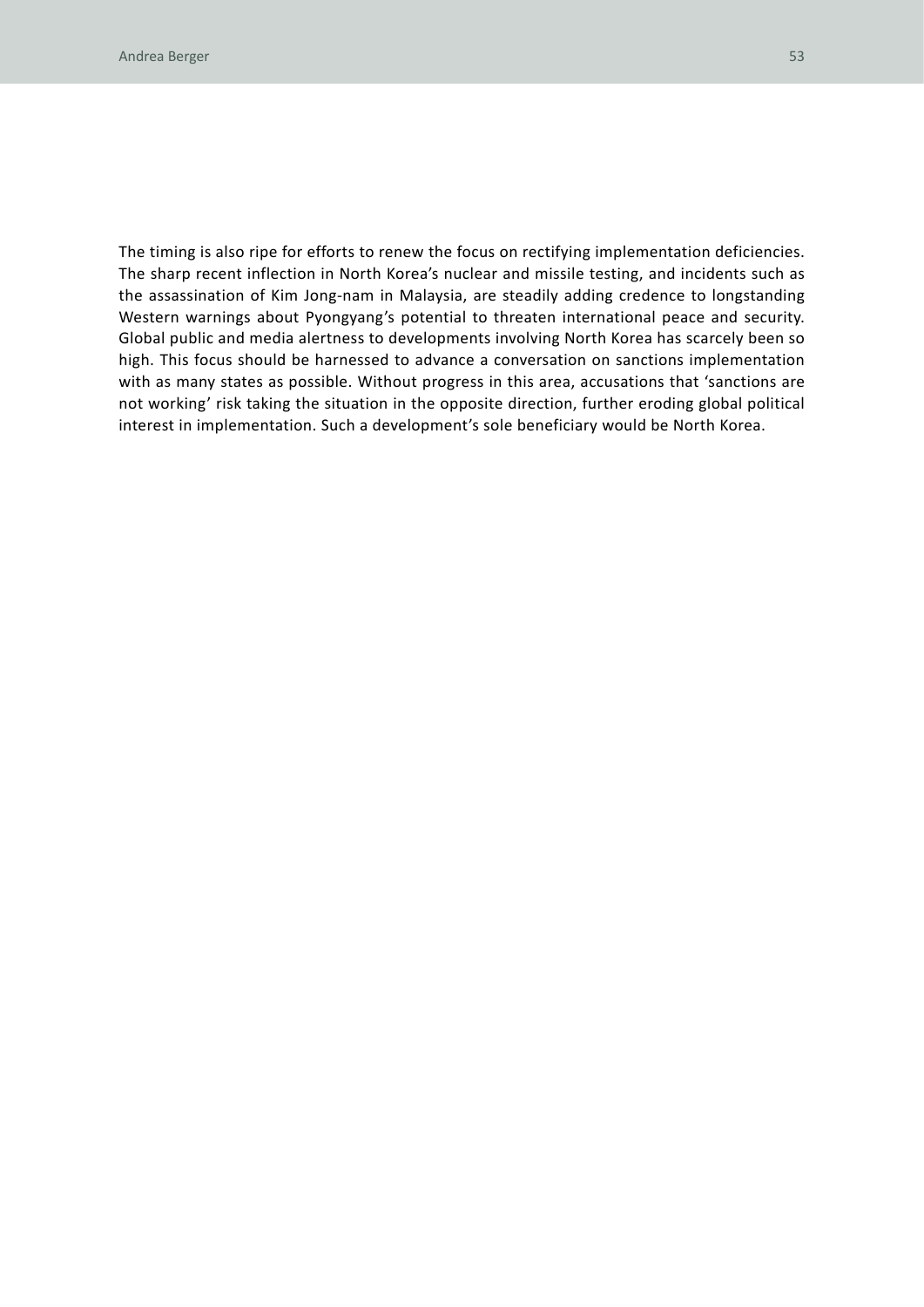The timing is also ripe for efforts to renew the focus on rectifying implementation deficiencies. The sharp recent inflection in North Korea's nuclear and missile testing, and incidents such as the assassination of Kim Jong-nam in Malaysia, are steadily adding credence to longstanding Western warnings about Pyongyang's potential to threaten international peace and security. Global public and media alertness to developments involving North Korea has scarcely been so high. This focus should be harnessed to advance a conversation on sanctions implementation with as many states as possible. Without progress in this area, accusations that 'sanctions are not working' risk taking the situation in the opposite direction, further eroding global political interest in implementation. Such a development's sole beneficiary would be North Korea.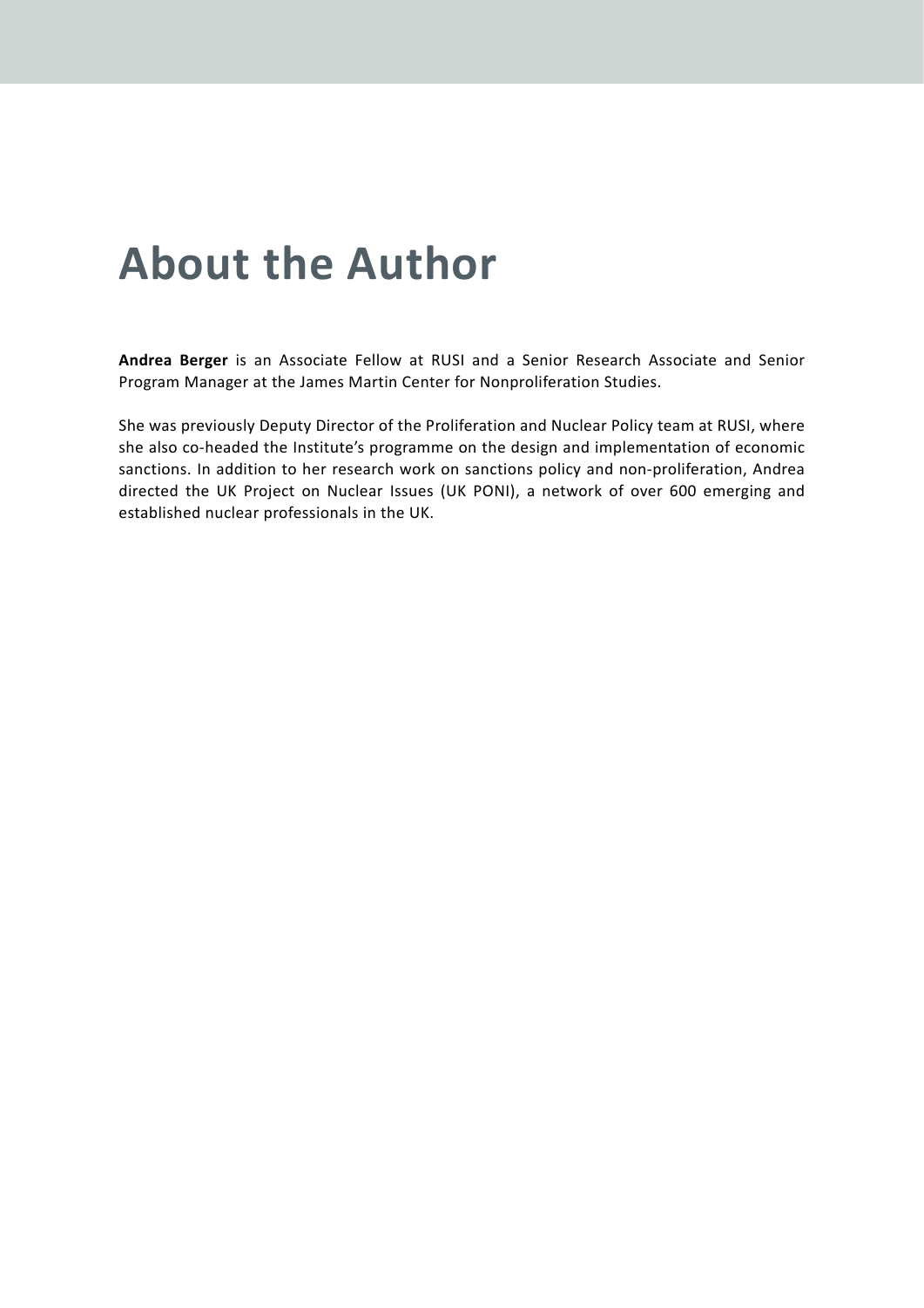# About the Author

**Andrea Berger** is an Associate Fellow at RUSI and a Senior Research Associate and Senior Program Manager at the James Martin Center for Nonproliferation Studies.

She was previously Deputy Director of the Proliferation and Nuclear Policy team at RUSI, where she also co-headed the Institute's programme on the design and implementation of economic sanctions. In addition to her research work on sanctions policy and non-proliferation, Andrea directed the UK Project on Nuclear Issues (UK PONI), a network of over 600 emerging and established nuclear professionals in the UK.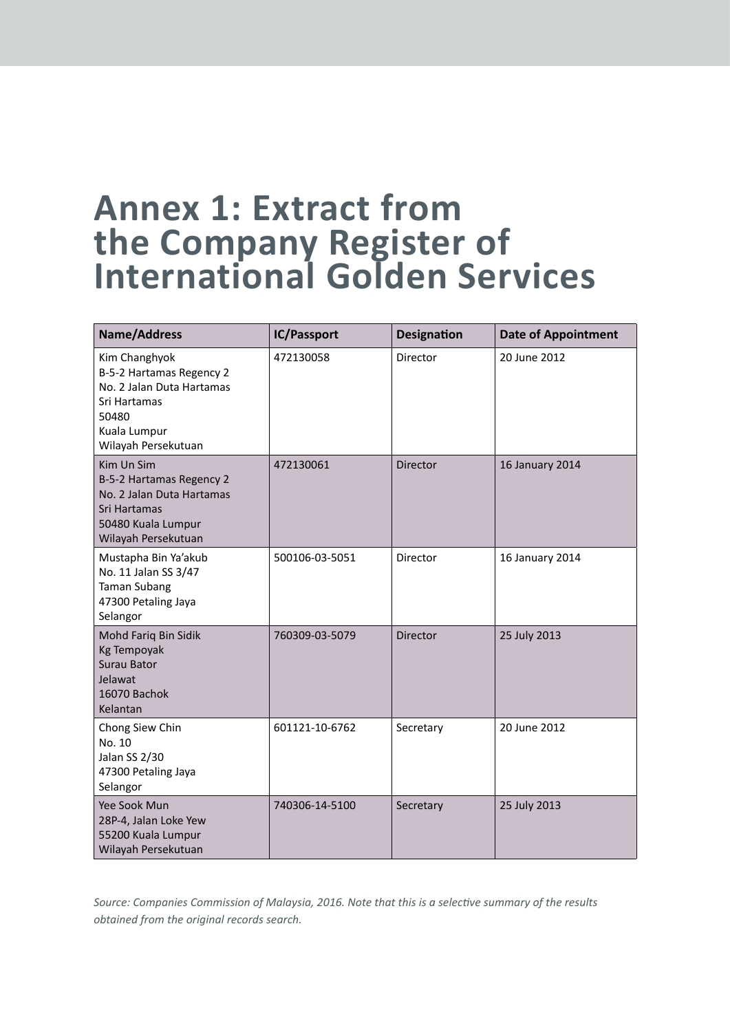# Annex 1: Extract from the Company Register of International Golden Services

| Name/Address | IC/Passport | Designation | Date of Appointment |
|---|---|---|---|
| Kim Changhyok<br>B-5-2 Hartamas Regency 2<br>No. 2 Jalan Duta Hartamas<br>Sri Hartamas<br>50480<br>Kuala Lumpur<br>Wilayah Persekutuan | 472130058 | Director | 20 June 2012 |
| Kim Un Sim<br>B-5-2 Hartamas Regency 2<br>No. 2 Jalan Duta Hartamas<br>Sri Hartamas<br>50480 Kuala Lumpur<br>Wilayah Persekutuan | 472130061 | Director | 16 January 2014 |
| Mustapha Bin Ya'akub<br>No. 11 Jalan SS 3/47<br>Taman Subang<br>47300 Petaling Jaya<br>Selangor | 500106-03-5051 | Director | 16 January 2014 |
| Mohd Fariq Bin Sidik<br>Kg Tempoyak<br>Surau Bator<br>Jelawat<br>16070 Bachok<br>Kelantan | 760309-03-5079 | Director | 25 July 2013 |
| Chong Siew Chin<br>No. 10<br>Jalan SS 2/30<br>47300 Petaling Jaya<br>Selangor | 601121-10-6762 | Secretary | 20 June 2012 |
| Yee Sook Mun<br>28P-4, Jalan Loke Yew<br>55200 Kuala Lumpur<br>Wilayah Persekutuan | 740306-14-5100 | Secretary | 25 July 2013 |

*Source: Companies Commission of Malaysia, 2016. Note that this is a selective summary of the results obtained from the original records search.*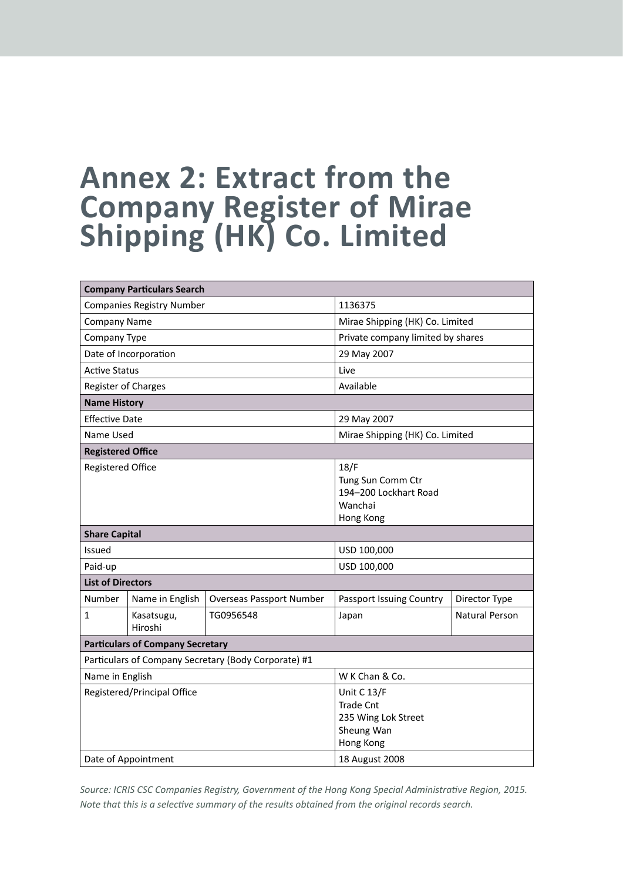# Annex 2: Extract from the Company Register of Mirae Shipping (HK) Co. Limited

| | | | | |
|---|---|---|---|---|
| **Company Particulars Search** | | | | |
| Companies Registry Number | | | 1136375 | |
| Company Name | | | Mirae Shipping (HK) Co. Limited | |
| Company Type | | | Private company limited by shares | |
| Date of Incorporation | | | 29 May 2007 | |
| Active Status | | | Live | |
| Register of Charges | | | Available | |
| **Name History** | | | | |
| Effective Date | | | 29 May 2007 | |
| Name Used | | | Mirae Shipping (HK) Co. Limited | |
| **Registered Office** | | | | |
| Registered Office | | | 18/F<br>Tung Sun Comm Ctr<br>194–200 Lockhart Road<br>Wanchai<br>Hong Kong | |
| **Share Capital** | | | | |
| Issued | | | USD 100,000 | |
| Paid-up | | | USD 100,000 | |
| **List of Directors** | | | | |
| Number | Name in English | Overseas Passport Number | Passport Issuing Country | Director Type |
| 1 | Kasatsugu, Hiroshi | TG0956548 | Japan | Natural Person |
| **Particulars of Company Secretary** | | | | |
| Particulars of Company Secretary (Body Corporate) #1 | | | | |
| Name in English | | | W K Chan & Co. | |
| Registered/Principal Office | | | Unit C 13/F<br>Trade Cnt<br>235 Wing Lok Street<br>Sheung Wan<br>Hong Kong | |
| Date of Appointment | | | 18 August 2008 | |

*Source: ICRIS CSC Companies Registry, Government of the Hong Kong Special Administrative Region, 2015. Note that this is a selective summary of the results obtained from the original records search.*